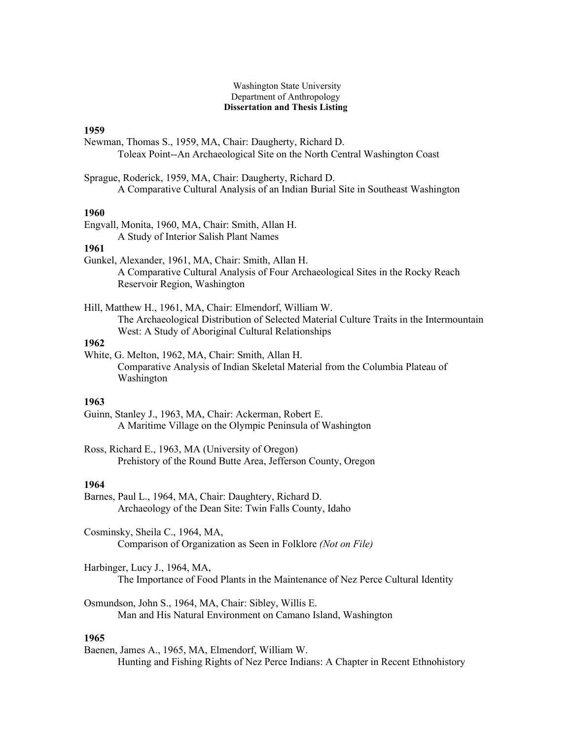Washington State University
Department of Anthropology
**Dissertation and Thesis Listing**

**1959**

Newman, Thomas S., 1959, MA, Chair: Daugherty, Richard D.
Toleax Point--An Archaeological Site on the North Central Washington Coast

Sprague, Roderick, 1959, MA, Chair: Daugherty, Richard D.
A Comparative Cultural Analysis of an Indian Burial Site in Southeast Washington

**1960**

Engvall, Monita, 1960, MA, Chair: Smith, Allan H.
A Study of Interior Salish Plant Names

**1961**

Gunkel, Alexander, 1961, MA, Chair: Smith, Allan H.
A Comparative Cultural Analysis of Four Archaeological Sites in the Rocky Reach Reservoir Region, Washington

Hill, Matthew H., 1961, MA, Chair: Elmendorf, William W.
The Archaeological Distribution of Selected Material Culture Traits in the Intermountain West: A Study of Aboriginal Cultural Relationships

**1962**

White, G. Melton, 1962, MA, Chair: Smith, Allan H.
Comparative Analysis of Indian Skeletal Material from the Columbia Plateau of Washington

**1963**

Guinn, Stanley J., 1963, MA, Chair: Ackerman, Robert E.
A Maritime Village on the Olympic Peninsula of Washington

Ross, Richard E., 1963, MA (University of Oregon)
Prehistory of the Round Butte Area, Jefferson County, Oregon

**1964**

Barnes, Paul L., 1964, MA, Chair: Daughtery, Richard D.
Archaeology of the Dean Site: Twin Falls County, Idaho

Cosminsky, Sheila C., 1964, MA,
Comparison of Organization as Seen in Folklore *(Not on File)*

Harbinger, Lucy J., 1964, MA,
The Importance of Food Plants in the Maintenance of Nez Perce Cultural Identity

Osmundson, John S., 1964, MA, Chair: Sibley, Willis E.
Man and His Natural Environment on Camano Island, Washington

**1965**

Baenen, James A., 1965, MA, Elmendorf, William W.
Hunting and Fishing Rights of Nez Perce Indians: A Chapter in Recent Ethnohistory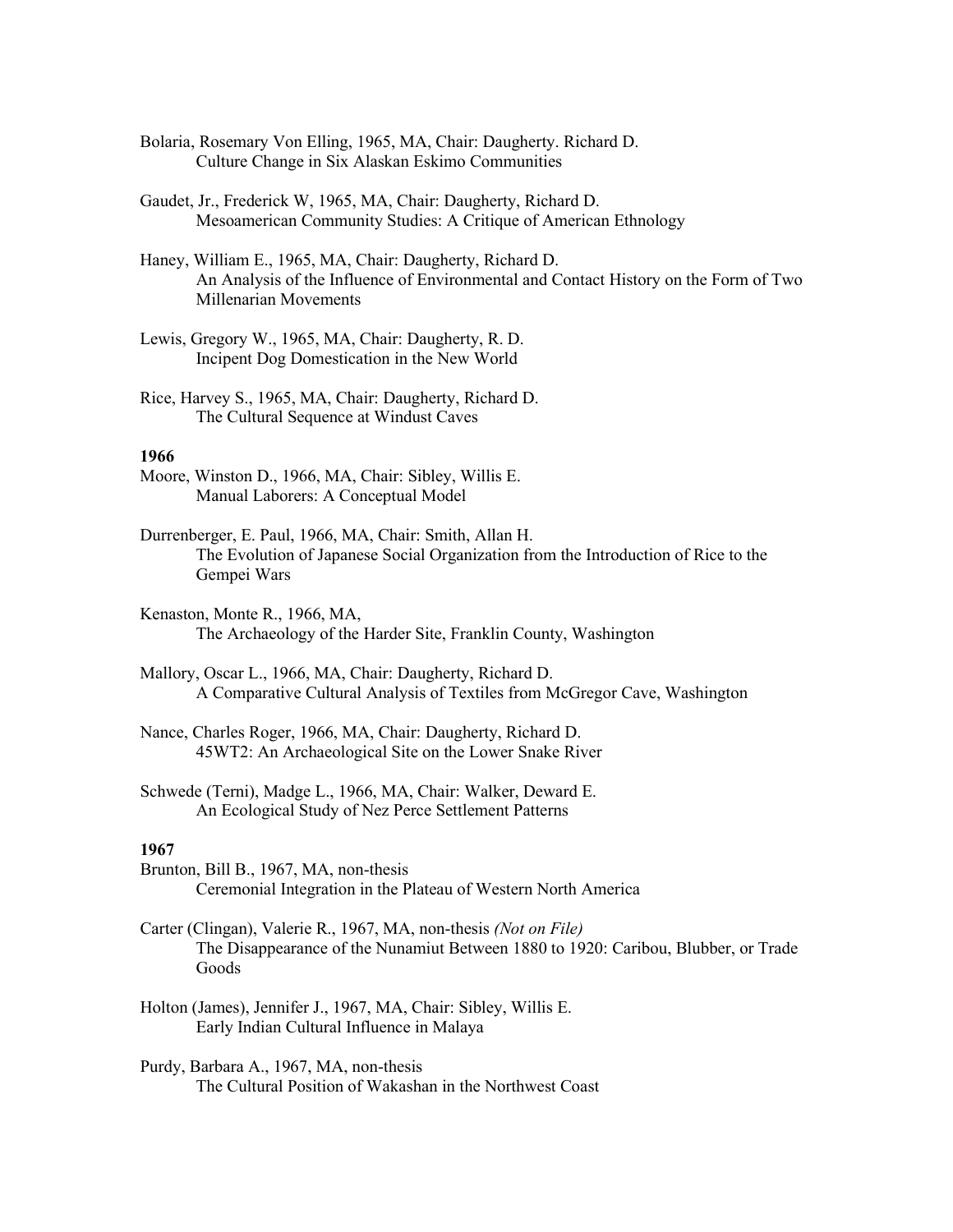Bolaria, Rosemary Von Elling, 1965, MA, Chair: Daugherty. Richard D.
Culture Change in Six Alaskan Eskimo Communities

Gaudet, Jr., Frederick W, 1965, MA, Chair: Daugherty, Richard D.
Mesoamerican Community Studies: A Critique of American Ethnology

Haney, William E., 1965, MA, Chair: Daugherty, Richard D.
An Analysis of the Influence of Environmental and Contact History on the Form of Two Millenarian Movements

Lewis, Gregory W., 1965, MA, Chair: Daugherty, R. D.
Incipient Dog Domestication in the New World

Rice, Harvey S., 1965, MA, Chair: Daugherty, Richard D.
The Cultural Sequence at Windust Caves

**1966**

Moore, Winston D., 1966, MA, Chair: Sibley, Willis E.
Manual Laborers: A Conceptual Model

Durrenberger, E. Paul, 1966, MA, Chair: Smith, Allan H.
The Evolution of Japanese Social Organization from the Introduction of Rice to the Gempei Wars

Kenaston, Monte R., 1966, MA,
The Archaeology of the Harder Site, Franklin County, Washington

Mallory, Oscar L., 1966, MA, Chair: Daugherty, Richard D.
A Comparative Cultural Analysis of Textiles from McGregor Cave, Washington

Nance, Charles Roger, 1966, MA, Chair: Daugherty, Richard D.
45WT2: An Archaeological Site on the Lower Snake River

Schwede (Terni), Madge L., 1966, MA, Chair: Walker, Deward E.
An Ecological Study of Nez Perce Settlement Patterns

**1967**

Brunton, Bill B., 1967, MA, non-thesis
Ceremonial Integration in the Plateau of Western North America

Carter (Clingan), Valerie R., 1967, MA, non-thesis *(Not on File)*
The Disappearance of the Nunamiut Between 1880 to 1920: Caribou, Blubber, or Trade Goods

Holton (James), Jennifer J., 1967, MA, Chair: Sibley, Willis E.
Early Indian Cultural Influence in Malaya

Purdy, Barbara A., 1967, MA, non-thesis
The Cultural Position of Wakashan in the Northwest Coast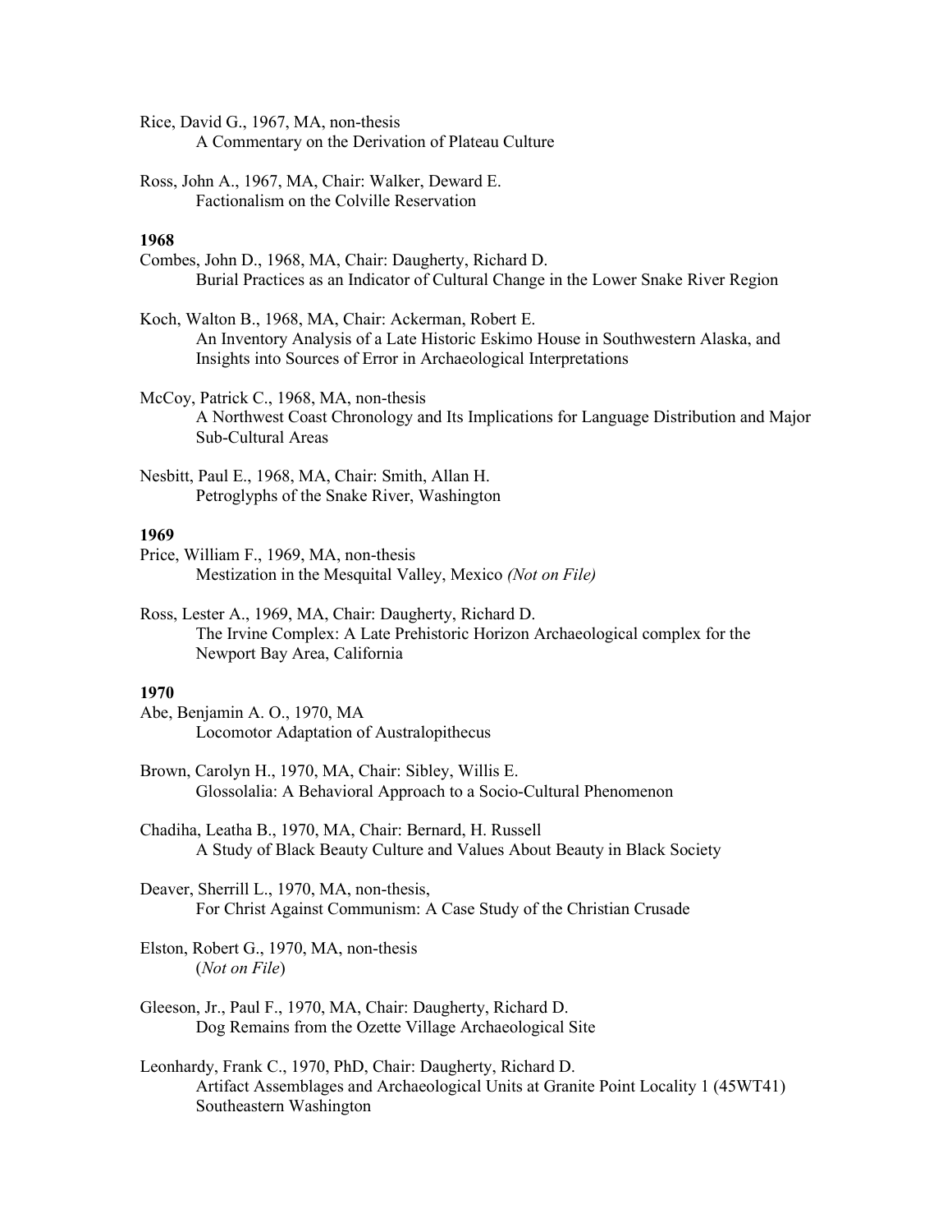Rice, David G., 1967, MA, non-thesis
A Commentary on the Derivation of Plateau Culture

Ross, John A., 1967, MA, Chair: Walker, Deward E.
Factionalism on the Colville Reservation

**1968**

Combes, John D., 1968, MA, Chair: Daugherty, Richard D.
Burial Practices as an Indicator of Cultural Change in the Lower Snake River Region

Koch, Walton B., 1968, MA, Chair: Ackerman, Robert E.
An Inventory Analysis of a Late Historic Eskimo House in Southwestern Alaska, and Insights into Sources of Error in Archaeological Interpretations

McCoy, Patrick C., 1968, MA, non-thesis
A Northwest Coast Chronology and Its Implications for Language Distribution and Major Sub-Cultural Areas

Nesbitt, Paul E., 1968, MA, Chair: Smith, Allan H.
Petroglyphs of the Snake River, Washington

**1969**

Price, William F., 1969, MA, non-thesis
Mestization in the Mesquital Valley, Mexico *(Not on File)*

Ross, Lester A., 1969, MA, Chair: Daugherty, Richard D.
The Irvine Complex: A Late Prehistoric Horizon Archaeological complex for the Newport Bay Area, California

**1970**

Abe, Benjamin A. O., 1970, MA
Locomotor Adaptation of Australopithecus

Brown, Carolyn H., 1970, MA, Chair: Sibley, Willis E.
Glossolalia: A Behavioral Approach to a Socio-Cultural Phenomenon

Chadiha, Leatha B., 1970, MA, Chair: Bernard, H. Russell
A Study of Black Beauty Culture and Values About Beauty in Black Society

Deaver, Sherrill L., 1970, MA, non-thesis,
For Christ Against Communism: A Case Study of the Christian Crusade

Elston, Robert G., 1970, MA, non-thesis
(*Not on File*)

Gleeson, Jr., Paul F., 1970, MA, Chair: Daugherty, Richard D.
Dog Remains from the Ozette Village Archaeological Site

Leonhardy, Frank C., 1970, PhD, Chair: Daugherty, Richard D.
Artifact Assemblages and Archaeological Units at Granite Point Locality 1 (45WT41) Southeastern Washington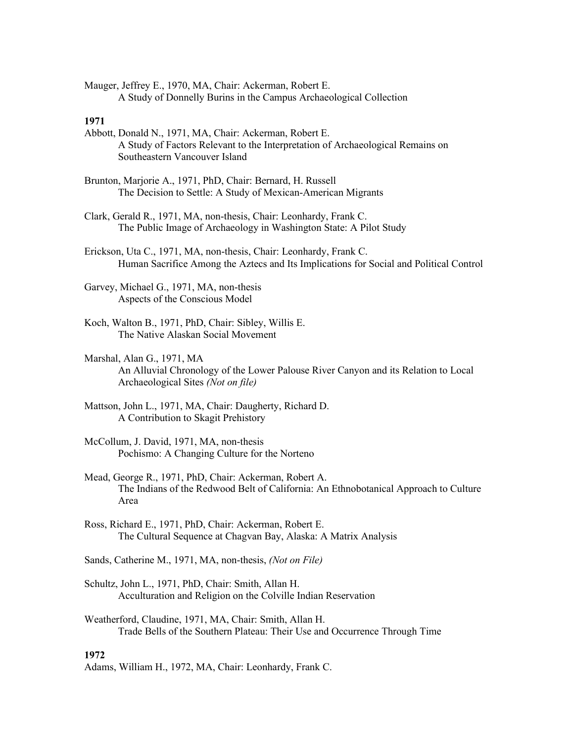Mauger, Jeffrey E., 1970, MA, Chair: Ackerman, Robert E.
A Study of Donnelly Burins in the Campus Archaeological Collection

**1971**

Abbott, Donald N., 1971, MA, Chair: Ackerman, Robert E.
A Study of Factors Relevant to the Interpretation of Archaeological Remains on Southeastern Vancouver Island

Brunton, Marjorie A., 1971, PhD, Chair: Bernard, H. Russell
The Decision to Settle: A Study of Mexican-American Migrants

Clark, Gerald R., 1971, MA, non-thesis, Chair: Leonhardy, Frank C.
The Public Image of Archaeology in Washington State: A Pilot Study

Erickson, Uta C., 1971, MA, non-thesis, Chair: Leonhardy, Frank C.
Human Sacrifice Among the Aztecs and Its Implications for Social and Political Control

Garvey, Michael G., 1971, MA, non-thesis
Aspects of the Conscious Model

Koch, Walton B., 1971, PhD, Chair: Sibley, Willis E.
The Native Alaskan Social Movement

Marshal, Alan G., 1971, MA
An Alluvial Chronology of the Lower Palouse River Canyon and its Relation to Local Archaeological Sites *(Not on file)*

Mattson, John L., 1971, MA, Chair: Daugherty, Richard D.
A Contribution to Skagit Prehistory

McCollum, J. David, 1971, MA, non-thesis
Pochismo: A Changing Culture for the Norteno

Mead, George R., 1971, PhD, Chair: Ackerman, Robert A.
The Indians of the Redwood Belt of California: An Ethnobotanical Approach to Culture Area

Ross, Richard E., 1971, PhD, Chair: Ackerman, Robert E.
The Cultural Sequence at Chagvan Bay, Alaska: A Matrix Analysis

Sands, Catherine M., 1971, MA, non-thesis, *(Not on File)*

Schultz, John L., 1971, PhD, Chair: Smith, Allan H.
Acculturation and Religion on the Colville Indian Reservation

Weatherford, Claudine, 1971, MA, Chair: Smith, Allan H.
Trade Bells of the Southern Plateau: Their Use and Occurrence Through Time

**1972**

Adams, William H., 1972, MA, Chair: Leonhardy, Frank C.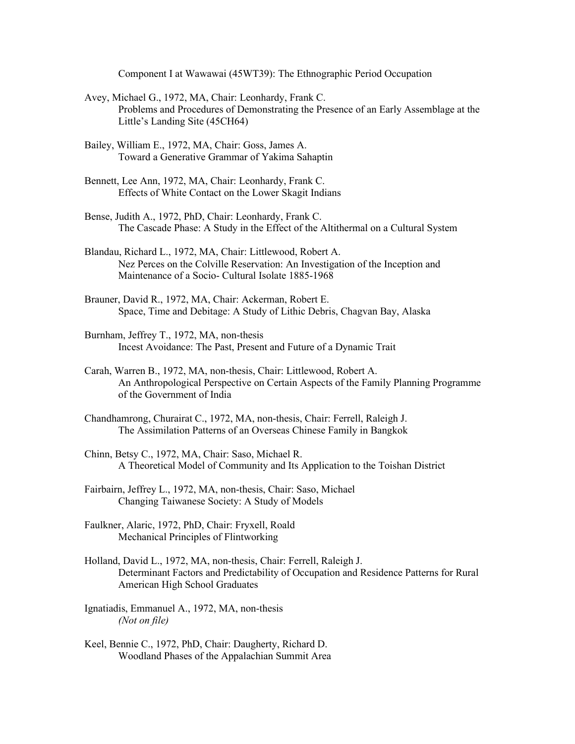Component I at Wawawai (45WT39): The Ethnographic Period Occupation

Avey, Michael G., 1972, MA, Chair: Leonhardy, Frank C.
Problems and Procedures of Demonstrating the Presence of an Early Assemblage at the Little's Landing Site (45CH64)

Bailey, William E., 1972, MA, Chair: Goss, James A.
Toward a Generative Grammar of Yakima Sahaptin

Bennett, Lee Ann, 1972, MA, Chair: Leonhardy, Frank C.
Effects of White Contact on the Lower Skagit Indians

Bense, Judith A., 1972, PhD, Chair: Leonhardy, Frank C.
The Cascade Phase: A Study in the Effect of the Altithermal on a Cultural System

Blandau, Richard L., 1972, MA, Chair: Littlewood, Robert A.
Nez Perces on the Colville Reservation: An Investigation of the Inception and Maintenance of a Socio- Cultural Isolate 1885-1968

Brauner, David R., 1972, MA, Chair: Ackerman, Robert E.
Space, Time and Debitage: A Study of Lithic Debris, Chagvan Bay, Alaska

Burnham, Jeffrey T., 1972, MA, non-thesis
Incest Avoidance: The Past, Present and Future of a Dynamic Trait

Carah, Warren B., 1972, MA, non-thesis, Chair: Littlewood, Robert A.
An Anthropological Perspective on Certain Aspects of the Family Planning Programme of the Government of India

Chandhamrong, Churairat C., 1972, MA, non-thesis, Chair: Ferrell, Raleigh J.
The Assimilation Patterns of an Overseas Chinese Family in Bangkok

Chinn, Betsy C., 1972, MA, Chair: Saso, Michael R.
A Theoretical Model of Community and Its Application to the Toishan District

Fairbairn, Jeffrey L., 1972, MA, non-thesis, Chair: Saso, Michael
Changing Taiwanese Society: A Study of Models

Faulkner, Alaric, 1972, PhD, Chair: Fryxell, Roald
Mechanical Principles of Flintworking

Holland, David L., 1972, MA, non-thesis, Chair: Ferrell, Raleigh J.
Determinant Factors and Predictability of Occupation and Residence Patterns for Rural American High School Graduates

Ignatiadis, Emmanuel A., 1972, MA, non-thesis
*(Not on file)*

Keel, Bennie C., 1972, PhD, Chair: Daugherty, Richard D.
Woodland Phases of the Appalachian Summit Area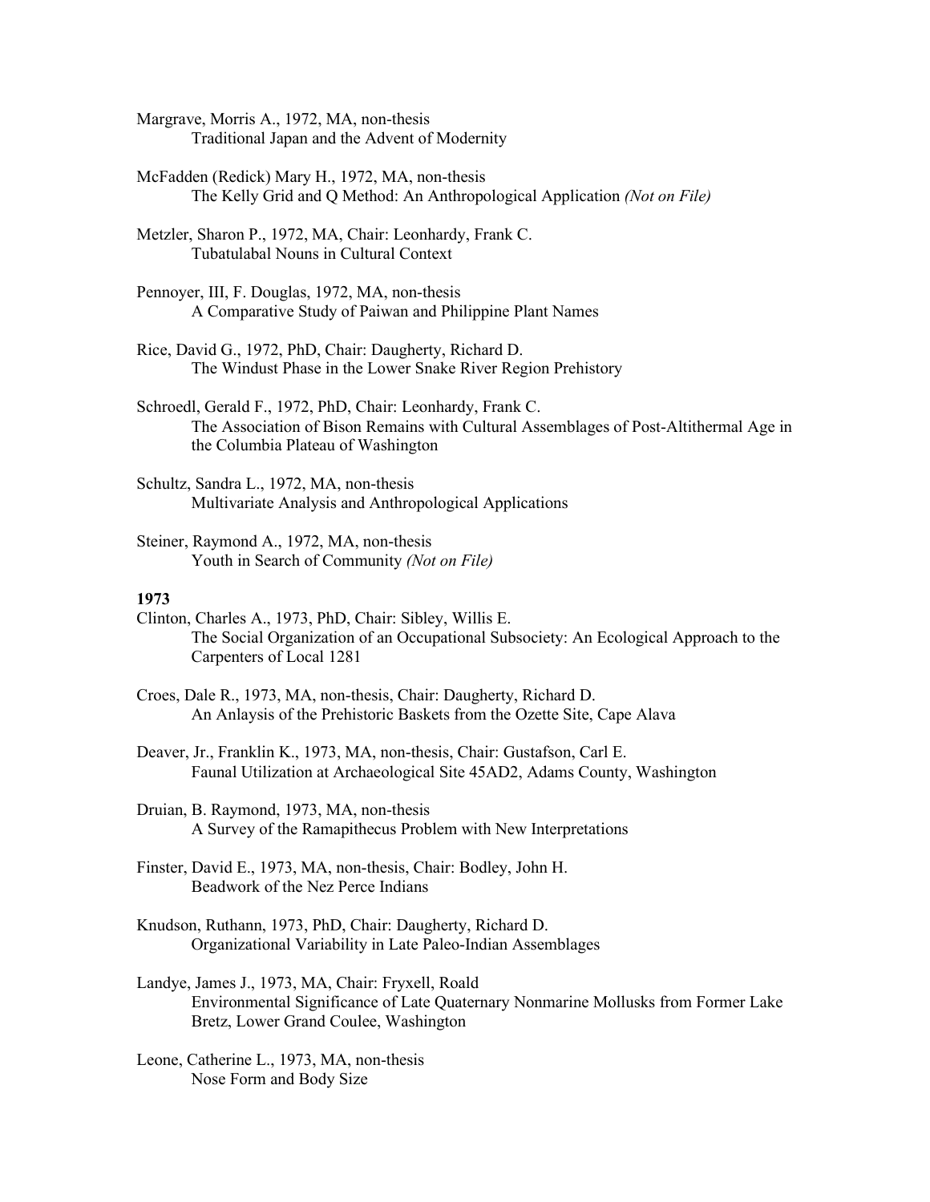Margrave, Morris A., 1972, MA, non-thesis
Traditional Japan and the Advent of Modernity

McFadden (Redick) Mary H., 1972, MA, non-thesis
The Kelly Grid and Q Method: An Anthropological Application *(Not on File)*

Metzler, Sharon P., 1972, MA, Chair: Leonhardy, Frank C.
Tubatulabal Nouns in Cultural Context

Pennoyer, III, F. Douglas, 1972, MA, non-thesis
A Comparative Study of Paiwan and Philippine Plant Names

Rice, David G., 1972, PhD, Chair: Daugherty, Richard D.
The Windust Phase in the Lower Snake River Region Prehistory

Schroedl, Gerald F., 1972, PhD, Chair: Leonhardy, Frank C.
The Association of Bison Remains with Cultural Assemblages of Post-Altithermal Age in the Columbia Plateau of Washington

Schultz, Sandra L., 1972, MA, non-thesis
Multivariate Analysis and Anthropological Applications

Steiner, Raymond A., 1972, MA, non-thesis
Youth in Search of Community *(Not on File)*

**1973**

Clinton, Charles A., 1973, PhD, Chair: Sibley, Willis E.
The Social Organization of an Occupational Subsociety: An Ecological Approach to the Carpenters of Local 1281

Croes, Dale R., 1973, MA, non-thesis, Chair: Daugherty, Richard D.
An Anlaysis of the Prehistoric Baskets from the Ozette Site, Cape Alava

Deaver, Jr., Franklin K., 1973, MA, non-thesis, Chair: Gustafson, Carl E.
Faunal Utilization at Archaeological Site 45AD2, Adams County, Washington

Druian, B. Raymond, 1973, MA, non-thesis
A Survey of the Ramapithecus Problem with New Interpretations

Finster, David E., 1973, MA, non-thesis, Chair: Bodley, John H.
Beadwork of the Nez Perce Indians

Knudson, Ruthann, 1973, PhD, Chair: Daugherty, Richard D.
Organizational Variability in Late Paleo-Indian Assemblages

Landye, James J., 1973, MA, Chair: Fryxell, Roald
Environmental Significance of Late Quaternary Nonmarine Mollusks from Former Lake Bretz, Lower Grand Coulee, Washington

Leone, Catherine L., 1973, MA, non-thesis
Nose Form and Body Size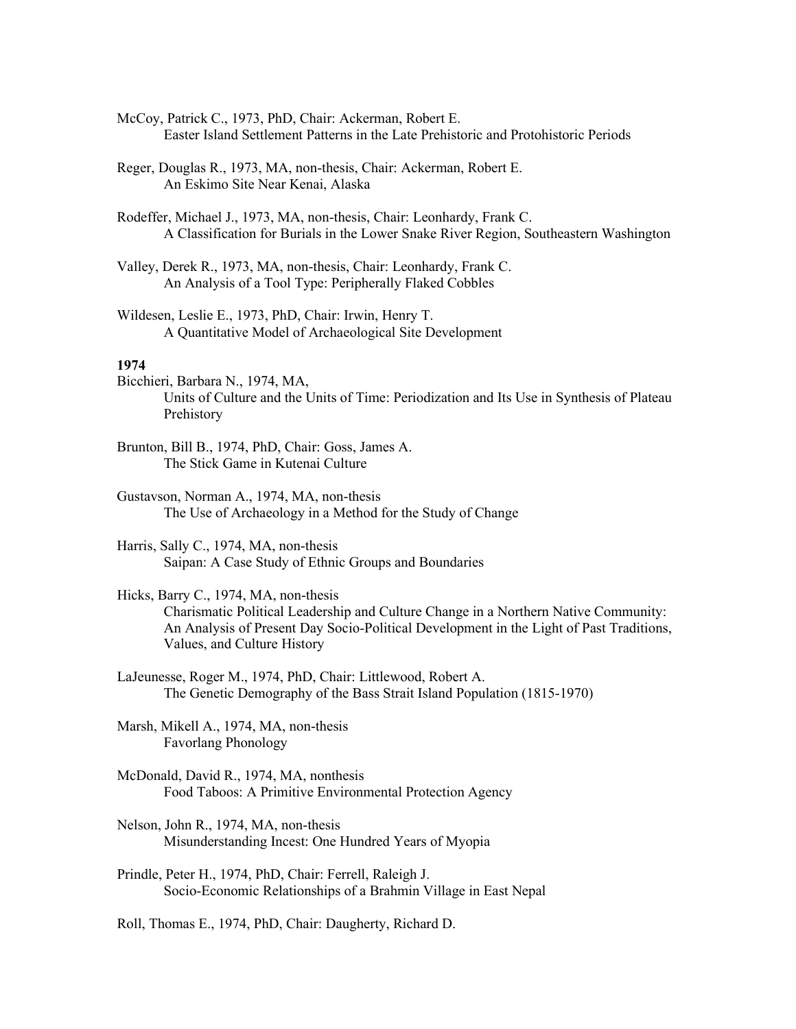McCoy, Patrick C., 1973, PhD, Chair: Ackerman, Robert E.
  Easter Island Settlement Patterns in the Late Prehistoric and Protohistoric Periods

Reger, Douglas R., 1973, MA, non-thesis, Chair: Ackerman, Robert E.
  An Eskimo Site Near Kenai, Alaska

Rodeffer, Michael J., 1973, MA, non-thesis, Chair: Leonhardy, Frank C.
  A Classification for Burials in the Lower Snake River Region, Southeastern Washington

Valley, Derek R., 1973, MA, non-thesis, Chair: Leonhardy, Frank C.
  An Analysis of a Tool Type: Peripherally Flaked Cobbles

Wildesen, Leslie E., 1973, PhD, Chair: Irwin, Henry T.
  A Quantitative Model of Archaeological Site Development

**1974**

Bicchieri, Barbara N., 1974, MA,
  Units of Culture and the Units of Time: Periodization and Its Use in Synthesis of Plateau Prehistory

Brunton, Bill B., 1974, PhD, Chair: Goss, James A.
  The Stick Game in Kutenai Culture

Gustavson, Norman A., 1974, MA, non-thesis
  The Use of Archaeology in a Method for the Study of Change

Harris, Sally C., 1974, MA, non-thesis
  Saipan: A Case Study of Ethnic Groups and Boundaries

Hicks, Barry C., 1974, MA, non-thesis
  Charismatic Political Leadership and Culture Change in a Northern Native Community: An Analysis of Present Day Socio-Political Development in the Light of Past Traditions, Values, and Culture History

LaJeunesse, Roger M., 1974, PhD, Chair: Littlewood, Robert A.
  The Genetic Demography of the Bass Strait Island Population (1815-1970)

Marsh, Mikell A., 1974, MA, non-thesis
  Favorlang Phonology

McDonald, David R., 1974, MA, nonthesis
  Food Taboos: A Primitive Environmental Protection Agency

Nelson, John R., 1974, MA, non-thesis
  Misunderstanding Incest: One Hundred Years of Myopia

Prindle, Peter H., 1974, PhD, Chair: Ferrell, Raleigh J.
  Socio-Economic Relationships of a Brahmin Village in East Nepal

Roll, Thomas E., 1974, PhD, Chair: Daugherty, Richard D.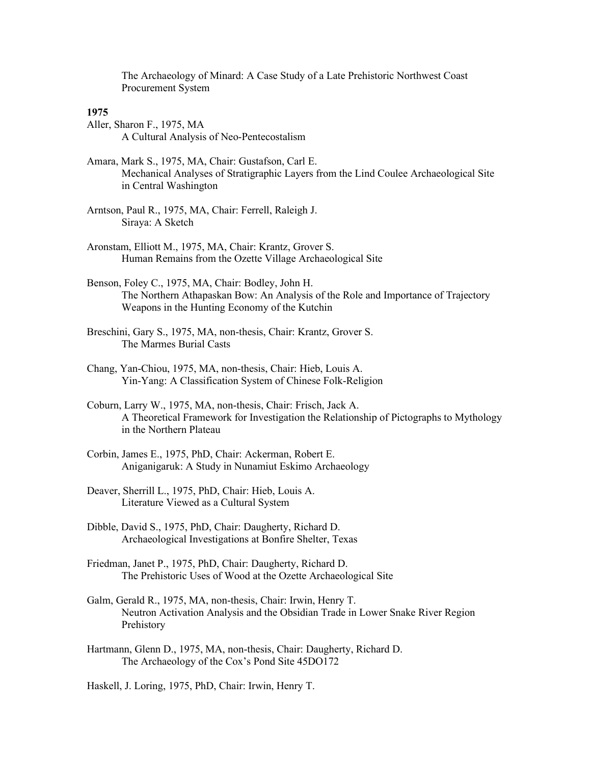The Archaeology of Minard: A Case Study of a Late Prehistoric Northwest Coast Procurement System

**1975**

Aller, Sharon F., 1975, MA
    A Cultural Analysis of Neo-Pentecostalism

Amara, Mark S., 1975, MA, Chair: Gustafson, Carl E.
    Mechanical Analyses of Stratigraphic Layers from the Lind Coulee Archaeological Site in Central Washington

Arntson, Paul R., 1975, MA, Chair: Ferrell, Raleigh J.
    Siraya: A Sketch

Aronstam, Elliott M., 1975, MA, Chair: Krantz, Grover S.
    Human Remains from the Ozette Village Archaeological Site

Benson, Foley C., 1975, MA, Chair: Bodley, John H.
    The Northern Athapaskan Bow: An Analysis of the Role and Importance of Trajectory Weapons in the Hunting Economy of the Kutchin

Breschini, Gary S., 1975, MA, non-thesis, Chair: Krantz, Grover S.
    The Marmes Burial Casts

Chang, Yan-Chiou, 1975, MA, non-thesis, Chair: Hieb, Louis A.
    Yin-Yang: A Classification System of Chinese Folk-Religion

Coburn, Larry W., 1975, MA, non-thesis, Chair: Frisch, Jack A.
    A Theoretical Framework for Investigation the Relationship of Pictographs to Mythology in the Northern Plateau

Corbin, James E., 1975, PhD, Chair: Ackerman, Robert E.
    Aniganigaruk: A Study in Nunamiut Eskimo Archaeology

Deaver, Sherrill L., 1975, PhD, Chair: Hieb, Louis A.
    Literature Viewed as a Cultural System

Dibble, David S., 1975, PhD, Chair: Daugherty, Richard D.
    Archaeological Investigations at Bonfire Shelter, Texas

Friedman, Janet P., 1975, PhD, Chair: Daugherty, Richard D.
    The Prehistoric Uses of Wood at the Ozette Archaeological Site

Galm, Gerald R., 1975, MA, non-thesis, Chair: Irwin, Henry T.
    Neutron Activation Analysis and the Obsidian Trade in Lower Snake River Region Prehistory

Hartmann, Glenn D., 1975, MA, non-thesis, Chair: Daugherty, Richard D.
    The Archaeology of the Cox's Pond Site 45DO172

Haskell, J. Loring, 1975, PhD, Chair: Irwin, Henry T.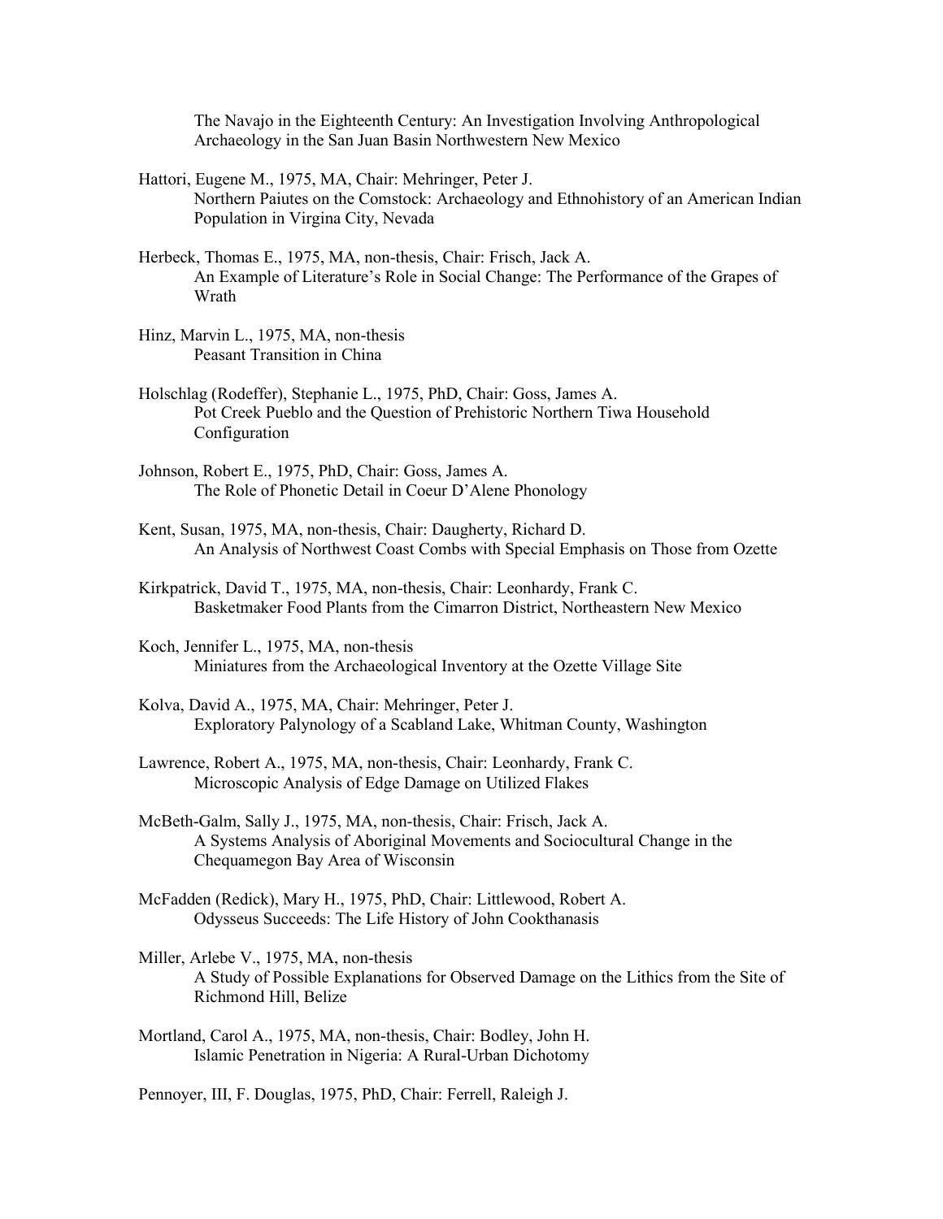The Navajo in the Eighteenth Century: An Investigation Involving Anthropological Archaeology in the San Juan Basin Northwestern New Mexico

Hattori, Eugene M., 1975, MA, Chair: Mehringer, Peter J.
Northern Paiutes on the Comstock: Archaeology and Ethnohistory of an American Indian Population in Virgina City, Nevada

Herbeck, Thomas E., 1975, MA, non-thesis, Chair: Frisch, Jack A.
An Example of Literature's Role in Social Change: The Performance of the Grapes of Wrath

Hinz, Marvin L., 1975, MA, non-thesis
Peasant Transition in China

Holschlag (Rodeffer), Stephanie L., 1975, PhD, Chair: Goss, James A.
Pot Creek Pueblo and the Question of Prehistoric Northern Tiwa Household Configuration

Johnson, Robert E., 1975, PhD, Chair: Goss, James A.
The Role of Phonetic Detail in Coeur D'Alene Phonology

Kent, Susan, 1975, MA, non-thesis, Chair: Daugherty, Richard D.
An Analysis of Northwest Coast Combs with Special Emphasis on Those from Ozette

Kirkpatrick, David T., 1975, MA, non-thesis, Chair: Leonhardy, Frank C.
Basketmaker Food Plants from the Cimarron District, Northeastern New Mexico

Koch, Jennifer L., 1975, MA, non-thesis
Miniatures from the Archaeological Inventory at the Ozette Village Site

Kolva, David A., 1975, MA, Chair: Mehringer, Peter J.
Exploratory Palynology of a Scabland Lake, Whitman County, Washington

Lawrence, Robert A., 1975, MA, non-thesis, Chair: Leonhardy, Frank C.
Microscopic Analysis of Edge Damage on Utilized Flakes

McBeth-Galm, Sally J., 1975, MA, non-thesis, Chair: Frisch, Jack A.
A Systems Analysis of Aboriginal Movements and Sociocultural Change in the Chequamegon Bay Area of Wisconsin

McFadden (Redick), Mary H., 1975, PhD, Chair: Littlewood, Robert A.
Odysseus Succeeds: The Life History of John Cookthanasis

Miller, Arlebe V., 1975, MA, non-thesis
A Study of Possible Explanations for Observed Damage on the Lithics from the Site of Richmond Hill, Belize

Mortland, Carol A., 1975, MA, non-thesis, Chair: Bodley, John H.
Islamic Penetration in Nigeria: A Rural-Urban Dichotomy

Pennoyer, III, F. Douglas, 1975, PhD, Chair: Ferrell, Raleigh J.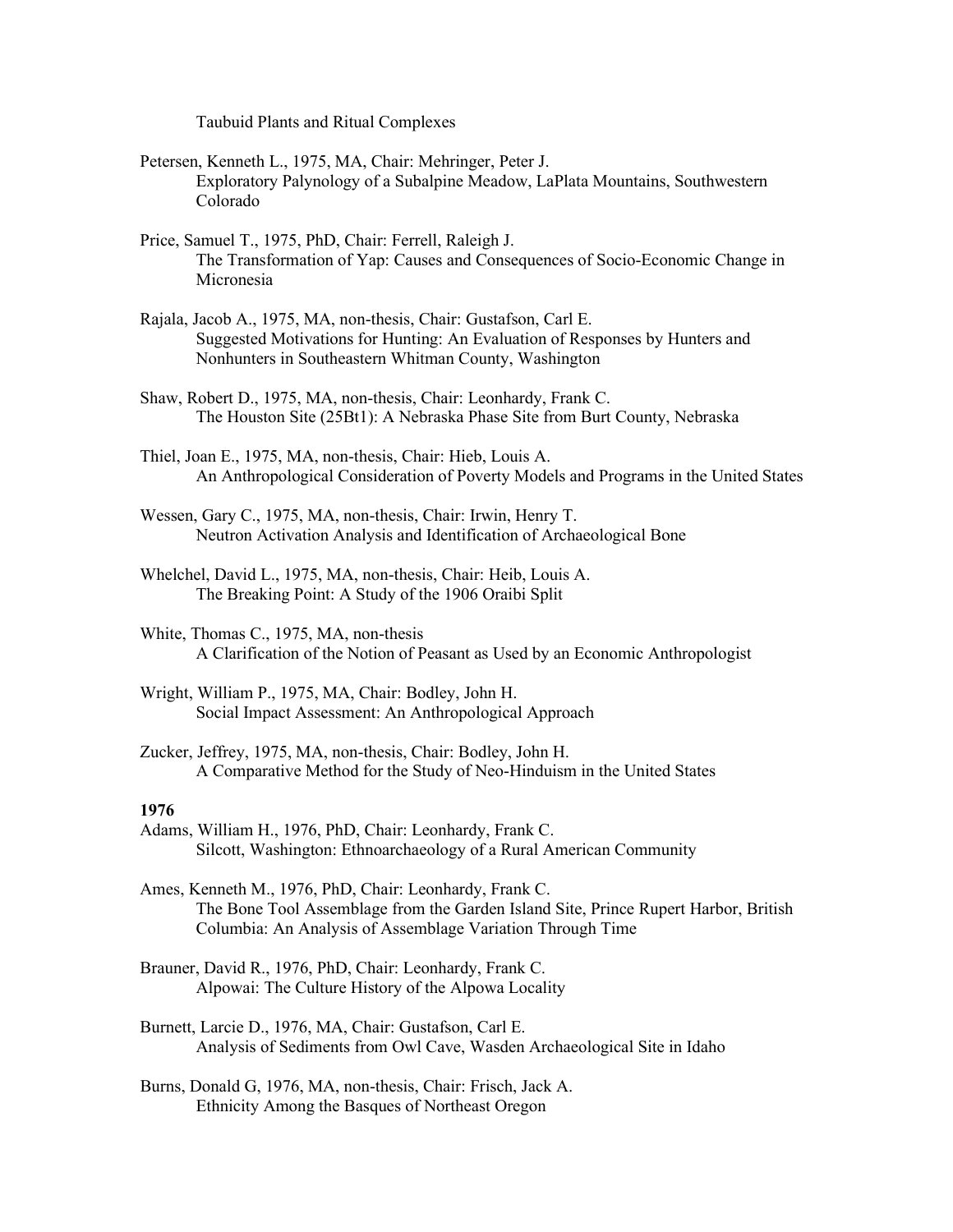Taubuid Plants and Ritual Complexes

Petersen, Kenneth L., 1975, MA, Chair: Mehringer, Peter J.
Exploratory Palynology of a Subalpine Meadow, LaPlata Mountains, Southwestern Colorado

Price, Samuel T., 1975, PhD, Chair: Ferrell, Raleigh J.
The Transformation of Yap: Causes and Consequences of Socio-Economic Change in Micronesia

Rajala, Jacob A., 1975, MA, non-thesis, Chair: Gustafson, Carl E.
Suggested Motivations for Hunting: An Evaluation of Responses by Hunters and Nonhunters in Southeastern Whitman County, Washington

Shaw, Robert D., 1975, MA, non-thesis, Chair: Leonhardy, Frank C.
The Houston Site (25Bt1): A Nebraska Phase Site from Burt County, Nebraska

Thiel, Joan E., 1975, MA, non-thesis, Chair: Hieb, Louis A.
An Anthropological Consideration of Poverty Models and Programs in the United States

Wessen, Gary C., 1975, MA, non-thesis, Chair: Irwin, Henry T.
Neutron Activation Analysis and Identification of Archaeological Bone

Whelchel, David L., 1975, MA, non-thesis, Chair: Heib, Louis A.
The Breaking Point: A Study of the 1906 Oraibi Split

White, Thomas C., 1975, MA, non-thesis
A Clarification of the Notion of Peasant as Used by an Economic Anthropologist

Wright, William P., 1975, MA, Chair: Bodley, John H.
Social Impact Assessment: An Anthropological Approach

Zucker, Jeffrey, 1975, MA, non-thesis, Chair: Bodley, John H.
A Comparative Method for the Study of Neo-Hinduism in the United States

**1976**

Adams, William H., 1976, PhD, Chair: Leonhardy, Frank C.
Silcott, Washington: Ethnoarchaeology of a Rural American Community

Ames, Kenneth M., 1976, PhD, Chair: Leonhardy, Frank C.
The Bone Tool Assemblage from the Garden Island Site, Prince Rupert Harbor, British Columbia: An Analysis of Assemblage Variation Through Time

Brauner, David R., 1976, PhD, Chair: Leonhardy, Frank C.
Alpowai: The Culture History of the Alpowa Locality

Burnett, Larcie D., 1976, MA, Chair: Gustafson, Carl E.
Analysis of Sediments from Owl Cave, Wasden Archaeological Site in Idaho

Burns, Donald G, 1976, MA, non-thesis, Chair: Frisch, Jack A.
Ethnicity Among the Basques of Northeast Oregon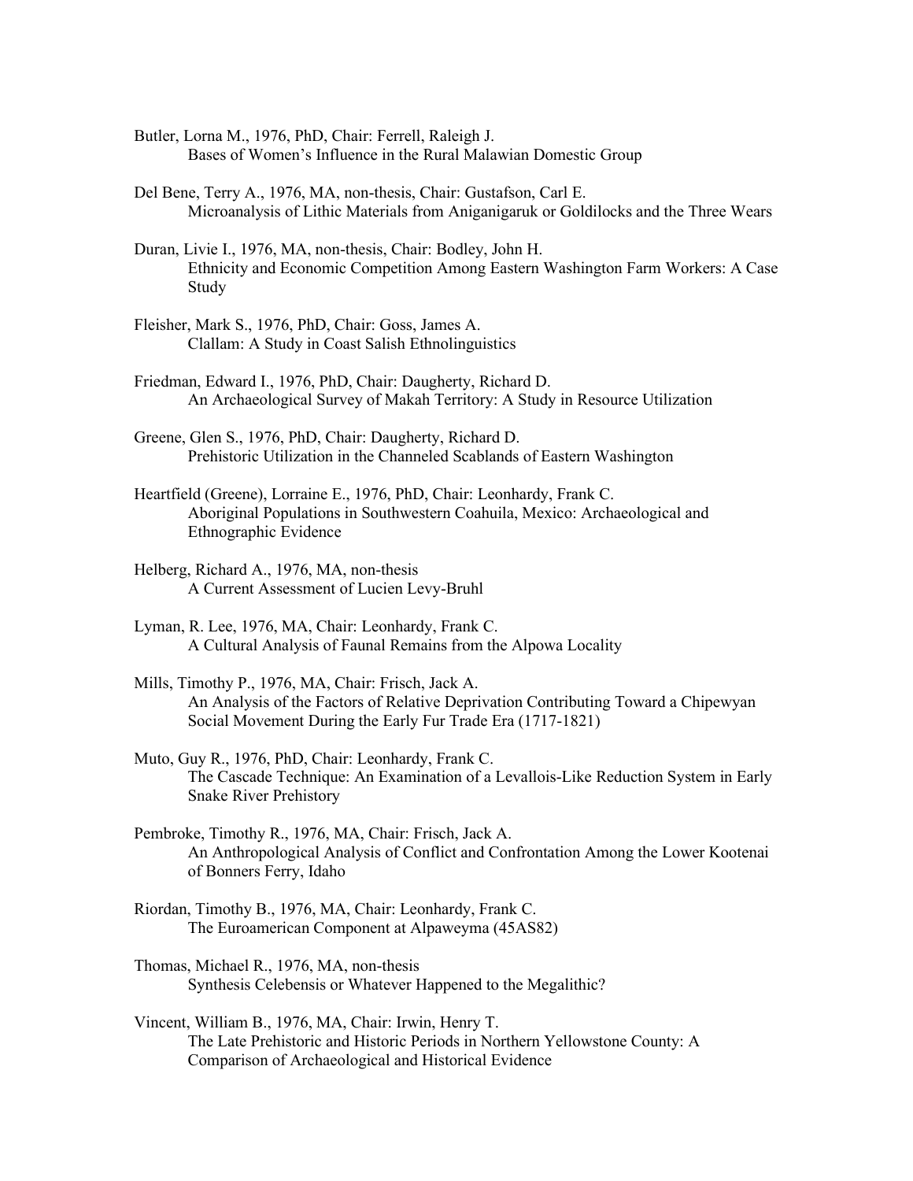Butler, Lorna M., 1976, PhD, Chair: Ferrell, Raleigh J.
Bases of Women's Influence in the Rural Malawian Domestic Group

Del Bene, Terry A., 1976, MA, non-thesis, Chair: Gustafson, Carl E.
Microanalysis of Lithic Materials from Aniganigaruk or Goldilocks and the Three Wears

Duran, Livie I., 1976, MA, non-thesis, Chair: Bodley, John H.
Ethnicity and Economic Competition Among Eastern Washington Farm Workers: A Case Study

Fleisher, Mark S., 1976, PhD, Chair: Goss, James A.
Clallam: A Study in Coast Salish Ethnolinguistics

Friedman, Edward I., 1976, PhD, Chair: Daugherty, Richard D.
An Archaeological Survey of Makah Territory: A Study in Resource Utilization

Greene, Glen S., 1976, PhD, Chair: Daugherty, Richard D.
Prehistoric Utilization in the Channeled Scablands of Eastern Washington

Heartfield (Greene), Lorraine E., 1976, PhD, Chair: Leonhardy, Frank C.
Aboriginal Populations in Southwestern Coahuila, Mexico: Archaeological and Ethnographic Evidence

Helberg, Richard A., 1976, MA, non-thesis
A Current Assessment of Lucien Levy-Bruhl

Lyman, R. Lee, 1976, MA, Chair: Leonhardy, Frank C.
A Cultural Analysis of Faunal Remains from the Alpowa Locality

Mills, Timothy P., 1976, MA, Chair: Frisch, Jack A.
An Analysis of the Factors of Relative Deprivation Contributing Toward a Chipewyan Social Movement During the Early Fur Trade Era (1717-1821)

Muto, Guy R., 1976, PhD, Chair: Leonhardy, Frank C.
The Cascade Technique: An Examination of a Levallois-Like Reduction System in Early Snake River Prehistory

Pembroke, Timothy R., 1976, MA, Chair: Frisch, Jack A.
An Anthropological Analysis of Conflict and Confrontation Among the Lower Kootenai of Bonners Ferry, Idaho

Riordan, Timothy B., 1976, MA, Chair: Leonhardy, Frank C.
The Euroamerican Component at Alpaweyma (45AS82)

Thomas, Michael R., 1976, MA, non-thesis
Synthesis Celebensis or Whatever Happened to the Megalithic?

Vincent, William B., 1976, MA, Chair: Irwin, Henry T.
The Late Prehistoric and Historic Periods in Northern Yellowstone County: A Comparison of Archaeological and Historical Evidence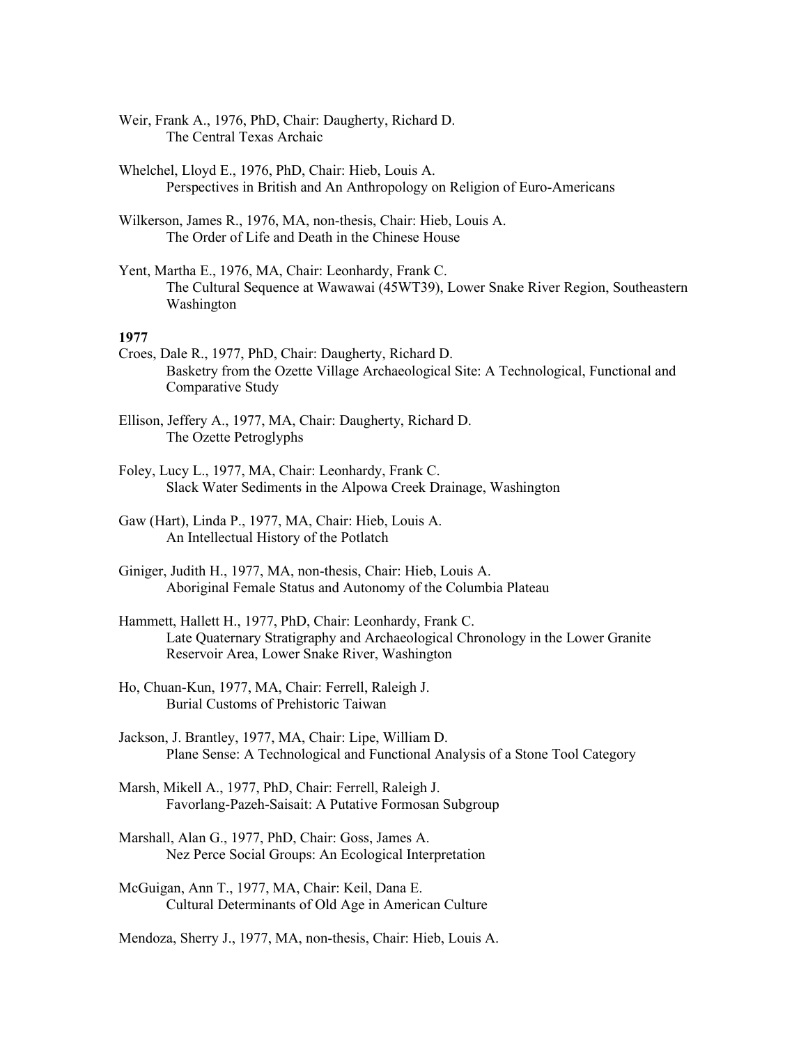Weir, Frank A., 1976, PhD, Chair: Daugherty, Richard D.
The Central Texas Archaic

Whelchel, Lloyd E., 1976, PhD, Chair: Hieb, Louis A.
Perspectives in British and An Anthropology on Religion of Euro-Americans

Wilkerson, James R., 1976, MA, non-thesis, Chair: Hieb, Louis A.
The Order of Life and Death in the Chinese House

Yent, Martha E., 1976, MA, Chair: Leonhardy, Frank C.
The Cultural Sequence at Wawawai (45WT39), Lower Snake River Region, Southeastern Washington

**1977**

Croes, Dale R., 1977, PhD, Chair: Daugherty, Richard D.
Basketry from the Ozette Village Archaeological Site: A Technological, Functional and Comparative Study

Ellison, Jeffery A., 1977, MA, Chair: Daugherty, Richard D.
The Ozette Petroglyphs

Foley, Lucy L., 1977, MA, Chair: Leonhardy, Frank C.
Slack Water Sediments in the Alpowa Creek Drainage, Washington

Gaw (Hart), Linda P., 1977, MA, Chair: Hieb, Louis A.
An Intellectual History of the Potlatch

Giniger, Judith H., 1977, MA, non-thesis, Chair: Hieb, Louis A.
Aboriginal Female Status and Autonomy of the Columbia Plateau

Hammett, Hallett H., 1977, PhD, Chair: Leonhardy, Frank C.
Late Quaternary Stratigraphy and Archaeological Chronology in the Lower Granite Reservoir Area, Lower Snake River, Washington

Ho, Chuan-Kun, 1977, MA, Chair: Ferrell, Raleigh J.
Burial Customs of Prehistoric Taiwan

Jackson, J. Brantley, 1977, MA, Chair: Lipe, William D.
Plane Sense: A Technological and Functional Analysis of a Stone Tool Category

Marsh, Mikell A., 1977, PhD, Chair: Ferrell, Raleigh J.
Favorlang-Pazeh-Saisait: A Putative Formosan Subgroup

Marshall, Alan G., 1977, PhD, Chair: Goss, James A.
Nez Perce Social Groups: An Ecological Interpretation

McGuigan, Ann T., 1977, MA, Chair: Keil, Dana E.
Cultural Determinants of Old Age in American Culture

Mendoza, Sherry J., 1977, MA, non-thesis, Chair: Hieb, Louis A.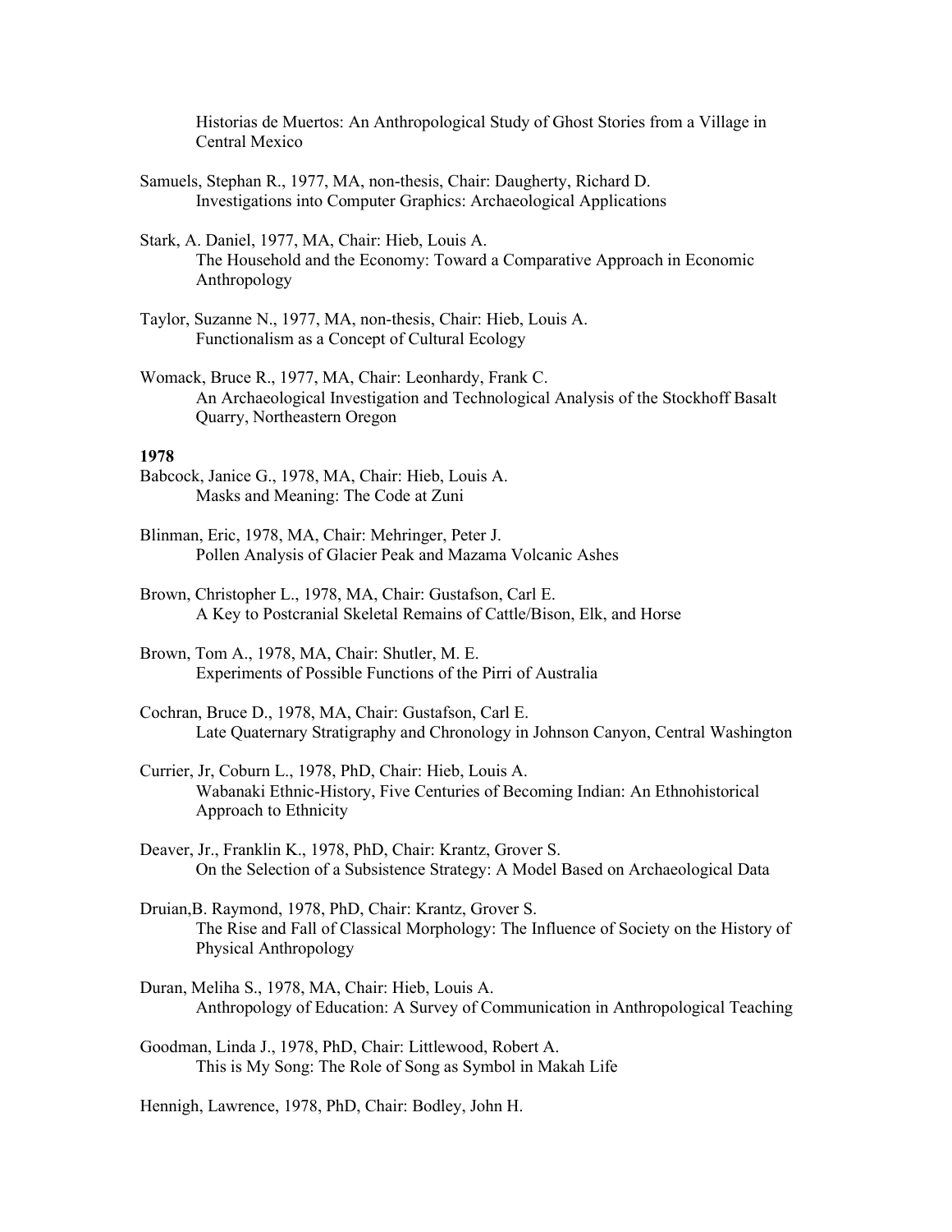Historias de Muertos: An Anthropological Study of Ghost Stories from a Village in Central Mexico

Samuels, Stephan R., 1977, MA, non-thesis, Chair: Daugherty, Richard D.
Investigations into Computer Graphics: Archaeological Applications

Stark, A. Daniel, 1977, MA, Chair: Hieb, Louis A.
The Household and the Economy: Toward a Comparative Approach in Economic Anthropology

Taylor, Suzanne N., 1977, MA, non-thesis, Chair: Hieb, Louis A.
Functionalism as a Concept of Cultural Ecology

Womack, Bruce R., 1977, MA, Chair: Leonhardy, Frank C.
An Archaeological Investigation and Technological Analysis of the Stockhoff Basalt Quarry, Northeastern Oregon

**1978**

Babcock, Janice G., 1978, MA, Chair: Hieb, Louis A.
Masks and Meaning: The Code at Zuni

Blinman, Eric, 1978, MA, Chair: Mehringer, Peter J.
Pollen Analysis of Glacier Peak and Mazama Volcanic Ashes

Brown, Christopher L., 1978, MA, Chair: Gustafson, Carl E.
A Key to Postcranial Skeletal Remains of Cattle/Bison, Elk, and Horse

Brown, Tom A., 1978, MA, Chair: Shutler, M. E.
Experiments of Possible Functions of the Pirri of Australia

Cochran, Bruce D., 1978, MA, Chair: Gustafson, Carl E.
Late Quaternary Stratigraphy and Chronology in Johnson Canyon, Central Washington

Currier, Jr, Coburn L., 1978, PhD, Chair: Hieb, Louis A.
Wabanaki Ethnic-History, Five Centuries of Becoming Indian: An Ethnohistorical Approach to Ethnicity

Deaver, Jr., Franklin K., 1978, PhD, Chair: Krantz, Grover S.
On the Selection of a Subsistence Strategy: A Model Based on Archaeological Data

Druian,B. Raymond, 1978, PhD, Chair: Krantz, Grover S.
The Rise and Fall of Classical Morphology: The Influence of Society on the History of Physical Anthropology

Duran, Meliha S., 1978, MA, Chair: Hieb, Louis A.
Anthropology of Education: A Survey of Communication in Anthropological Teaching

Goodman, Linda J., 1978, PhD, Chair: Littlewood, Robert A.
This is My Song: The Role of Song as Symbol in Makah Life

Hennigh, Lawrence, 1978, PhD, Chair: Bodley, John H.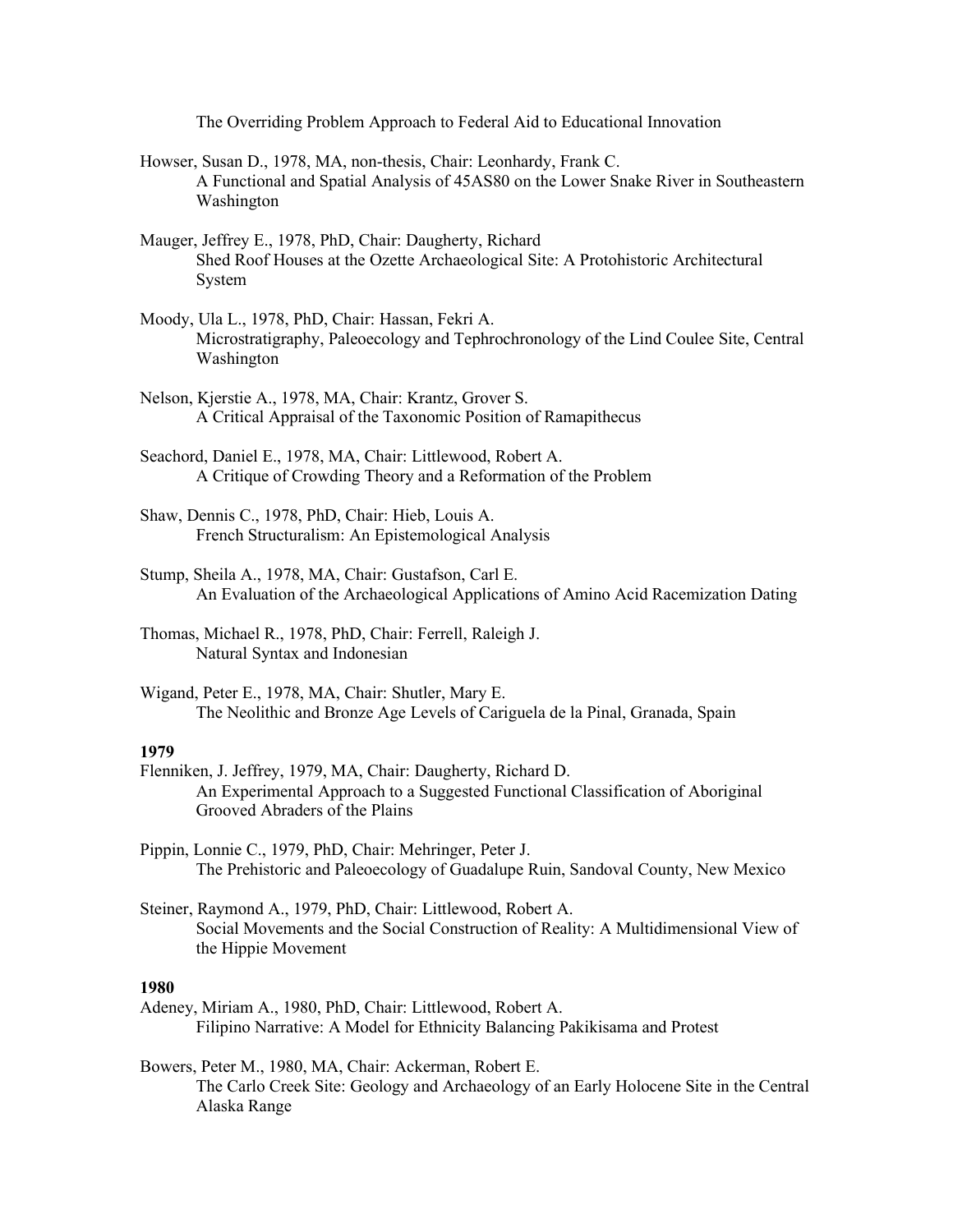The Overriding Problem Approach to Federal Aid to Educational Innovation

Howser, Susan D., 1978, MA, non-thesis, Chair: Leonhardy, Frank C.
A Functional and Spatial Analysis of 45AS80 on the Lower Snake River in Southeastern Washington

Mauger, Jeffrey E., 1978, PhD, Chair: Daugherty, Richard
Shed Roof Houses at the Ozette Archaeological Site: A Protohistoric Architectural System

Moody, Ula L., 1978, PhD, Chair: Hassan, Fekri A.
Microstratigraphy, Paleoecology and Tephrochronology of the Lind Coulee Site, Central Washington

Nelson, Kjerstie A., 1978, MA, Chair: Krantz, Grover S.
A Critical Appraisal of the Taxonomic Position of Ramapithecus

Seachord, Daniel E., 1978, MA, Chair: Littlewood, Robert A.
A Critique of Crowding Theory and a Reformation of the Problem

Shaw, Dennis C., 1978, PhD, Chair: Hieb, Louis A.
French Structuralism: An Epistemological Analysis

Stump, Sheila A., 1978, MA, Chair: Gustafson, Carl E.
An Evaluation of the Archaeological Applications of Amino Acid Racemization Dating

Thomas, Michael R., 1978, PhD, Chair: Ferrell, Raleigh J.
Natural Syntax and Indonesian

Wigand, Peter E., 1978, MA, Chair: Shutler, Mary E.
The Neolithic and Bronze Age Levels of Cariguela de la Pinal, Granada, Spain

**1979**

Flenniken, J. Jeffrey, 1979, MA, Chair: Daugherty, Richard D.
An Experimental Approach to a Suggested Functional Classification of Aboriginal Grooved Abraders of the Plains

Pippin, Lonnie C., 1979, PhD, Chair: Mehringer, Peter J.
The Prehistoric and Paleoecology of Guadalupe Ruin, Sandoval County, New Mexico

Steiner, Raymond A., 1979, PhD, Chair: Littlewood, Robert A.
Social Movements and the Social Construction of Reality: A Multidimensional View of the Hippie Movement

**1980**

Adeney, Miriam A., 1980, PhD, Chair: Littlewood, Robert A.
Filipino Narrative: A Model for Ethnicity Balancing Pakikisama and Protest

Bowers, Peter M., 1980, MA, Chair: Ackerman, Robert E.
The Carlo Creek Site: Geology and Archaeology of an Early Holocene Site in the Central Alaska Range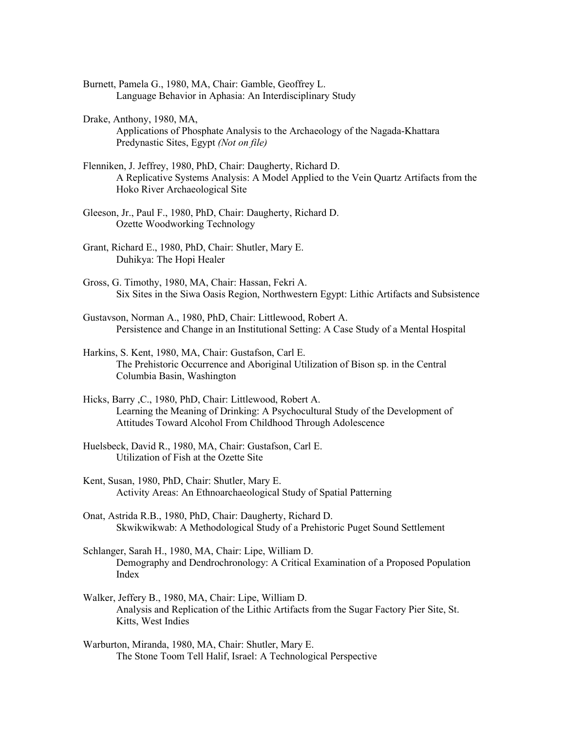Burnett, Pamela G., 1980, MA, Chair: Gamble, Geoffrey L.
Language Behavior in Aphasia: An Interdisciplinary Study

Drake, Anthony, 1980, MA,
Applications of Phosphate Analysis to the Archaeology of the Nagada-Khattara Predynastic Sites, Egypt *(Not on file)*

Flenniken, J. Jeffrey, 1980, PhD, Chair: Daugherty, Richard D.
A Replicative Systems Analysis: A Model Applied to the Vein Quartz Artifacts from the Hoko River Archaeological Site

Gleeson, Jr., Paul F., 1980, PhD, Chair: Daugherty, Richard D.
Ozette Woodworking Technology

Grant, Richard E., 1980, PhD, Chair: Shutler, Mary E.
Duhikya: The Hopi Healer

Gross, G. Timothy, 1980, MA, Chair: Hassan, Fekri A.
Six Sites in the Siwa Oasis Region, Northwestern Egypt: Lithic Artifacts and Subsistence

Gustavson, Norman A., 1980, PhD, Chair: Littlewood, Robert A.
Persistence and Change in an Institutional Setting: A Case Study of a Mental Hospital

Harkins, S. Kent, 1980, MA, Chair: Gustafson, Carl E.
The Prehistoric Occurrence and Aboriginal Utilization of Bison sp. in the Central Columbia Basin, Washington

Hicks, Barry ,C., 1980, PhD, Chair: Littlewood, Robert A.
Learning the Meaning of Drinking: A Psychocultural Study of the Development of Attitudes Toward Alcohol From Childhood Through Adolescence

Huelsbeck, David R., 1980, MA, Chair: Gustafson, Carl E.
Utilization of Fish at the Ozette Site

Kent, Susan, 1980, PhD, Chair: Shutler, Mary E.
Activity Areas: An Ethnoarchaeological Study of Spatial Patterning

Onat, Astrida R.B., 1980, PhD, Chair: Daugherty, Richard D.
Skwikwikwab: A Methodological Study of a Prehistoric Puget Sound Settlement

Schlanger, Sarah H., 1980, MA, Chair: Lipe, William D.
Demography and Dendrochronology: A Critical Examination of a Proposed Population Index

Walker, Jeffery B., 1980, MA, Chair: Lipe, William D.
Analysis and Replication of the Lithic Artifacts from the Sugar Factory Pier Site, St. Kitts, West Indies

Warburton, Miranda, 1980, MA, Chair: Shutler, Mary E.
The Stone Toom Tell Halif, Israel: A Technological Perspective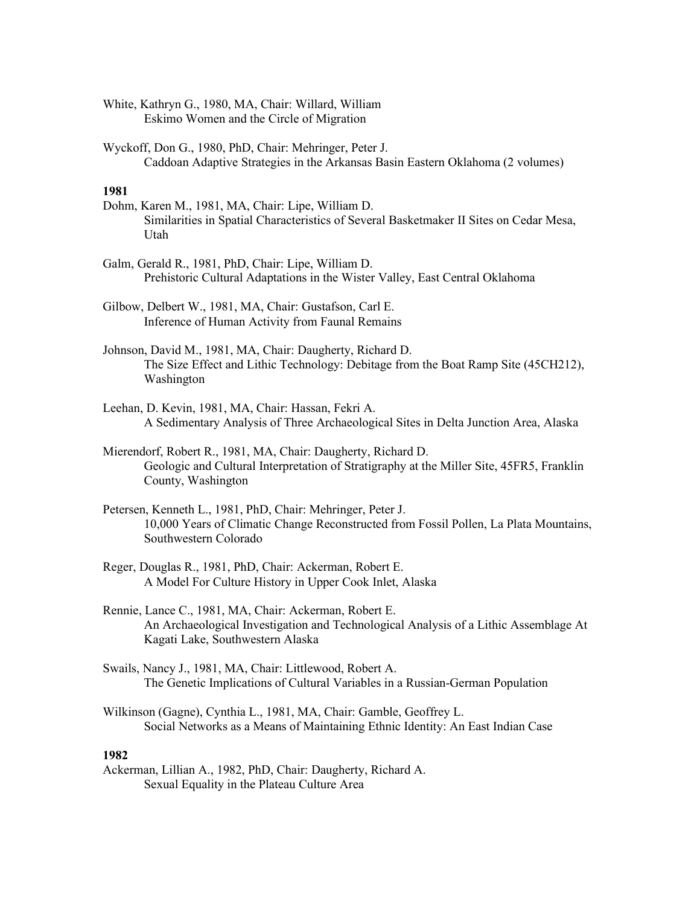White, Kathryn G., 1980, MA, Chair: Willard, William
 Eskimo Women and the Circle of Migration

Wyckoff, Don G., 1980, PhD, Chair: Mehringer, Peter J.
 Caddoan Adaptive Strategies in the Arkansas Basin Eastern Oklahoma (2 volumes)

**1981**

Dohm, Karen M., 1981, MA, Chair: Lipe, William D.
 Similarities in Spatial Characteristics of Several Basketmaker II Sites on Cedar Mesa, Utah

Galm, Gerald R., 1981, PhD, Chair: Lipe, William D.
 Prehistoric Cultural Adaptations in the Wister Valley, East Central Oklahoma

Gilbow, Delbert W., 1981, MA, Chair: Gustafson, Carl E.
 Inference of Human Activity from Faunal Remains

Johnson, David M., 1981, MA, Chair: Daugherty, Richard D.
 The Size Effect and Lithic Technology: Debitage from the Boat Ramp Site (45CH212), Washington

Leehan, D. Kevin, 1981, MA, Chair: Hassan, Fekri A.
 A Sedimentary Analysis of Three Archaeological Sites in Delta Junction Area, Alaska

Mierendorf, Robert R., 1981, MA, Chair: Daugherty, Richard D.
 Geologic and Cultural Interpretation of Stratigraphy at the Miller Site, 45FR5, Franklin County, Washington

Petersen, Kenneth L., 1981, PhD, Chair: Mehringer, Peter J.
 10,000 Years of Climatic Change Reconstructed from Fossil Pollen, La Plata Mountains, Southwestern Colorado

Reger, Douglas R., 1981, PhD, Chair: Ackerman, Robert E.
 A Model For Culture History in Upper Cook Inlet, Alaska

Rennie, Lance C., 1981, MA, Chair: Ackerman, Robert E.
 An Archaeological Investigation and Technological Analysis of a Lithic Assemblage At Kagati Lake, Southwestern Alaska

Swails, Nancy J., 1981, MA, Chair: Littlewood, Robert A.
 The Genetic Implications of Cultural Variables in a Russian-German Population

Wilkinson (Gagne), Cynthia L., 1981, MA, Chair: Gamble, Geoffrey L.
 Social Networks as a Means of Maintaining Ethnic Identity: An East Indian Case

**1982**

Ackerman, Lillian A., 1982, PhD, Chair: Daugherty, Richard A.
 Sexual Equality in the Plateau Culture Area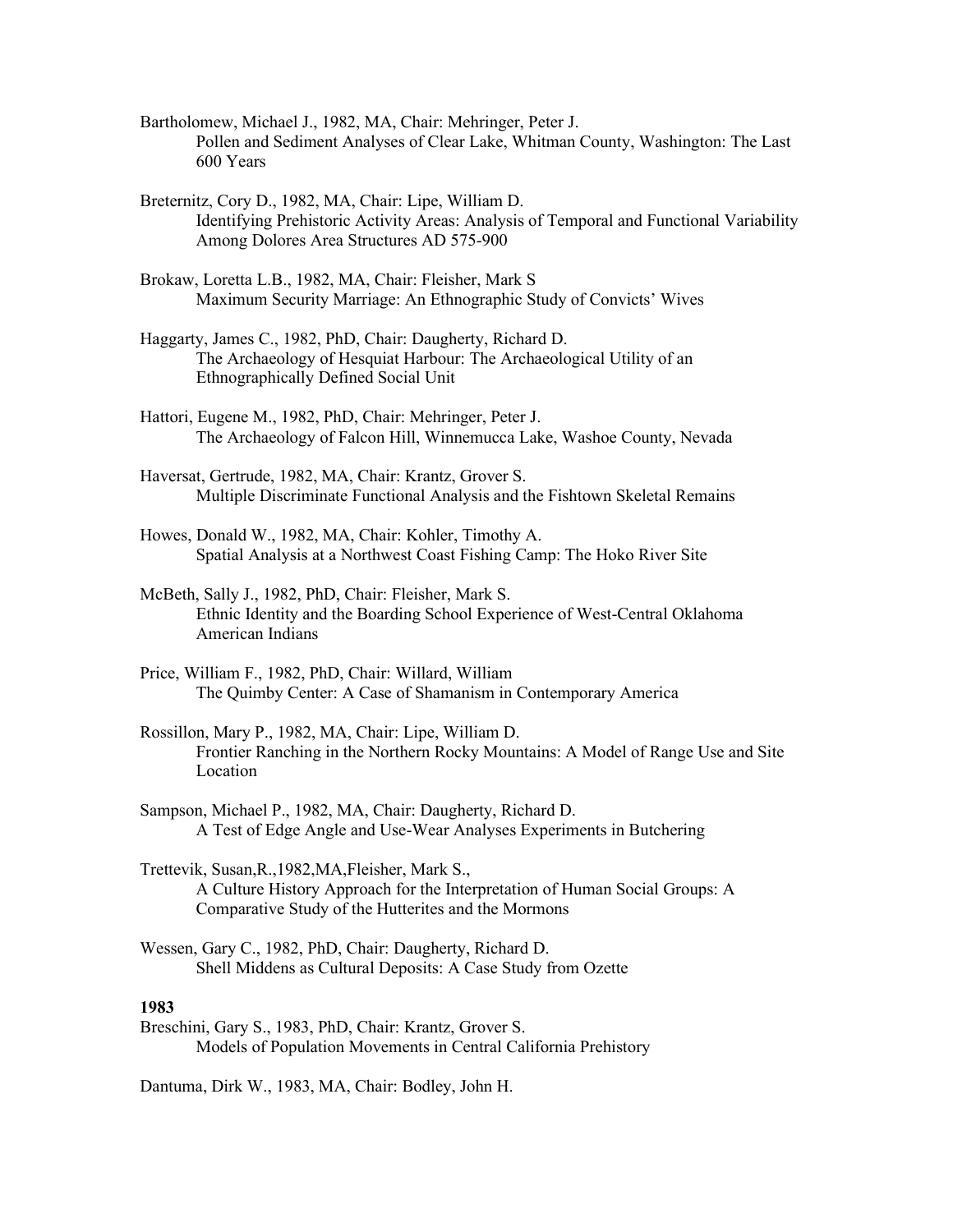Bartholomew, Michael J., 1982, MA, Chair: Mehringer, Peter J.
Pollen and Sediment Analyses of Clear Lake, Whitman County, Washington: The Last 600 Years

Breternitz, Cory D., 1982, MA, Chair: Lipe, William D.
Identifying Prehistoric Activity Areas: Analysis of Temporal and Functional Variability Among Dolores Area Structures AD 575-900

Brokaw, Loretta L.B., 1982, MA, Chair: Fleisher, Mark S
Maximum Security Marriage: An Ethnographic Study of Convicts' Wives

Haggarty, James C., 1982, PhD, Chair: Daugherty, Richard D.
The Archaeology of Hesquiat Harbour: The Archaeological Utility of an Ethnographically Defined Social Unit

Hattori, Eugene M., 1982, PhD, Chair: Mehringer, Peter J.
The Archaeology of Falcon Hill, Winnemucca Lake, Washoe County, Nevada

Haversat, Gertrude, 1982, MA, Chair: Krantz, Grover S.
Multiple Discriminate Functional Analysis and the Fishtown Skeletal Remains

Howes, Donald W., 1982, MA, Chair: Kohler, Timothy A.
Spatial Analysis at a Northwest Coast Fishing Camp: The Hoko River Site

McBeth, Sally J., 1982, PhD, Chair: Fleisher, Mark S.
Ethnic Identity and the Boarding School Experience of West-Central Oklahoma American Indians

Price, William F., 1982, PhD, Chair: Willard, William
The Quimby Center: A Case of Shamanism in Contemporary America

Rossillon, Mary P., 1982, MA, Chair: Lipe, William D.
Frontier Ranching in the Northern Rocky Mountains: A Model of Range Use and Site Location

Sampson, Michael P., 1982, MA, Chair: Daugherty, Richard D.
A Test of Edge Angle and Use-Wear Analyses Experiments in Butchering

Trettevik, Susan,R.,1982,MA,Fleisher, Mark S.,
A Culture History Approach for the Interpretation of Human Social Groups: A Comparative Study of the Hutterites and the Mormons

Wessen, Gary C., 1982, PhD, Chair: Daugherty, Richard D.
Shell Middens as Cultural Deposits: A Case Study from Ozette

**1983**

Breschini, Gary S., 1983, PhD, Chair: Krantz, Grover S.
Models of Population Movements in Central California Prehistory

Dantuma, Dirk W., 1983, MA, Chair: Bodley, John H.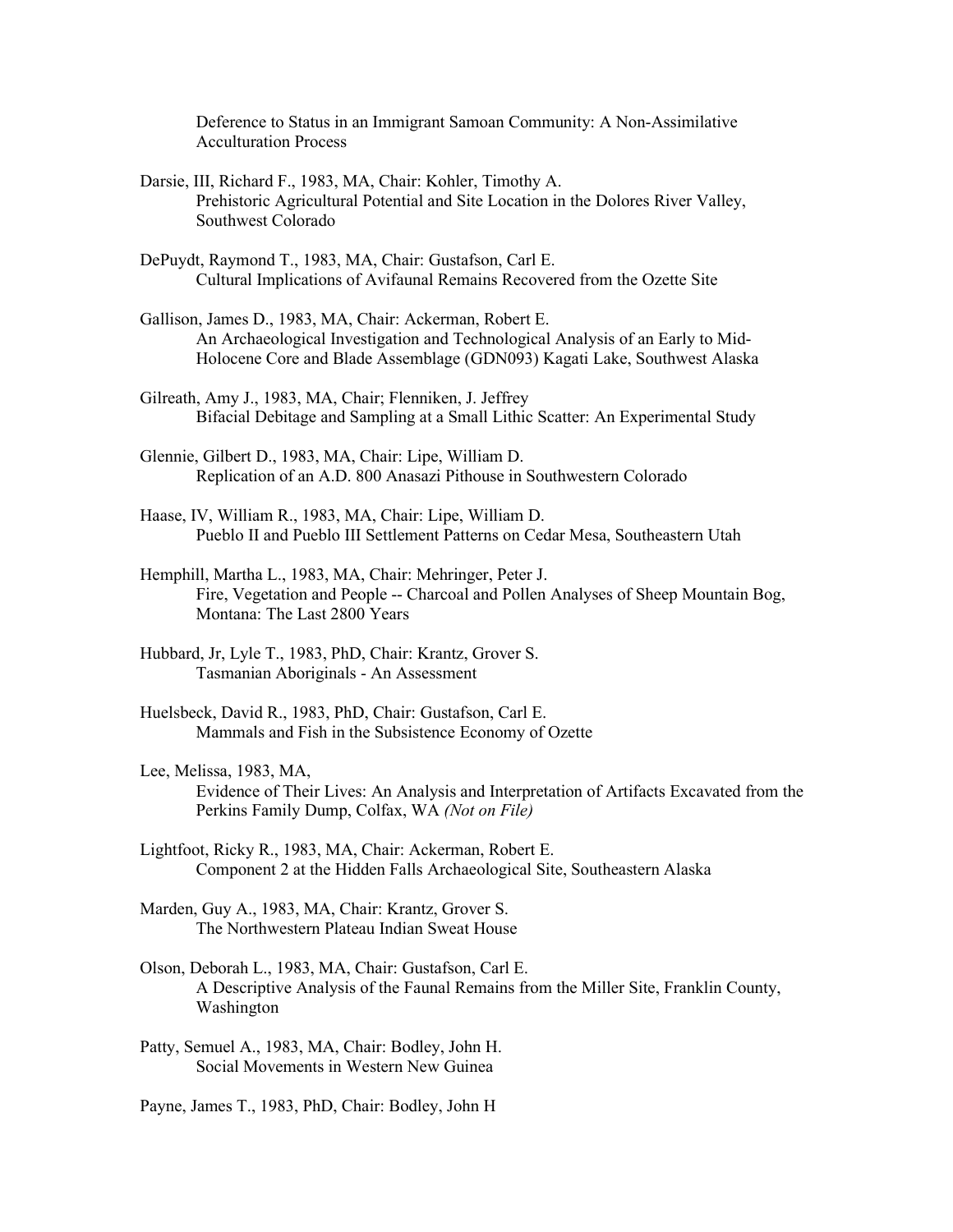Deference to Status in an Immigrant Samoan Community: A Non-Assimilative Acculturation Process

Darsie, III, Richard F., 1983, MA, Chair: Kohler, Timothy A.
Prehistoric Agricultural Potential and Site Location in the Dolores River Valley, Southwest Colorado

DePuydt, Raymond T., 1983, MA, Chair: Gustafson, Carl E.
Cultural Implications of Avifaunal Remains Recovered from the Ozette Site

Gallison, James D., 1983, MA, Chair: Ackerman, Robert E.
An Archaeological Investigation and Technological Analysis of an Early to Mid-Holocene Core and Blade Assemblage (GDN093) Kagati Lake, Southwest Alaska

Gilreath, Amy J., 1983, MA, Chair; Flenniken, J. Jeffrey
Bifacial Debitage and Sampling at a Small Lithic Scatter: An Experimental Study

Glennie, Gilbert D., 1983, MA, Chair: Lipe, William D.
Replication of an A.D. 800 Anasazi Pithouse in Southwestern Colorado

Haase, IV, William R., 1983, MA, Chair: Lipe, William D.
Pueblo II and Pueblo III Settlement Patterns on Cedar Mesa, Southeastern Utah

Hemphill, Martha L., 1983, MA, Chair: Mehringer, Peter J.
Fire, Vegetation and People -- Charcoal and Pollen Analyses of Sheep Mountain Bog, Montana: The Last 2800 Years

Hubbard, Jr, Lyle T., 1983, PhD, Chair: Krantz, Grover S.
Tasmanian Aboriginals - An Assessment

Huelsbeck, David R., 1983, PhD, Chair: Gustafson, Carl E.
Mammals and Fish in the Subsistence Economy of Ozette

Lee, Melissa, 1983, MA,
Evidence of Their Lives: An Analysis and Interpretation of Artifacts Excavated from the Perkins Family Dump, Colfax, WA *(Not on File)*

Lightfoot, Ricky R., 1983, MA, Chair: Ackerman, Robert E.
Component 2 at the Hidden Falls Archaeological Site, Southeastern Alaska

Marden, Guy A., 1983, MA, Chair: Krantz, Grover S.
The Northwestern Plateau Indian Sweat House

Olson, Deborah L., 1983, MA, Chair: Gustafson, Carl E.
A Descriptive Analysis of the Faunal Remains from the Miller Site, Franklin County, Washington

Patty, Semuel A., 1983, MA, Chair: Bodley, John H.
Social Movements in Western New Guinea

Payne, James T., 1983, PhD, Chair: Bodley, John H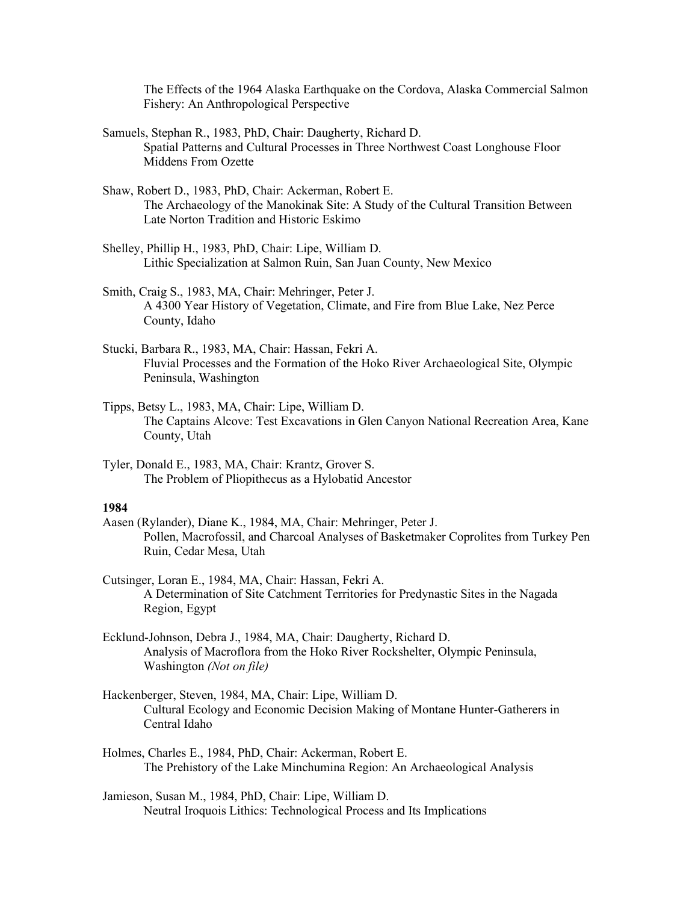The Effects of the 1964 Alaska Earthquake on the Cordova, Alaska Commercial Salmon Fishery: An Anthropological Perspective

Samuels, Stephan R., 1983, PhD, Chair: Daugherty, Richard D.
Spatial Patterns and Cultural Processes in Three Northwest Coast Longhouse Floor Middens From Ozette

Shaw, Robert D., 1983, PhD, Chair: Ackerman, Robert E.
The Archaeology of the Manokinak Site: A Study of the Cultural Transition Between Late Norton Tradition and Historic Eskimo

Shelley, Phillip H., 1983, PhD, Chair: Lipe, William D.
Lithic Specialization at Salmon Ruin, San Juan County, New Mexico

Smith, Craig S., 1983, MA, Chair: Mehringer, Peter J.
A 4300 Year History of Vegetation, Climate, and Fire from Blue Lake, Nez Perce County, Idaho

Stucki, Barbara R., 1983, MA, Chair: Hassan, Fekri A.
Fluvial Processes and the Formation of the Hoko River Archaeological Site, Olympic Peninsula, Washington

Tipps, Betsy L., 1983, MA, Chair: Lipe, William D.
The Captains Alcove: Test Excavations in Glen Canyon National Recreation Area, Kane County, Utah

Tyler, Donald E., 1983, MA, Chair: Krantz, Grover S.
The Problem of Pliopithecus as a Hylobatid Ancestor

**1984**

Aasen (Rylander), Diane K., 1984, MA, Chair: Mehringer, Peter J.
Pollen, Macrofossil, and Charcoal Analyses of Basketmaker Coprolites from Turkey Pen Ruin, Cedar Mesa, Utah

Cutsinger, Loran E., 1984, MA, Chair: Hassan, Fekri A.
A Determination of Site Catchment Territories for Predynastic Sites in the Nagada Region, Egypt

Ecklund-Johnson, Debra J., 1984, MA, Chair: Daugherty, Richard D.
Analysis of Macroflora from the Hoko River Rockshelter, Olympic Peninsula, Washington *(Not on file)*

Hackenberger, Steven, 1984, MA, Chair: Lipe, William D.
Cultural Ecology and Economic Decision Making of Montane Hunter-Gatherers in Central Idaho

Holmes, Charles E., 1984, PhD, Chair: Ackerman, Robert E.
The Prehistory of the Lake Minchumina Region: An Archaeological Analysis

Jamieson, Susan M., 1984, PhD, Chair: Lipe, William D.
Neutral Iroquois Lithics: Technological Process and Its Implications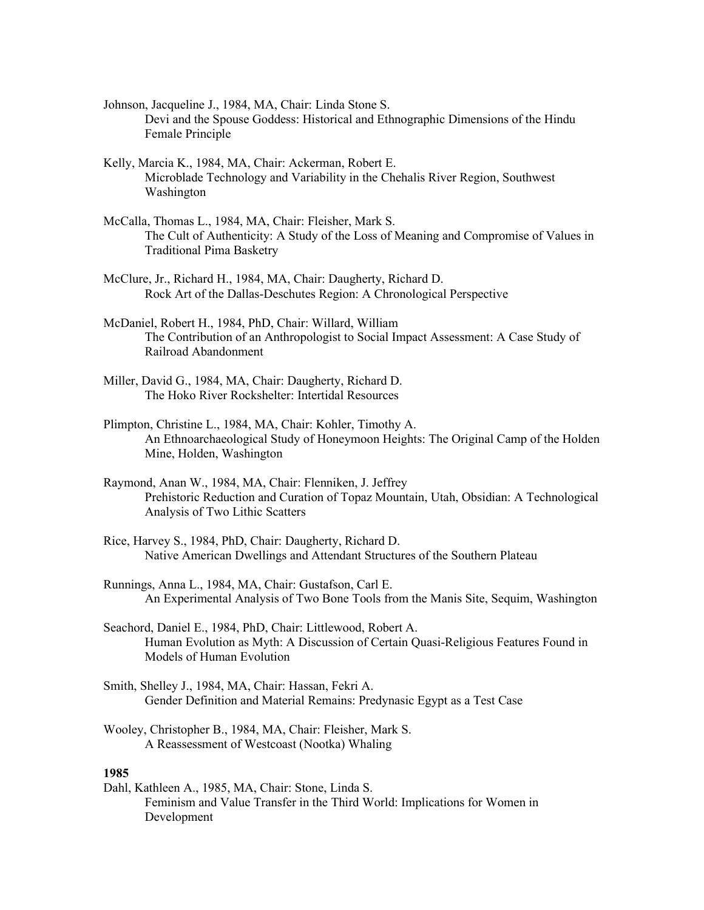Johnson, Jacqueline J., 1984, MA, Chair: Linda Stone S.
Devi and the Spouse Goddess: Historical and Ethnographic Dimensions of the Hindu Female Principle

Kelly, Marcia K., 1984, MA, Chair: Ackerman, Robert E.
Microblade Technology and Variability in the Chehalis River Region, Southwest Washington

McCalla, Thomas L., 1984, MA, Chair: Fleisher, Mark S.
The Cult of Authenticity: A Study of the Loss of Meaning and Compromise of Values in Traditional Pima Basketry

McClure, Jr., Richard H., 1984, MA, Chair: Daugherty, Richard D.
Rock Art of the Dallas-Deschutes Region: A Chronological Perspective

McDaniel, Robert H., 1984, PhD, Chair: Willard, William
The Contribution of an Anthropologist to Social Impact Assessment: A Case Study of Railroad Abandonment

Miller, David G., 1984, MA, Chair: Daugherty, Richard D.
The Hoko River Rockshelter: Intertidal Resources

Plimpton, Christine L., 1984, MA, Chair: Kohler, Timothy A.
An Ethnoarchaeological Study of Honeymoon Heights: The Original Camp of the Holden Mine, Holden, Washington

Raymond, Anan W., 1984, MA, Chair: Flenniken, J. Jeffrey
Prehistoric Reduction and Curation of Topaz Mountain, Utah, Obsidian: A Technological Analysis of Two Lithic Scatters

Rice, Harvey S., 1984, PhD, Chair: Daugherty, Richard D.
Native American Dwellings and Attendant Structures of the Southern Plateau

Runnings, Anna L., 1984, MA, Chair: Gustafson, Carl E.
An Experimental Analysis of Two Bone Tools from the Manis Site, Sequim, Washington

Seachord, Daniel E., 1984, PhD, Chair: Littlewood, Robert A.
Human Evolution as Myth: A Discussion of Certain Quasi-Religious Features Found in Models of Human Evolution

Smith, Shelley J., 1984, MA, Chair: Hassan, Fekri A.
Gender Definition and Material Remains: Predynasic Egypt as a Test Case

Wooley, Christopher B., 1984, MA, Chair: Fleisher, Mark S.
A Reassessment of Westcoast (Nootka) Whaling

**1985**

Dahl, Kathleen A., 1985, MA, Chair: Stone, Linda S.
Feminism and Value Transfer in the Third World: Implications for Women in Development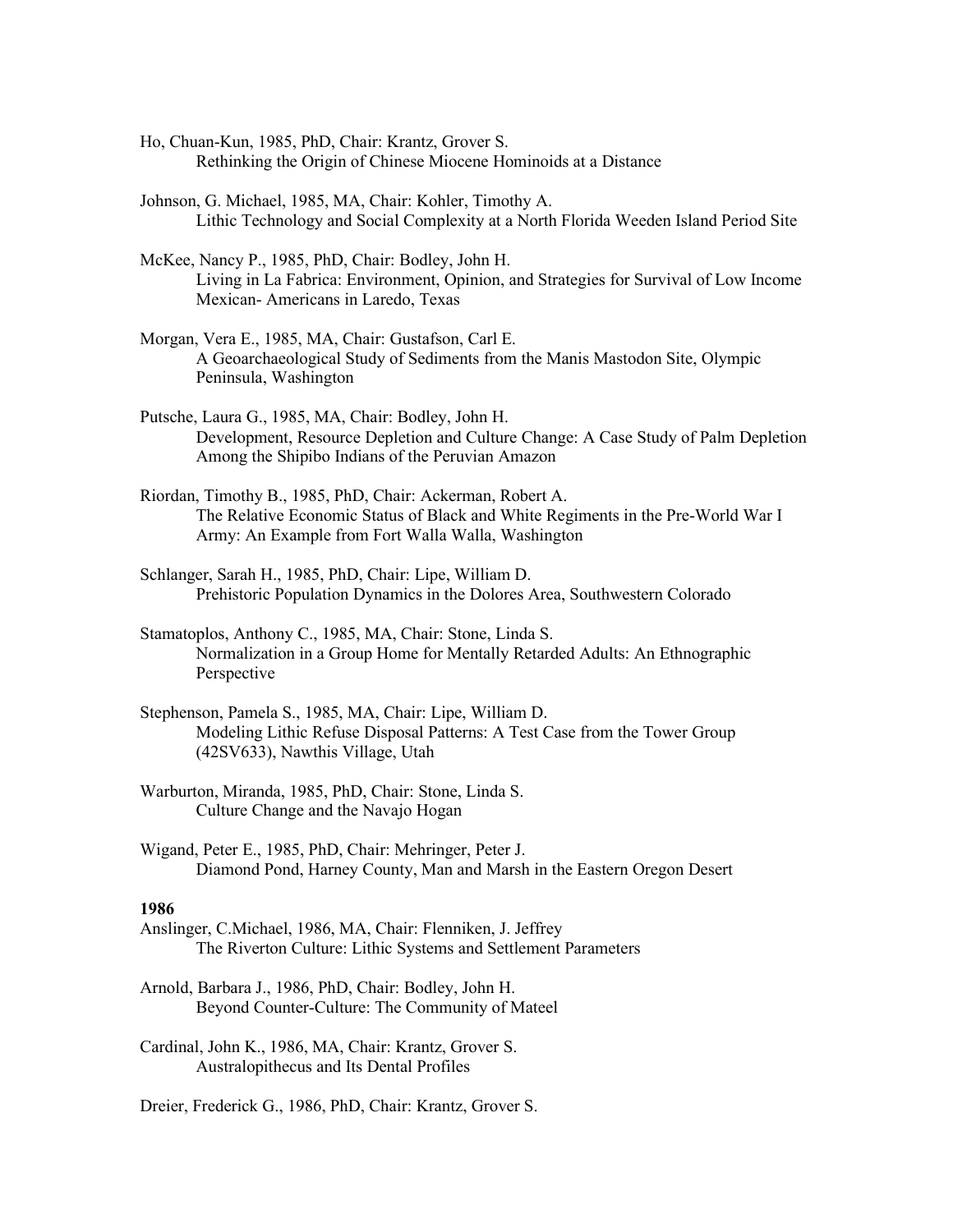Ho, Chuan-Kun, 1985, PhD, Chair: Krantz, Grover S.
    Rethinking the Origin of Chinese Miocene Hominoids at a Distance

Johnson, G. Michael, 1985, MA, Chair: Kohler, Timothy A.
    Lithic Technology and Social Complexity at a North Florida Weeden Island Period Site

McKee, Nancy P., 1985, PhD, Chair: Bodley, John H.
    Living in La Fabrica: Environment, Opinion, and Strategies for Survival of Low Income Mexican- Americans in Laredo, Texas

Morgan, Vera E., 1985, MA, Chair: Gustafson, Carl E.
    A Geoarchaeological Study of Sediments from the Manis Mastodon Site, Olympic Peninsula, Washington

Putsche, Laura G., 1985, MA, Chair: Bodley, John H.
    Development, Resource Depletion and Culture Change: A Case Study of Palm Depletion Among the Shipibo Indians of the Peruvian Amazon

Riordan, Timothy B., 1985, PhD, Chair: Ackerman, Robert A.
    The Relative Economic Status of Black and White Regiments in the Pre-World War I Army: An Example from Fort Walla Walla, Washington

Schlanger, Sarah H., 1985, PhD, Chair: Lipe, William D.
    Prehistoric Population Dynamics in the Dolores Area, Southwestern Colorado

Stamatoplos, Anthony C., 1985, MA, Chair: Stone, Linda S.
    Normalization in a Group Home for Mentally Retarded Adults: An Ethnographic Perspective

Stephenson, Pamela S., 1985, MA, Chair: Lipe, William D.
    Modeling Lithic Refuse Disposal Patterns: A Test Case from the Tower Group (42SV633), Nawthis Village, Utah

Warburton, Miranda, 1985, PhD, Chair: Stone, Linda S.
    Culture Change and the Navajo Hogan

Wigand, Peter E., 1985, PhD, Chair: Mehringer, Peter J.
    Diamond Pond, Harney County, Man and Marsh in the Eastern Oregon Desert

**1986**

Anslinger, C.Michael, 1986, MA, Chair: Flenniken, J. Jeffrey
    The Riverton Culture: Lithic Systems and Settlement Parameters

Arnold, Barbara J., 1986, PhD, Chair: Bodley, John H.
    Beyond Counter-Culture: The Community of Mateel

Cardinal, John K., 1986, MA, Chair: Krantz, Grover S.
    Australopithecus and Its Dental Profiles

Dreier, Frederick G., 1986, PhD, Chair: Krantz, Grover S.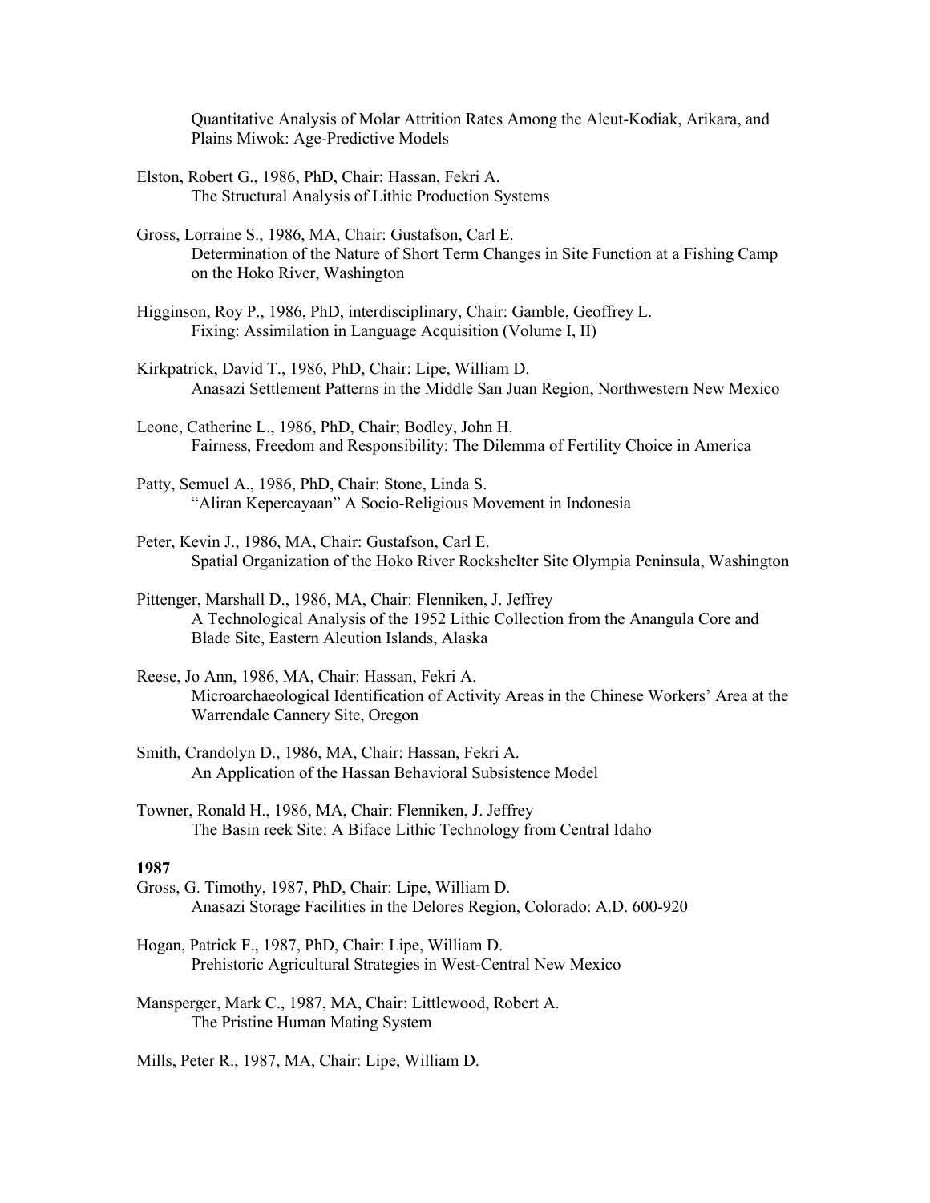Quantitative Analysis of Molar Attrition Rates Among the Aleut-Kodiak, Arikara, and Plains Miwok: Age-Predictive Models

Elston, Robert G., 1986, PhD, Chair: Hassan, Fekri A.
The Structural Analysis of Lithic Production Systems

Gross, Lorraine S., 1986, MA, Chair: Gustafson, Carl E.
Determination of the Nature of Short Term Changes in Site Function at a Fishing Camp on the Hoko River, Washington

Higginson, Roy P., 1986, PhD, interdisciplinary, Chair: Gamble, Geoffrey L.
Fixing: Assimilation in Language Acquisition (Volume I, II)

Kirkpatrick, David T., 1986, PhD, Chair: Lipe, William D.
Anasazi Settlement Patterns in the Middle San Juan Region, Northwestern New Mexico

Leone, Catherine L., 1986, PhD, Chair; Bodley, John H.
Fairness, Freedom and Responsibility: The Dilemma of Fertility Choice in America

Patty, Semuel A., 1986, PhD, Chair: Stone, Linda S.
"Aliran Kepercayaan" A Socio-Religious Movement in Indonesia

Peter, Kevin J., 1986, MA, Chair: Gustafson, Carl E.
Spatial Organization of the Hoko River Rockshelter Site Olympia Peninsula, Washington

Pittenger, Marshall D., 1986, MA, Chair: Flenniken, J. Jeffrey
A Technological Analysis of the 1952 Lithic Collection from the Anangula Core and Blade Site, Eastern Aleution Islands, Alaska

Reese, Jo Ann, 1986, MA, Chair: Hassan, Fekri A.
Microarchaeological Identification of Activity Areas in the Chinese Workers' Area at the Warrendale Cannery Site, Oregon

Smith, Crandolyn D., 1986, MA, Chair: Hassan, Fekri A.
An Application of the Hassan Behavioral Subsistence Model

Towner, Ronald H., 1986, MA, Chair: Flenniken, J. Jeffrey
The Basin reek Site: A Biface Lithic Technology from Central Idaho

**1987**

Gross, G. Timothy, 1987, PhD, Chair: Lipe, William D.
Anasazi Storage Facilities in the Delores Region, Colorado: A.D. 600-920

Hogan, Patrick F., 1987, PhD, Chair: Lipe, William D.
Prehistoric Agricultural Strategies in West-Central New Mexico

Mansperger, Mark C., 1987, MA, Chair: Littlewood, Robert A.
The Pristine Human Mating System

Mills, Peter R., 1987, MA, Chair: Lipe, William D.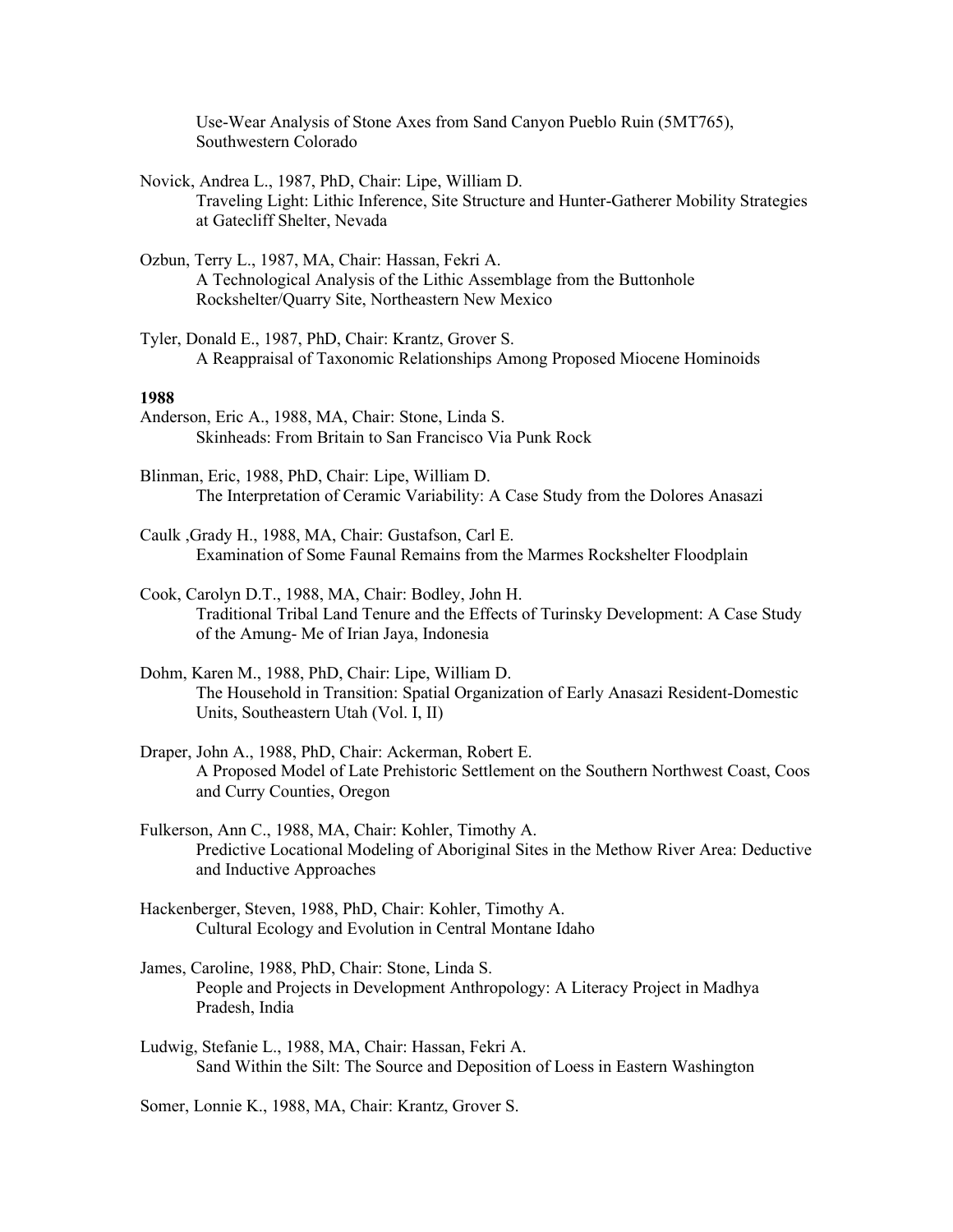Use-Wear Analysis of Stone Axes from Sand Canyon Pueblo Ruin (5MT765), Southwestern Colorado

Novick, Andrea L., 1987, PhD, Chair: Lipe, William D.
Traveling Light: Lithic Inference, Site Structure and Hunter-Gatherer Mobility Strategies at Gatecliff Shelter, Nevada

Ozbun, Terry L., 1987, MA, Chair: Hassan, Fekri A.
A Technological Analysis of the Lithic Assemblage from the Buttonhole Rockshelter/Quarry Site, Northeastern New Mexico

Tyler, Donald E., 1987, PhD, Chair: Krantz, Grover S.
A Reappraisal of Taxonomic Relationships Among Proposed Miocene Hominoids

**1988**

Anderson, Eric A., 1988, MA, Chair: Stone, Linda S.
Skinheads: From Britain to San Francisco Via Punk Rock

Blinman, Eric, 1988, PhD, Chair: Lipe, William D.
The Interpretation of Ceramic Variability: A Case Study from the Dolores Anasazi

Caulk ,Grady H., 1988, MA, Chair: Gustafson, Carl E.
Examination of Some Faunal Remains from the Marmes Rockshelter Floodplain

Cook, Carolyn D.T., 1988, MA, Chair: Bodley, John H.
Traditional Tribal Land Tenure and the Effects of Turinsky Development: A Case Study of the Amung- Me of Irian Jaya, Indonesia

Dohm, Karen M., 1988, PhD, Chair: Lipe, William D.
The Household in Transition: Spatial Organization of Early Anasazi Resident-Domestic Units, Southeastern Utah (Vol. I, II)

Draper, John A., 1988, PhD, Chair: Ackerman, Robert E.
A Proposed Model of Late Prehistoric Settlement on the Southern Northwest Coast, Coos and Curry Counties, Oregon

Fulkerson, Ann C., 1988, MA, Chair: Kohler, Timothy A.
Predictive Locational Modeling of Aboriginal Sites in the Methow River Area: Deductive and Inductive Approaches

Hackenberger, Steven, 1988, PhD, Chair: Kohler, Timothy A.
Cultural Ecology and Evolution in Central Montane Idaho

James, Caroline, 1988, PhD, Chair: Stone, Linda S.
People and Projects in Development Anthropology: A Literacy Project in Madhya Pradesh, India

Ludwig, Stefanie L., 1988, MA, Chair: Hassan, Fekri A.
Sand Within the Silt: The Source and Deposition of Loess in Eastern Washington

Somer, Lonnie K., 1988, MA, Chair: Krantz, Grover S.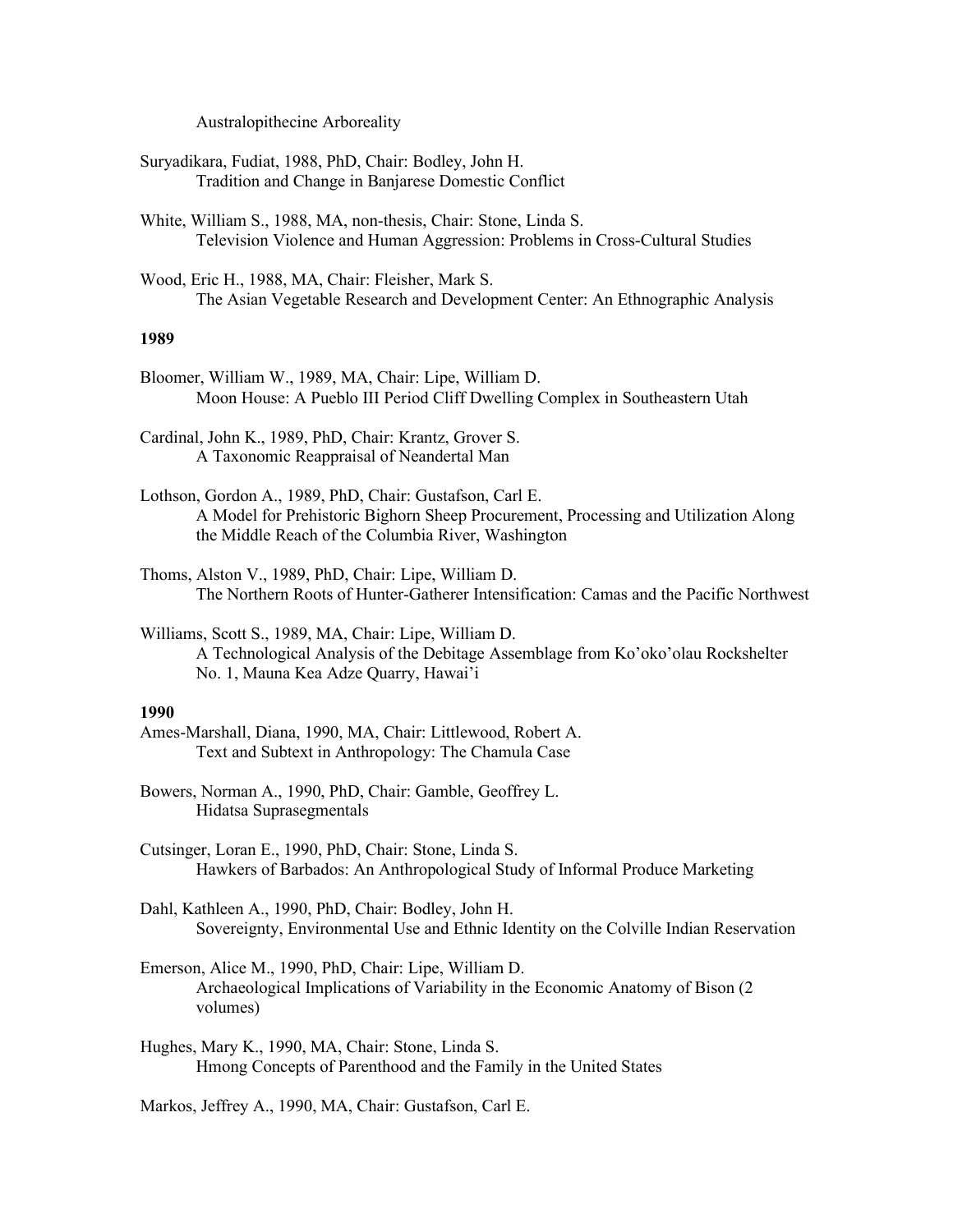Australopithecine Arboreality

Suryadikara, Fudiat, 1988, PhD, Chair: Bodley, John H.
Tradition and Change in Banjarese Domestic Conflict

White, William S., 1988, MA, non-thesis, Chair: Stone, Linda S.
Television Violence and Human Aggression: Problems in Cross-Cultural Studies

Wood, Eric H., 1988, MA, Chair: Fleisher, Mark S.
The Asian Vegetable Research and Development Center: An Ethnographic Analysis

**1989**

Bloomer, William W., 1989, MA, Chair: Lipe, William D.
Moon House: A Pueblo III Period Cliff Dwelling Complex in Southeastern Utah

Cardinal, John K., 1989, PhD, Chair: Krantz, Grover S.
A Taxonomic Reappraisal of Neandertal Man

Lothson, Gordon A., 1989, PhD, Chair: Gustafson, Carl E.
A Model for Prehistoric Bighorn Sheep Procurement, Processing and Utilization Along the Middle Reach of the Columbia River, Washington

Thoms, Alston V., 1989, PhD, Chair: Lipe, William D.
The Northern Roots of Hunter-Gatherer Intensification: Camas and the Pacific Northwest

Williams, Scott S., 1989, MA, Chair: Lipe, William D.
A Technological Analysis of the Debitage Assemblage from Ko'oko'olau Rockshelter No. 1, Mauna Kea Adze Quarry, Hawai'i

**1990**

Ames-Marshall, Diana, 1990, MA, Chair: Littlewood, Robert A.
Text and Subtext in Anthropology: The Chamula Case

Bowers, Norman A., 1990, PhD, Chair: Gamble, Geoffrey L.
Hidatsa Suprasegmentals

Cutsinger, Loran E., 1990, PhD, Chair: Stone, Linda S.
Hawkers of Barbados: An Anthropological Study of Informal Produce Marketing

Dahl, Kathleen A., 1990, PhD, Chair: Bodley, John H.
Sovereignty, Environmental Use and Ethnic Identity on the Colville Indian Reservation

Emerson, Alice M., 1990, PhD, Chair: Lipe, William D.
Archaeological Implications of Variability in the Economic Anatomy of Bison (2 volumes)

Hughes, Mary K., 1990, MA, Chair: Stone, Linda S.
Hmong Concepts of Parenthood and the Family in the United States

Markos, Jeffrey A., 1990, MA, Chair: Gustafson, Carl E.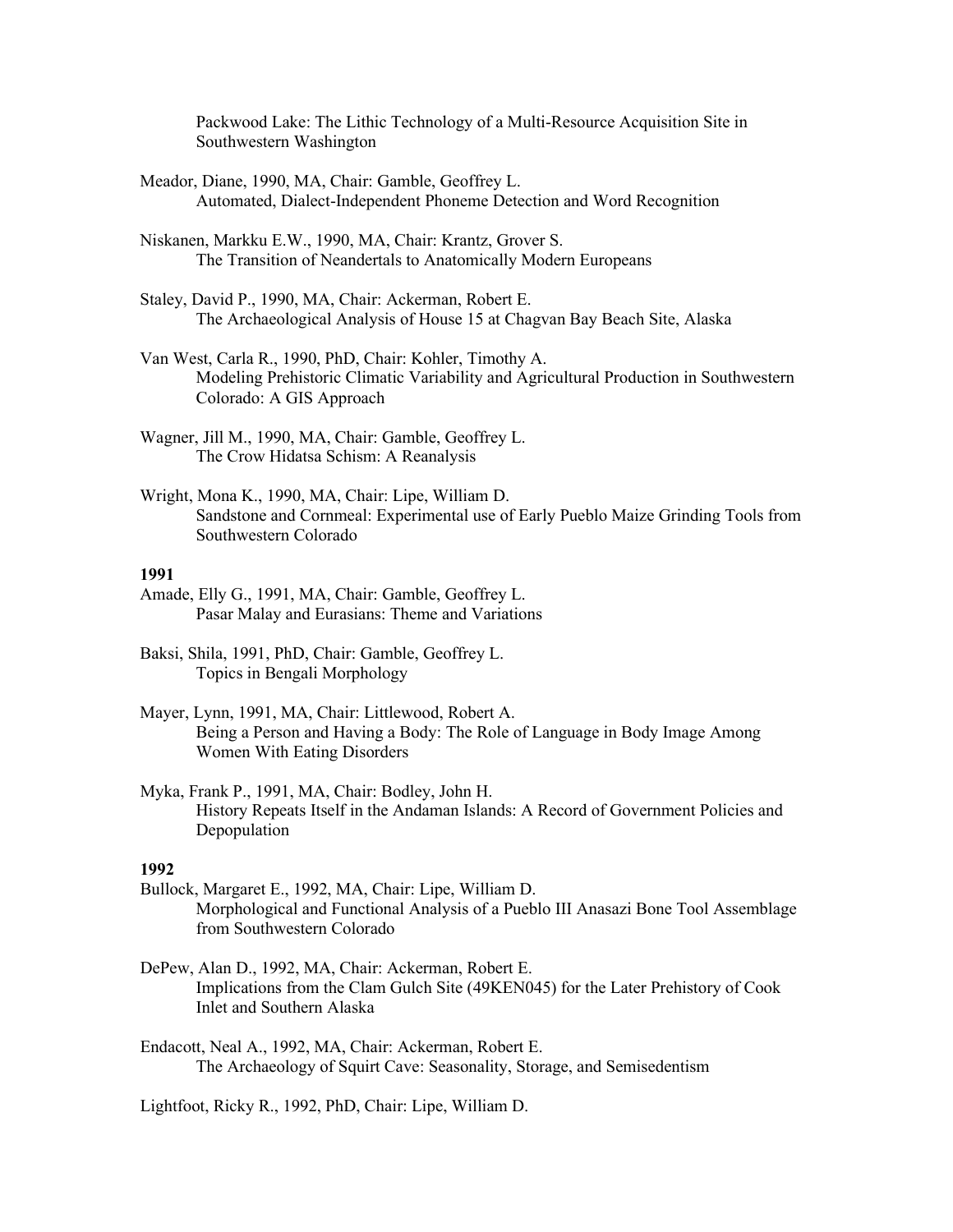Packwood Lake: The Lithic Technology of a Multi-Resource Acquisition Site in Southwestern Washington

Meador, Diane, 1990, MA, Chair: Gamble, Geoffrey L.
Automated, Dialect-Independent Phoneme Detection and Word Recognition

Niskanen, Markku E.W., 1990, MA, Chair: Krantz, Grover S.
The Transition of Neandertals to Anatomically Modern Europeans

Staley, David P., 1990, MA, Chair: Ackerman, Robert E.
The Archaeological Analysis of House 15 at Chagvan Bay Beach Site, Alaska

Van West, Carla R., 1990, PhD, Chair: Kohler, Timothy A.
Modeling Prehistoric Climatic Variability and Agricultural Production in Southwestern Colorado: A GIS Approach

Wagner, Jill M., 1990, MA, Chair: Gamble, Geoffrey L.
The Crow Hidatsa Schism: A Reanalysis

Wright, Mona K., 1990, MA, Chair: Lipe, William D.
Sandstone and Cornmeal: Experimental use of Early Pueblo Maize Grinding Tools from Southwestern Colorado

**1991**

Amade, Elly G., 1991, MA, Chair: Gamble, Geoffrey L.
Pasar Malay and Eurasians: Theme and Variations

Baksi, Shila, 1991, PhD, Chair: Gamble, Geoffrey L.
Topics in Bengali Morphology

Mayer, Lynn, 1991, MA, Chair: Littlewood, Robert A.
Being a Person and Having a Body: The Role of Language in Body Image Among Women With Eating Disorders

Myka, Frank P., 1991, MA, Chair: Bodley, John H.
History Repeats Itself in the Andaman Islands: A Record of Government Policies and Depopulation

**1992**

Bullock, Margaret E., 1992, MA, Chair: Lipe, William D.
Morphological and Functional Analysis of a Pueblo III Anasazi Bone Tool Assemblage from Southwestern Colorado

DePew, Alan D., 1992, MA, Chair: Ackerman, Robert E.
Implications from the Clam Gulch Site (49KEN045) for the Later Prehistory of Cook Inlet and Southern Alaska

Endacott, Neal A., 1992, MA, Chair: Ackerman, Robert E.
The Archaeology of Squirt Cave: Seasonality, Storage, and Semisedentism

Lightfoot, Ricky R., 1992, PhD, Chair: Lipe, William D.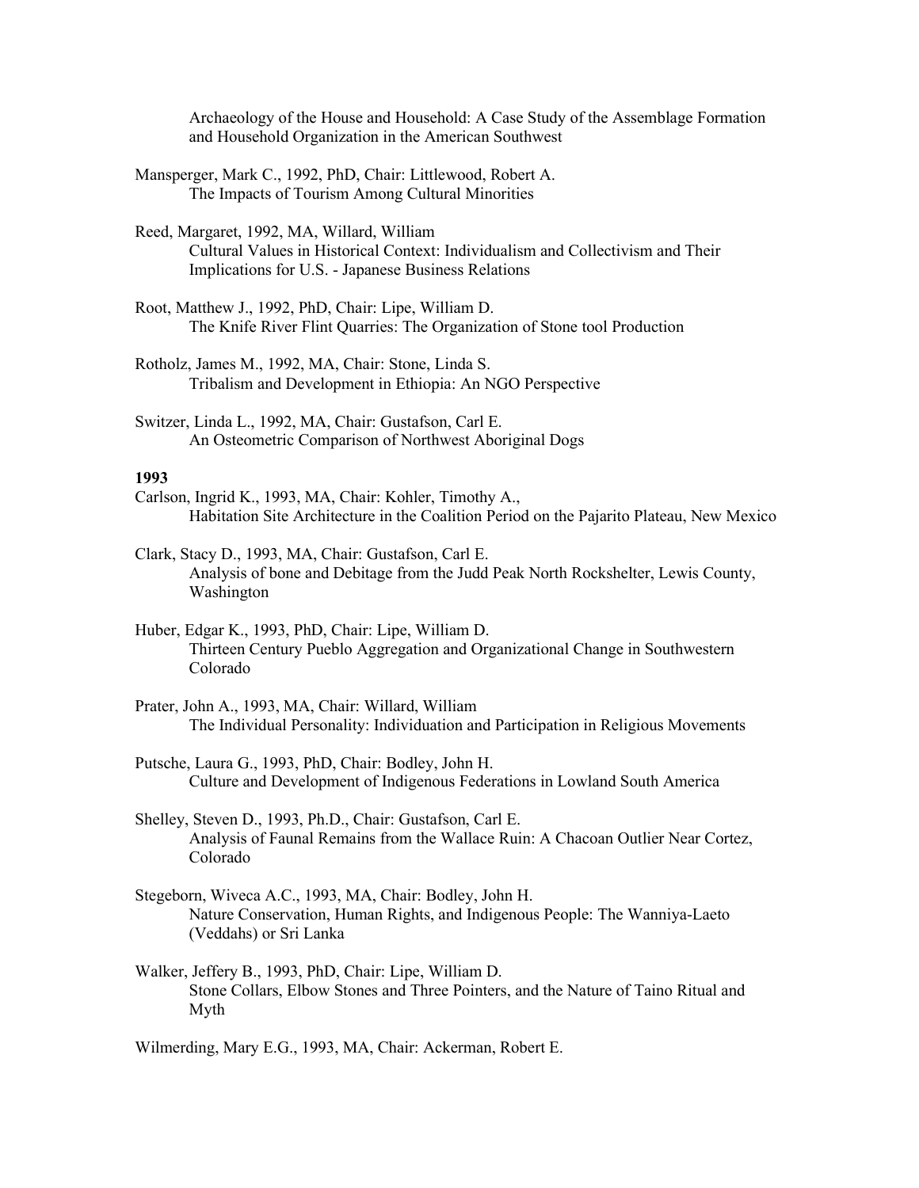Archaeology of the House and Household: A Case Study of the Assemblage Formation and Household Organization in the American Southwest

Mansperger, Mark C., 1992, PhD, Chair: Littlewood, Robert A.
The Impacts of Tourism Among Cultural Minorities

Reed, Margaret, 1992, MA, Willard, William
Cultural Values in Historical Context: Individualism and Collectivism and Their Implications for U.S. - Japanese Business Relations

Root, Matthew J., 1992, PhD, Chair: Lipe, William D.
The Knife River Flint Quarries: The Organization of Stone tool Production

Rotholz, James M., 1992, MA, Chair: Stone, Linda S.
Tribalism and Development in Ethiopia: An NGO Perspective

Switzer, Linda L., 1992, MA, Chair: Gustafson, Carl E.
An Osteometric Comparison of Northwest Aboriginal Dogs

**1993**

Carlson, Ingrid K., 1993, MA, Chair: Kohler, Timothy A.,
Habitation Site Architecture in the Coalition Period on the Pajarito Plateau, New Mexico

Clark, Stacy D., 1993, MA, Chair: Gustafson, Carl E.
Analysis of bone and Debitage from the Judd Peak North Rockshelter, Lewis County, Washington

Huber, Edgar K., 1993, PhD, Chair: Lipe, William D.
Thirteen Century Pueblo Aggregation and Organizational Change in Southwestern Colorado

Prater, John A., 1993, MA, Chair: Willard, William
The Individual Personality: Individuation and Participation in Religious Movements

Putsche, Laura G., 1993, PhD, Chair: Bodley, John H.
Culture and Development of Indigenous Federations in Lowland South America

Shelley, Steven D., 1993, Ph.D., Chair: Gustafson, Carl E.
Analysis of Faunal Remains from the Wallace Ruin: A Chacoan Outlier Near Cortez, Colorado

Stegeborn, Wiveca A.C., 1993, MA, Chair: Bodley, John H.
Nature Conservation, Human Rights, and Indigenous People: The Wanniya-Laeto (Veddahs) or Sri Lanka

Walker, Jeffery B., 1993, PhD, Chair: Lipe, William D.
Stone Collars, Elbow Stones and Three Pointers, and the Nature of Taino Ritual and Myth

Wilmerding, Mary E.G., 1993, MA, Chair: Ackerman, Robert E.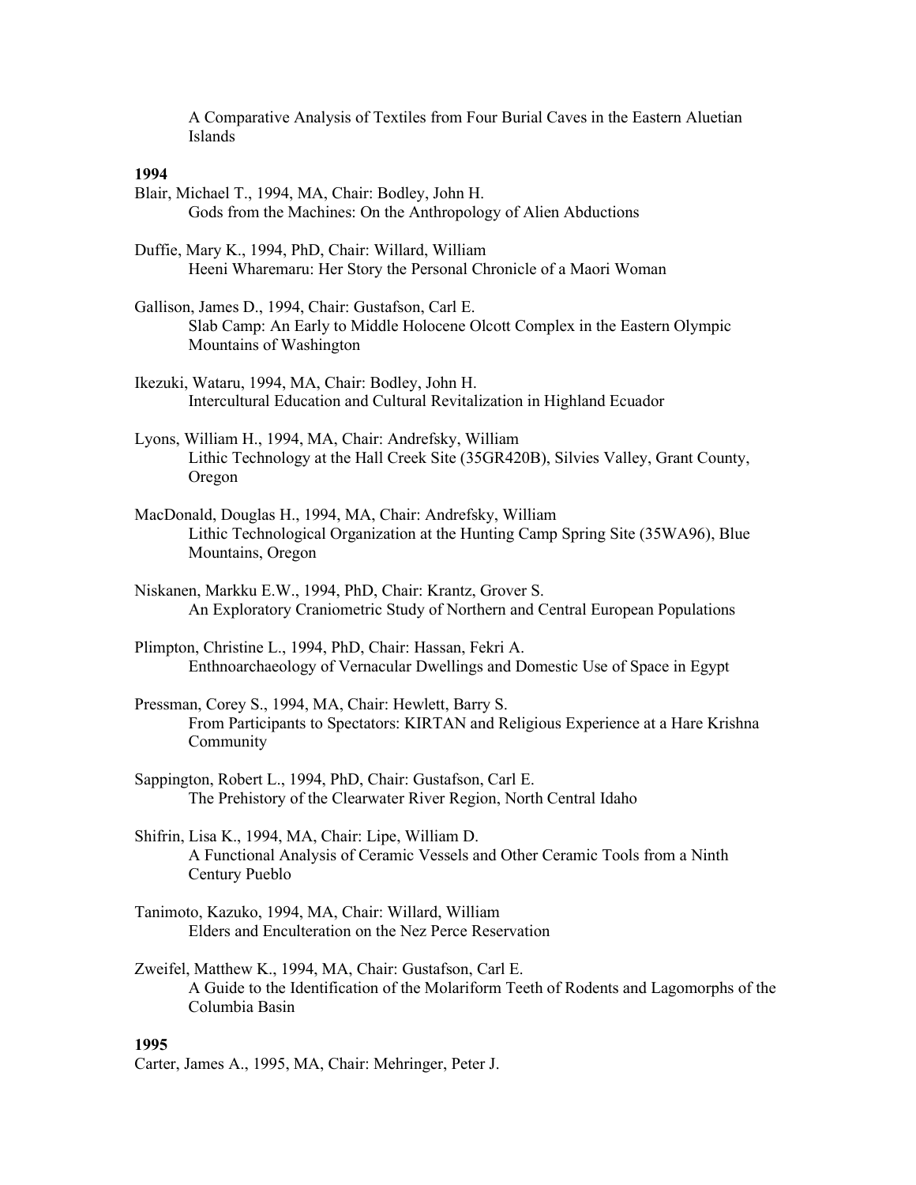A Comparative Analysis of Textiles from Four Burial Caves in the Eastern Aluetian Islands

**1994**

Blair, Michael T., 1994, MA, Chair: Bodley, John H.
Gods from the Machines: On the Anthropology of Alien Abductions

Duffie, Mary K., 1994, PhD, Chair: Willard, William
Heeni Wharemaru: Her Story the Personal Chronicle of a Maori Woman

Gallison, James D., 1994, Chair: Gustafson, Carl E.
Slab Camp: An Early to Middle Holocene Olcott Complex in the Eastern Olympic Mountains of Washington

Ikezuki, Wataru, 1994, MA, Chair: Bodley, John H.
Intercultural Education and Cultural Revitalization in Highland Ecuador

Lyons, William H., 1994, MA, Chair: Andrefsky, William
Lithic Technology at the Hall Creek Site (35GR420B), Silvies Valley, Grant County, Oregon

MacDonald, Douglas H., 1994, MA, Chair: Andrefsky, William
Lithic Technological Organization at the Hunting Camp Spring Site (35WA96), Blue Mountains, Oregon

Niskanen, Markku E.W., 1994, PhD, Chair: Krantz, Grover S.
An Exploratory Craniometric Study of Northern and Central European Populations

Plimpton, Christine L., 1994, PhD, Chair: Hassan, Fekri A.
Enthnoarchaeology of Vernacular Dwellings and Domestic Use of Space in Egypt

Pressman, Corey S., 1994, MA, Chair: Hewlett, Barry S.
From Participants to Spectators: KIRTAN and Religious Experience at a Hare Krishna Community

Sappington, Robert L., 1994, PhD, Chair: Gustafson, Carl E.
The Prehistory of the Clearwater River Region, North Central Idaho

Shifrin, Lisa K., 1994, MA, Chair: Lipe, William D.
A Functional Analysis of Ceramic Vessels and Other Ceramic Tools from a Ninth Century Pueblo

Tanimoto, Kazuko, 1994, MA, Chair: Willard, William
Elders and Enculteration on the Nez Perce Reservation

Zweifel, Matthew K., 1994, MA, Chair: Gustafson, Carl E.
A Guide to the Identification of the Molariform Teeth of Rodents and Lagomorphs of the Columbia Basin

**1995**

Carter, James A., 1995, MA, Chair: Mehringer, Peter J.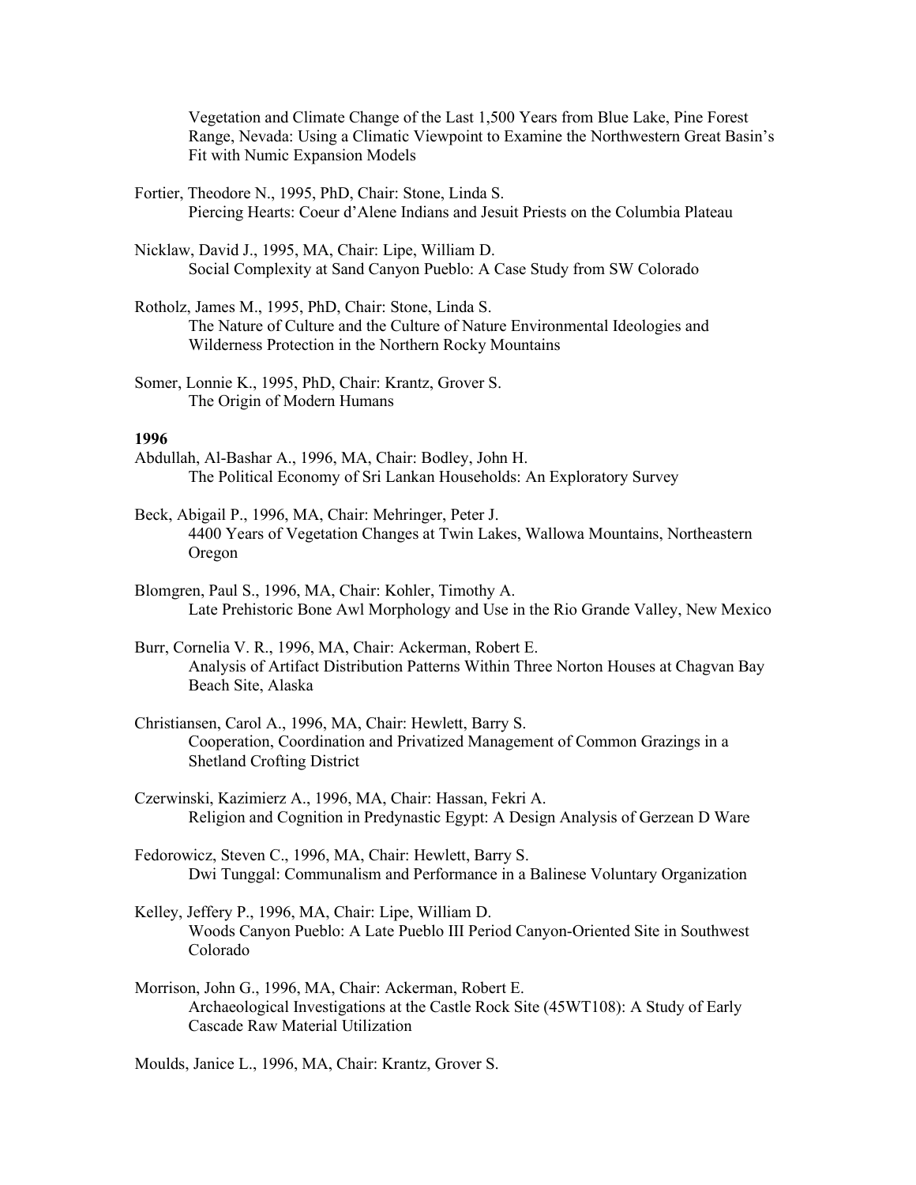Vegetation and Climate Change of the Last 1,500 Years from Blue Lake, Pine Forest Range, Nevada: Using a Climatic Viewpoint to Examine the Northwestern Great Basin's Fit with Numic Expansion Models

Fortier, Theodore N., 1995, PhD, Chair: Stone, Linda S.
Piercing Hearts: Coeur d'Alene Indians and Jesuit Priests on the Columbia Plateau

Nicklaw, David J., 1995, MA, Chair: Lipe, William D.
Social Complexity at Sand Canyon Pueblo: A Case Study from SW Colorado

Rotholz, James M., 1995, PhD, Chair: Stone, Linda S.
The Nature of Culture and the Culture of Nature Environmental Ideologies and Wilderness Protection in the Northern Rocky Mountains

Somer, Lonnie K., 1995, PhD, Chair: Krantz, Grover S.
The Origin of Modern Humans

**1996**

Abdullah, Al-Bashar A., 1996, MA, Chair: Bodley, John H.
The Political Economy of Sri Lankan Households: An Exploratory Survey

Beck, Abigail P., 1996, MA, Chair: Mehringer, Peter J.
4400 Years of Vegetation Changes at Twin Lakes, Wallowa Mountains, Northeastern Oregon

Blomgren, Paul S., 1996, MA, Chair: Kohler, Timothy A.
Late Prehistoric Bone Awl Morphology and Use in the Rio Grande Valley, New Mexico

Burr, Cornelia V. R., 1996, MA, Chair: Ackerman, Robert E.
Analysis of Artifact Distribution Patterns Within Three Norton Houses at Chagvan Bay Beach Site, Alaska

Christiansen, Carol A., 1996, MA, Chair: Hewlett, Barry S.
Cooperation, Coordination and Privatized Management of Common Grazings in a Shetland Crofting District

Czerwinski, Kazimierz A., 1996, MA, Chair: Hassan, Fekri A.
Religion and Cognition in Predynastic Egypt: A Design Analysis of Gerzean D Ware

Fedorowicz, Steven C., 1996, MA, Chair: Hewlett, Barry S.
Dwi Tunggal: Communalism and Performance in a Balinese Voluntary Organization

Kelley, Jeffery P., 1996, MA, Chair: Lipe, William D.
Woods Canyon Pueblo: A Late Pueblo III Period Canyon-Oriented Site in Southwest Colorado

Morrison, John G., 1996, MA, Chair: Ackerman, Robert E.
Archaeological Investigations at the Castle Rock Site (45WT108): A Study of Early Cascade Raw Material Utilization

Moulds, Janice L., 1996, MA, Chair: Krantz, Grover S.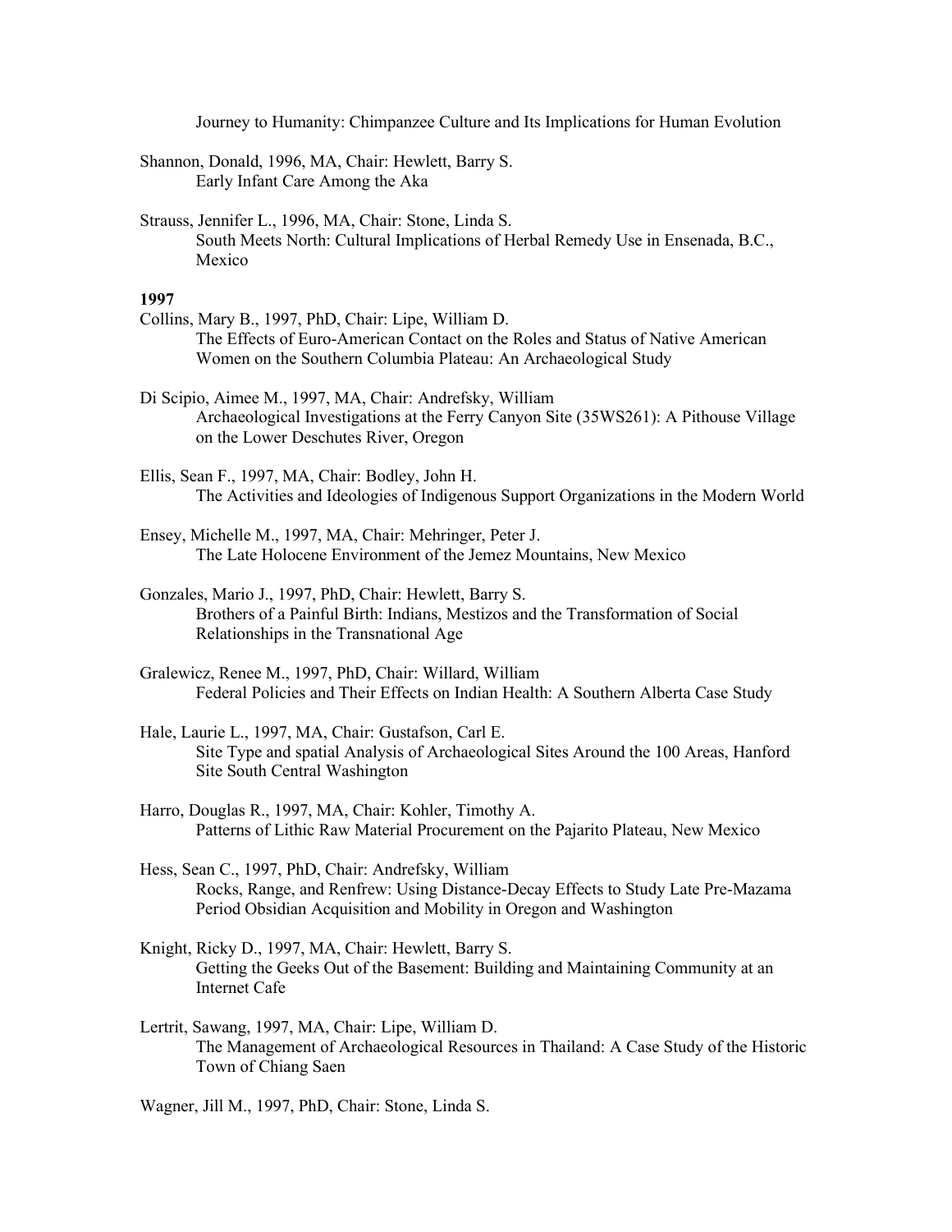Journey to Humanity: Chimpanzee Culture and Its Implications for Human Evolution

Shannon, Donald, 1996, MA, Chair: Hewlett, Barry S.
Early Infant Care Among the Aka

Strauss, Jennifer L., 1996, MA, Chair: Stone, Linda S.
South Meets North: Cultural Implications of Herbal Remedy Use in Ensenada, B.C., Mexico

**1997**

Collins, Mary B., 1997, PhD, Chair: Lipe, William D.
The Effects of Euro-American Contact on the Roles and Status of Native American Women on the Southern Columbia Plateau: An Archaeological Study

Di Scipio, Aimee M., 1997, MA, Chair: Andrefsky, William
Archaeological Investigations at the Ferry Canyon Site (35WS261): A Pithouse Village on the Lower Deschutes River, Oregon

Ellis, Sean F., 1997, MA, Chair: Bodley, John H.
The Activities and Ideologies of Indigenous Support Organizations in the Modern World

Ensey, Michelle M., 1997, MA, Chair: Mehringer, Peter J.
The Late Holocene Environment of the Jemez Mountains, New Mexico

Gonzales, Mario J., 1997, PhD, Chair: Hewlett, Barry S.
Brothers of a Painful Birth: Indians, Mestizos and the Transformation of Social Relationships in the Transnational Age

Gralewicz, Renee M., 1997, PhD, Chair: Willard, William
Federal Policies and Their Effects on Indian Health: A Southern Alberta Case Study

Hale, Laurie L., 1997, MA, Chair: Gustafson, Carl E.
Site Type and spatial Analysis of Archaeological Sites Around the 100 Areas, Hanford Site South Central Washington

Harro, Douglas R., 1997, MA, Chair: Kohler, Timothy A.
Patterns of Lithic Raw Material Procurement on the Pajarito Plateau, New Mexico

Hess, Sean C., 1997, PhD, Chair: Andrefsky, William
Rocks, Range, and Renfrew: Using Distance-Decay Effects to Study Late Pre-Mazama Period Obsidian Acquisition and Mobility in Oregon and Washington

Knight, Ricky D., 1997, MA, Chair: Hewlett, Barry S.
Getting the Geeks Out of the Basement: Building and Maintaining Community at an Internet Cafe

Lertrit, Sawang, 1997, MA, Chair: Lipe, William D.
The Management of Archaeological Resources in Thailand: A Case Study of the Historic Town of Chiang Saen

Wagner, Jill M., 1997, PhD, Chair: Stone, Linda S.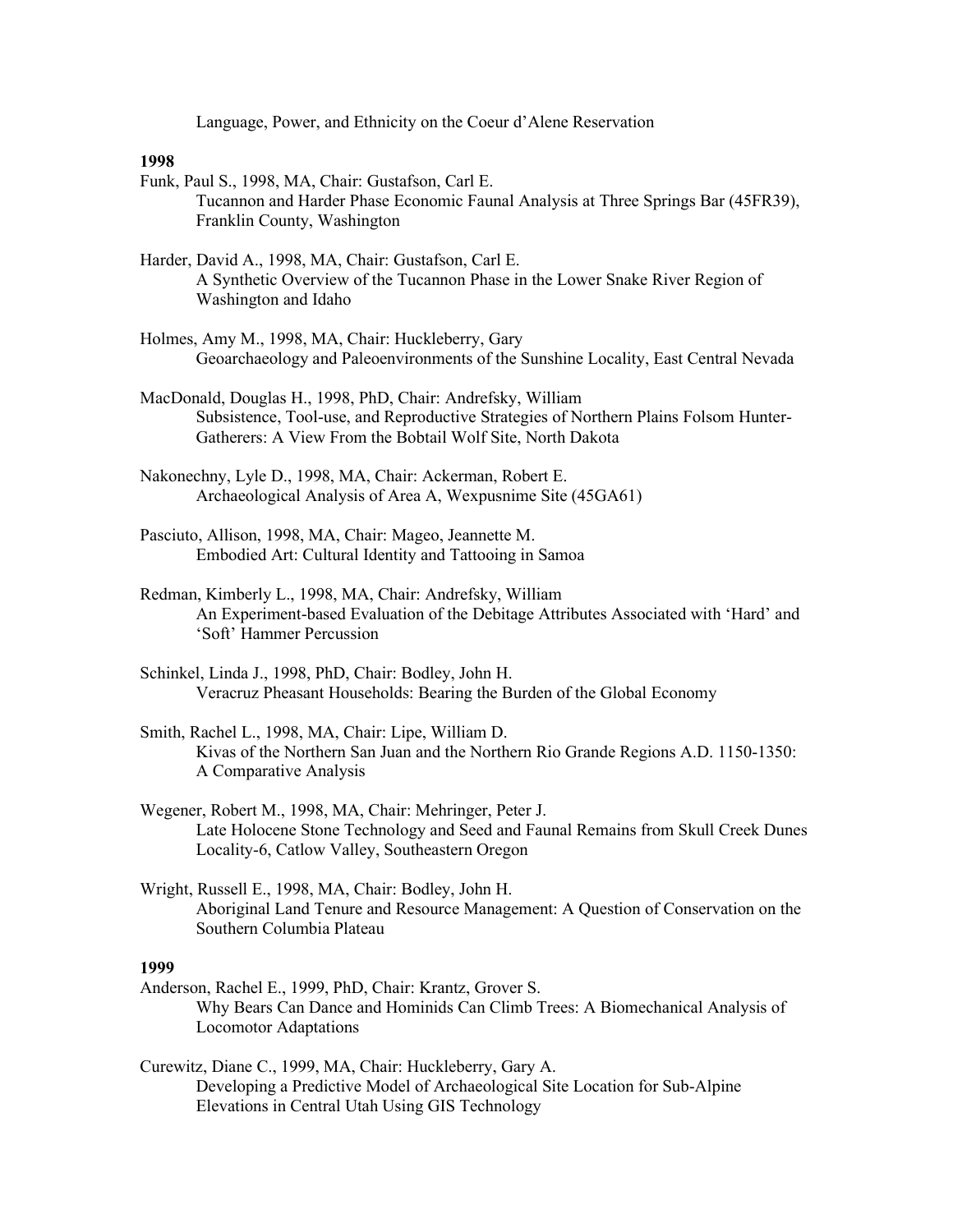Language, Power, and Ethnicity on the Coeur d'Alene Reservation

**1998**

Funk, Paul S., 1998, MA, Chair: Gustafson, Carl E.
Tucannon and Harder Phase Economic Faunal Analysis at Three Springs Bar (45FR39), Franklin County, Washington

Harder, David A., 1998, MA, Chair: Gustafson, Carl E.
A Synthetic Overview of the Tucannon Phase in the Lower Snake River Region of Washington and Idaho

Holmes, Amy M., 1998, MA, Chair: Huckleberry, Gary
Geoarchaeology and Paleoenvironments of the Sunshine Locality, East Central Nevada

MacDonald, Douglas H., 1998, PhD, Chair: Andrefsky, William
Subsistence, Tool-use, and Reproductive Strategies of Northern Plains Folsom Hunter-Gatherers: A View From the Bobtail Wolf Site, North Dakota

Nakonechny, Lyle D., 1998, MA, Chair: Ackerman, Robert E.
Archaeological Analysis of Area A, Wexpusnime Site (45GA61)

Pasciuto, Allison, 1998, MA, Chair: Mageo, Jeannette M.
Embodied Art: Cultural Identity and Tattooing in Samoa

Redman, Kimberly L., 1998, MA, Chair: Andrefsky, William
An Experiment-based Evaluation of the Debitage Attributes Associated with 'Hard' and 'Soft' Hammer Percussion

Schinkel, Linda J., 1998, PhD, Chair: Bodley, John H.
Veracruz Pheasant Households: Bearing the Burden of the Global Economy

Smith, Rachel L., 1998, MA, Chair: Lipe, William D.
Kivas of the Northern San Juan and the Northern Rio Grande Regions A.D. 1150-1350: A Comparative Analysis

Wegener, Robert M., 1998, MA, Chair: Mehringer, Peter J.
Late Holocene Stone Technology and Seed and Faunal Remains from Skull Creek Dunes Locality-6, Catlow Valley, Southeastern Oregon

Wright, Russell E., 1998, MA, Chair: Bodley, John H.
Aboriginal Land Tenure and Resource Management: A Question of Conservation on the Southern Columbia Plateau

**1999**

Anderson, Rachel E., 1999, PhD, Chair: Krantz, Grover S.
Why Bears Can Dance and Hominids Can Climb Trees: A Biomechanical Analysis of Locomotor Adaptations

Curewitz, Diane C., 1999, MA, Chair: Huckleberry, Gary A.
Developing a Predictive Model of Archaeological Site Location for Sub-Alpine Elevations in Central Utah Using GIS Technology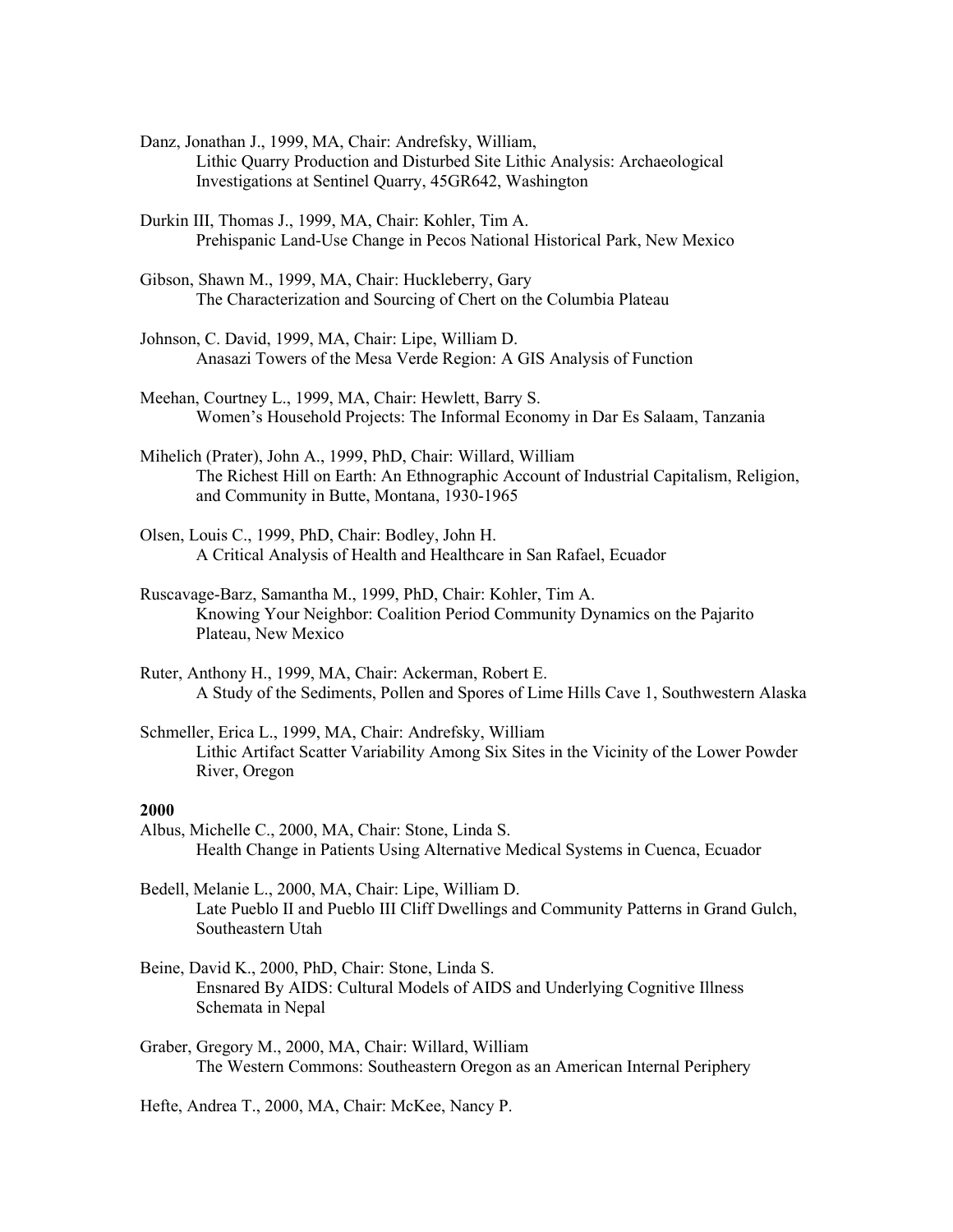Danz, Jonathan J., 1999, MA, Chair: Andrefsky, William,
Lithic Quarry Production and Disturbed Site Lithic Analysis: Archaeological Investigations at Sentinel Quarry, 45GR642, Washington

Durkin III, Thomas J., 1999, MA, Chair: Kohler, Tim A.
Prehispanic Land-Use Change in Pecos National Historical Park, New Mexico

Gibson, Shawn M., 1999, MA, Chair: Huckleberry, Gary
The Characterization and Sourcing of Chert on the Columbia Plateau

Johnson, C. David, 1999, MA, Chair: Lipe, William D.
Anasazi Towers of the Mesa Verde Region: A GIS Analysis of Function

Meehan, Courtney L., 1999, MA, Chair: Hewlett, Barry S.
Women's Household Projects: The Informal Economy in Dar Es Salaam, Tanzania

Mihelich (Prater), John A., 1999, PhD, Chair: Willard, William
The Richest Hill on Earth: An Ethnographic Account of Industrial Capitalism, Religion, and Community in Butte, Montana, 1930-1965

Olsen, Louis C., 1999, PhD, Chair: Bodley, John H.
A Critical Analysis of Health and Healthcare in San Rafael, Ecuador

Ruscavage-Barz, Samantha M., 1999, PhD, Chair: Kohler, Tim A.
Knowing Your Neighbor: Coalition Period Community Dynamics on the Pajarito Plateau, New Mexico

Ruter, Anthony H., 1999, MA, Chair: Ackerman, Robert E.
A Study of the Sediments, Pollen and Spores of Lime Hills Cave 1, Southwestern Alaska

Schmeller, Erica L., 1999, MA, Chair: Andrefsky, William
Lithic Artifact Scatter Variability Among Six Sites in the Vicinity of the Lower Powder River, Oregon

**2000**

Albus, Michelle C., 2000, MA, Chair: Stone, Linda S.
Health Change in Patients Using Alternative Medical Systems in Cuenca, Ecuador

Bedell, Melanie L., 2000, MA, Chair: Lipe, William D.
Late Pueblo II and Pueblo III Cliff Dwellings and Community Patterns in Grand Gulch, Southeastern Utah

Beine, David K., 2000, PhD, Chair: Stone, Linda S.
Ensnared By AIDS: Cultural Models of AIDS and Underlying Cognitive Illness Schemata in Nepal

Graber, Gregory M., 2000, MA, Chair: Willard, William
The Western Commons: Southeastern Oregon as an American Internal Periphery

Hefte, Andrea T., 2000, MA, Chair: McKee, Nancy P.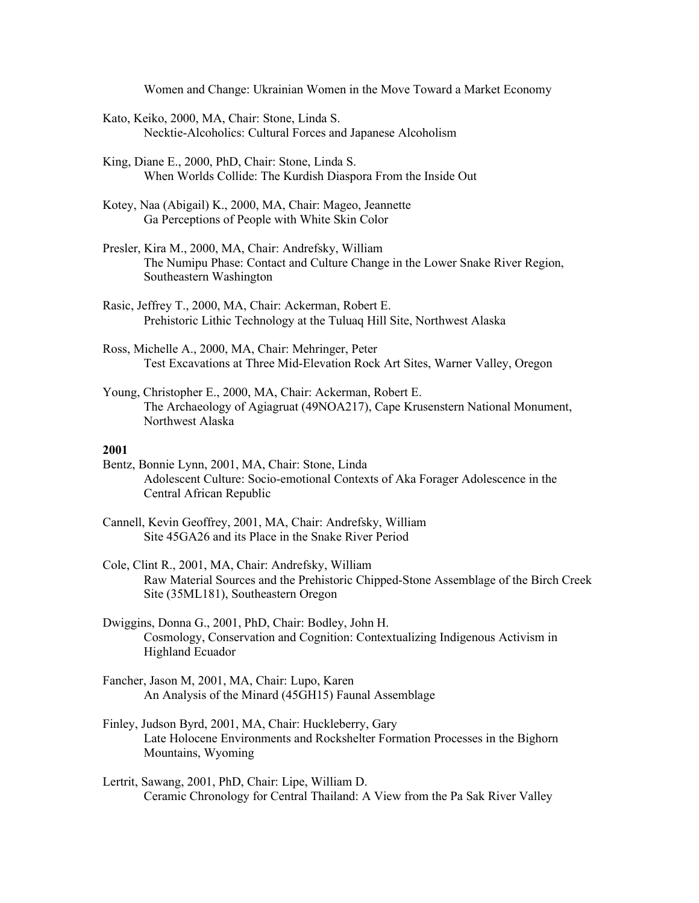Women and Change: Ukrainian Women in the Move Toward a Market Economy

Kato, Keiko, 2000, MA, Chair: Stone, Linda S.
Necktie-Alcoholics: Cultural Forces and Japanese Alcoholism

King, Diane E., 2000, PhD, Chair: Stone, Linda S.
When Worlds Collide: The Kurdish Diaspora From the Inside Out

Kotey, Naa (Abigail) K., 2000, MA, Chair: Mageo, Jeannette
Ga Perceptions of People with White Skin Color

Presler, Kira M., 2000, MA, Chair: Andrefsky, William
The Numipu Phase: Contact and Culture Change in the Lower Snake River Region, Southeastern Washington

Rasic, Jeffrey T., 2000, MA, Chair: Ackerman, Robert E.
Prehistoric Lithic Technology at the Tuluaq Hill Site, Northwest Alaska

Ross, Michelle A., 2000, MA, Chair: Mehringer, Peter
Test Excavations at Three Mid-Elevation Rock Art Sites, Warner Valley, Oregon

Young, Christopher E., 2000, MA, Chair: Ackerman, Robert E.
The Archaeology of Agiagruat (49NOA217), Cape Krusenstern National Monument, Northwest Alaska

**2001**

Bentz, Bonnie Lynn, 2001, MA, Chair: Stone, Linda
Adolescent Culture: Socio-emotional Contexts of Aka Forager Adolescence in the Central African Republic

Cannell, Kevin Geoffrey, 2001, MA, Chair: Andrefsky, William
Site 45GA26 and its Place in the Snake River Period

Cole, Clint R., 2001, MA, Chair: Andrefsky, William
Raw Material Sources and the Prehistoric Chipped-Stone Assemblage of the Birch Creek Site (35ML181), Southeastern Oregon

Dwiggins, Donna G., 2001, PhD, Chair: Bodley, John H.
Cosmology, Conservation and Cognition: Contextualizing Indigenous Activism in Highland Ecuador

Fancher, Jason M, 2001, MA, Chair: Lupo, Karen
An Analysis of the Minard (45GH15) Faunal Assemblage

Finley, Judson Byrd, 2001, MA, Chair: Huckleberry, Gary
Late Holocene Environments and Rockshelter Formation Processes in the Bighorn Mountains, Wyoming

Lertrit, Sawang, 2001, PhD, Chair: Lipe, William D.
Ceramic Chronology for Central Thailand: A View from the Pa Sak River Valley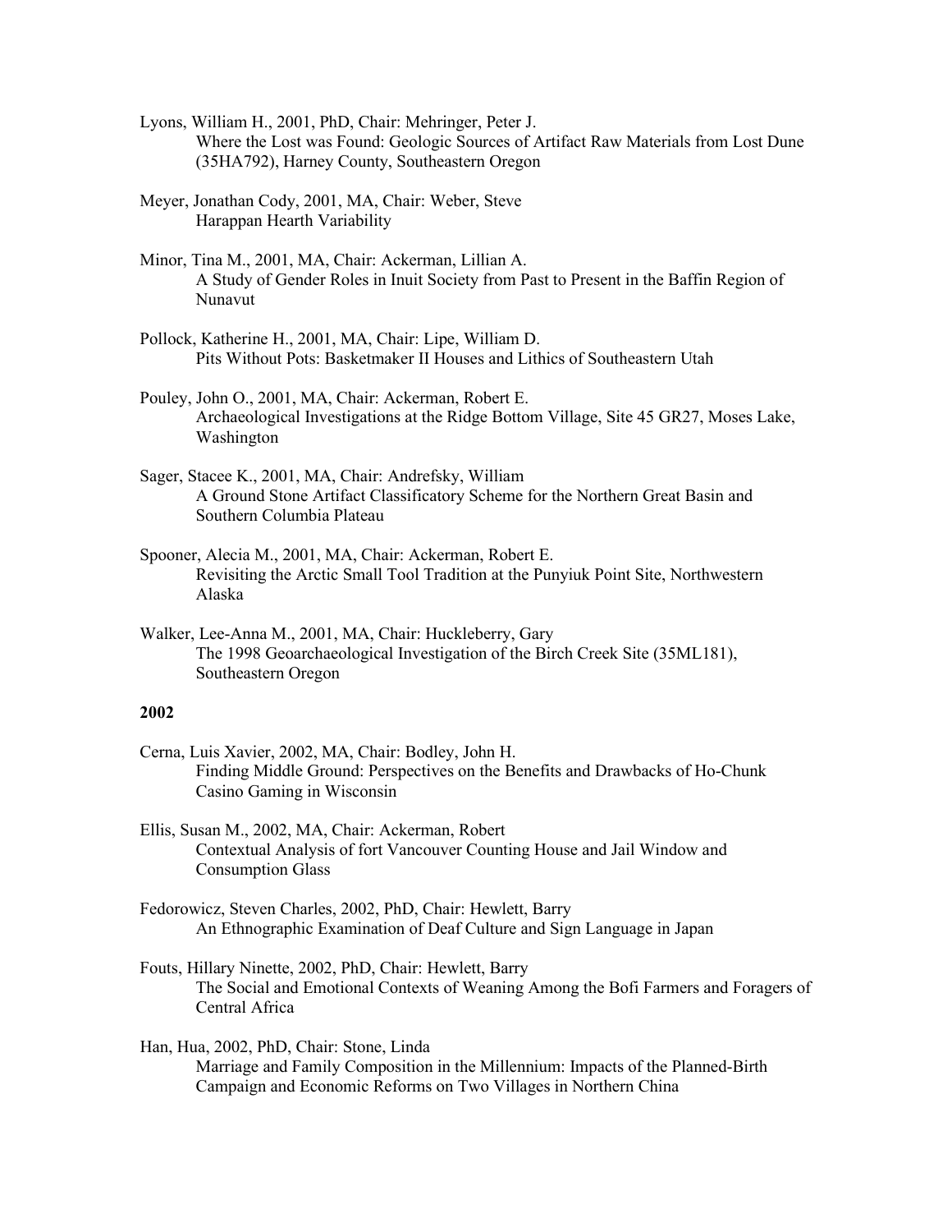Lyons, William H., 2001, PhD, Chair: Mehringer, Peter J.
Where the Lost was Found: Geologic Sources of Artifact Raw Materials from Lost Dune (35HA792), Harney County, Southeastern Oregon

Meyer, Jonathan Cody, 2001, MA, Chair: Weber, Steve
Harappan Hearth Variability

Minor, Tina M., 2001, MA, Chair: Ackerman, Lillian A.
A Study of Gender Roles in Inuit Society from Past to Present in the Baffin Region of Nunavut

Pollock, Katherine H., 2001, MA, Chair: Lipe, William D.
Pits Without Pots: Basketmaker II Houses and Lithics of Southeastern Utah

Pouley, John O., 2001, MA, Chair: Ackerman, Robert E.
Archaeological Investigations at the Ridge Bottom Village, Site 45 GR27, Moses Lake, Washington

Sager, Stacee K., 2001, MA, Chair: Andrefsky, William
A Ground Stone Artifact Classificatory Scheme for the Northern Great Basin and Southern Columbia Plateau

Spooner, Alecia M., 2001, MA, Chair: Ackerman, Robert E.
Revisiting the Arctic Small Tool Tradition at the Punyiuk Point Site, Northwestern Alaska

Walker, Lee-Anna M., 2001, MA, Chair: Huckleberry, Gary
The 1998 Geoarchaeological Investigation of the Birch Creek Site (35ML181), Southeastern Oregon

**2002**

Cerna, Luis Xavier, 2002, MA, Chair: Bodley, John H.
Finding Middle Ground: Perspectives on the Benefits and Drawbacks of Ho-Chunk Casino Gaming in Wisconsin

Ellis, Susan M., 2002, MA, Chair: Ackerman, Robert
Contextual Analysis of fort Vancouver Counting House and Jail Window and Consumption Glass

Fedorowicz, Steven Charles, 2002, PhD, Chair: Hewlett, Barry
An Ethnographic Examination of Deaf Culture and Sign Language in Japan

Fouts, Hillary Ninette, 2002, PhD, Chair: Hewlett, Barry
The Social and Emotional Contexts of Weaning Among the Bofi Farmers and Foragers of Central Africa

Han, Hua, 2002, PhD, Chair: Stone, Linda
Marriage and Family Composition in the Millennium: Impacts of the Planned-Birth Campaign and Economic Reforms on Two Villages in Northern China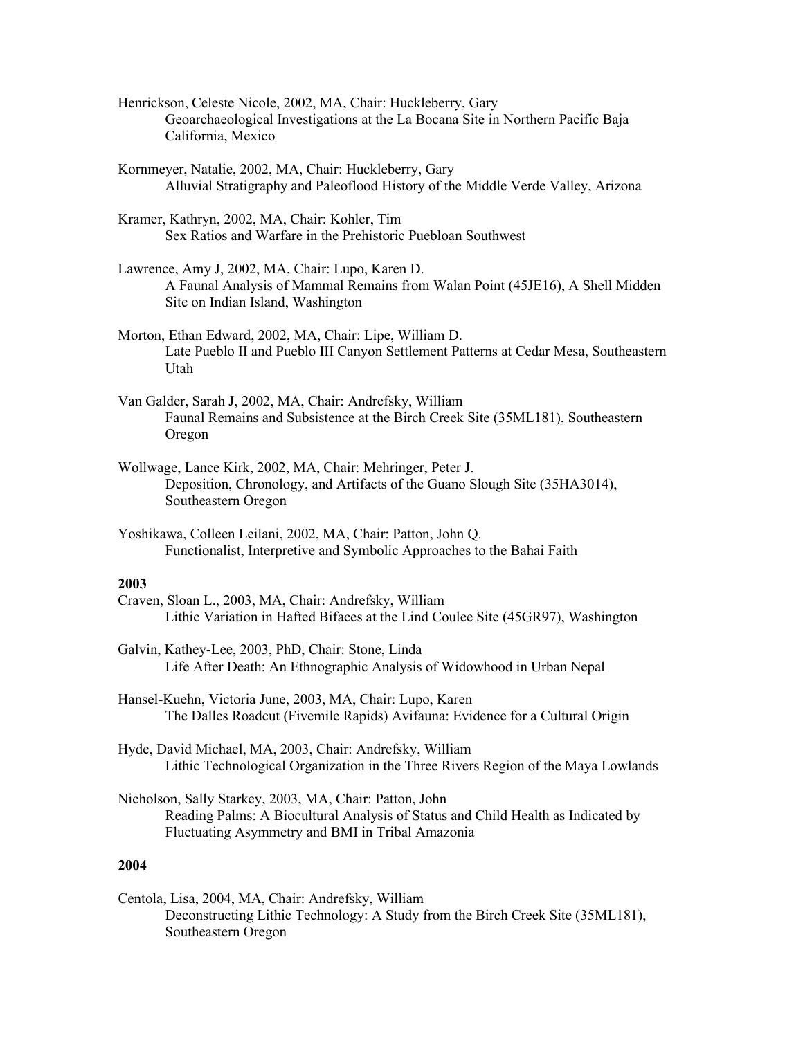Henrickson, Celeste Nicole, 2002, MA, Chair: Huckleberry, Gary
Geoarchaeological Investigations at the La Bocana Site in Northern Pacific Baja California, Mexico

Kornmeyer, Natalie, 2002, MA, Chair: Huckleberry, Gary
Alluvial Stratigraphy and Paleoflood History of the Middle Verde Valley, Arizona

Kramer, Kathryn, 2002, MA, Chair: Kohler, Tim
Sex Ratios and Warfare in the Prehistoric Puebloan Southwest

Lawrence, Amy J, 2002, MA, Chair: Lupo, Karen D.
A Faunal Analysis of Mammal Remains from Walan Point (45JE16), A Shell Midden Site on Indian Island, Washington

Morton, Ethan Edward, 2002, MA, Chair: Lipe, William D.
Late Pueblo II and Pueblo III Canyon Settlement Patterns at Cedar Mesa, Southeastern Utah

Van Galder, Sarah J, 2002, MA, Chair: Andrefsky, William
Faunal Remains and Subsistence at the Birch Creek Site (35ML181), Southeastern Oregon

Wollwage, Lance Kirk, 2002, MA, Chair: Mehringer, Peter J.
Deposition, Chronology, and Artifacts of the Guano Slough Site (35HA3014), Southeastern Oregon

Yoshikawa, Colleen Leilani, 2002, MA, Chair: Patton, John Q.
Functionalist, Interpretive and Symbolic Approaches to the Bahai Faith

**2003**

Craven, Sloan L., 2003, MA, Chair: Andrefsky, William
Lithic Variation in Hafted Bifaces at the Lind Coulee Site (45GR97), Washington

Galvin, Kathey-Lee, 2003, PhD, Chair: Stone, Linda
Life After Death: An Ethnographic Analysis of Widowhood in Urban Nepal

Hansel-Kuehn, Victoria June, 2003, MA, Chair: Lupo, Karen
The Dalles Roadcut (Fivemile Rapids) Avifauna: Evidence for a Cultural Origin

Hyde, David Michael, MA, 2003, Chair: Andrefsky, William
Lithic Technological Organization in the Three Rivers Region of the Maya Lowlands

Nicholson, Sally Starkey, 2003, MA, Chair: Patton, John
Reading Palms: A Biocultural Analysis of Status and Child Health as Indicated by Fluctuating Asymmetry and BMI in Tribal Amazonia

**2004**

Centola, Lisa, 2004, MA, Chair: Andrefsky, William
Deconstructing Lithic Technology: A Study from the Birch Creek Site (35ML181), Southeastern Oregon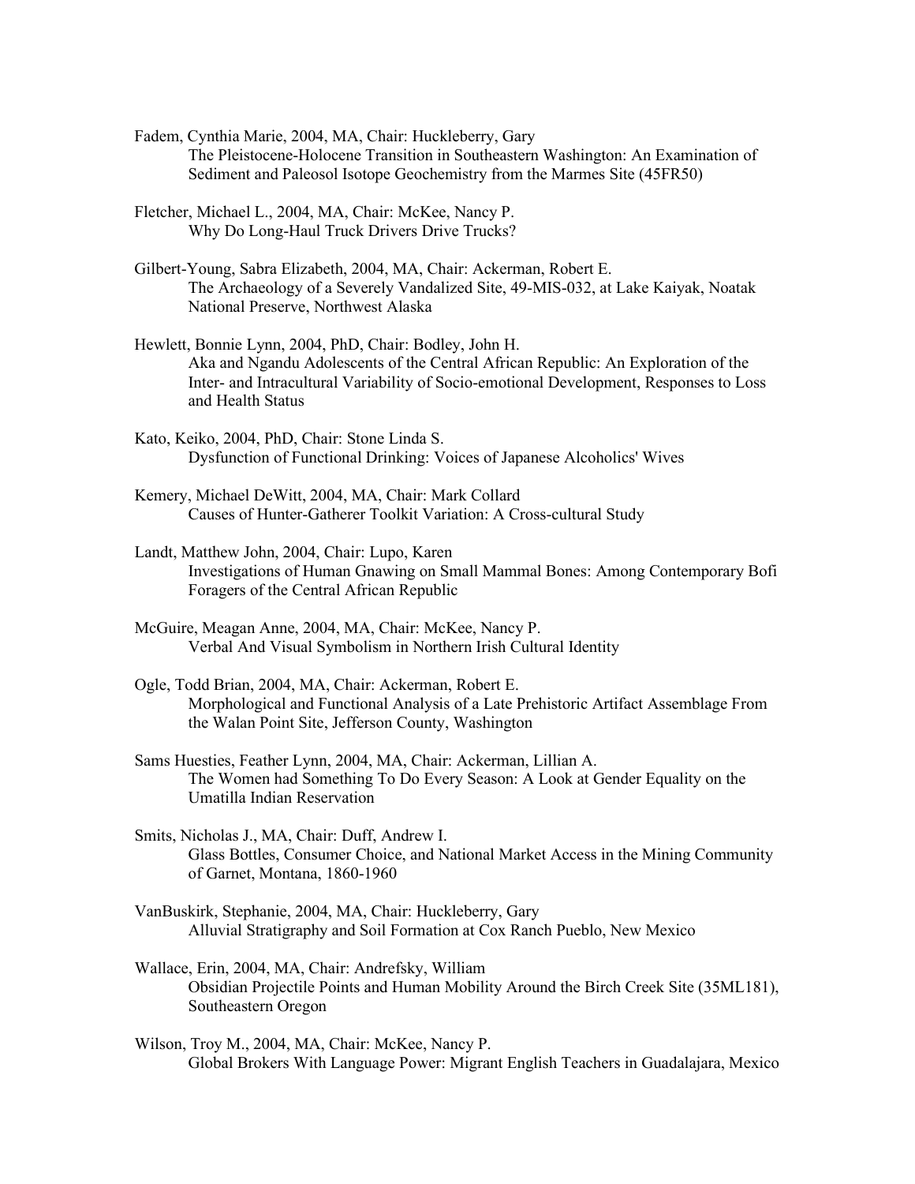Fadem, Cynthia Marie, 2004, MA, Chair: Huckleberry, Gary
    The Pleistocene-Holocene Transition in Southeastern Washington: An Examination of Sediment and Paleosol Isotope Geochemistry from the Marmes Site (45FR50)

Fletcher, Michael L., 2004, MA, Chair: McKee, Nancy P.
    Why Do Long-Haul Truck Drivers Drive Trucks?

Gilbert-Young, Sabra Elizabeth, 2004, MA, Chair: Ackerman, Robert E.
    The Archaeology of a Severely Vandalized Site, 49-MIS-032, at Lake Kaiyak, Noatak National Preserve, Northwest Alaska

Hewlett, Bonnie Lynn, 2004, PhD, Chair: Bodley, John H.
    Aka and Ngandu Adolescents of the Central African Republic: An Exploration of the Inter- and Intracultural Variability of Socio-emotional Development, Responses to Loss and Health Status

Kato, Keiko, 2004, PhD, Chair: Stone Linda S.
    Dysfunction of Functional Drinking: Voices of Japanese Alcoholics' Wives

Kemery, Michael DeWitt, 2004, MA, Chair: Mark Collard
    Causes of Hunter-Gatherer Toolkit Variation: A Cross-cultural Study

Landt, Matthew John, 2004, Chair: Lupo, Karen
    Investigations of Human Gnawing on Small Mammal Bones: Among Contemporary Bofi Foragers of the Central African Republic

McGuire, Meagan Anne, 2004, MA, Chair: McKee, Nancy P.
    Verbal And Visual Symbolism in Northern Irish Cultural Identity

Ogle, Todd Brian, 2004, MA, Chair: Ackerman, Robert E.
    Morphological and Functional Analysis of a Late Prehistoric Artifact Assemblage From the Walan Point Site, Jefferson County, Washington

Sams Huesties, Feather Lynn, 2004, MA, Chair: Ackerman, Lillian A.
    The Women had Something To Do Every Season: A Look at Gender Equality on the Umatilla Indian Reservation

Smits, Nicholas J., MA, Chair: Duff, Andrew I.
    Glass Bottles, Consumer Choice, and National Market Access in the Mining Community of Garnet, Montana, 1860-1960

VanBuskirk, Stephanie, 2004, MA, Chair: Huckleberry, Gary
    Alluvial Stratigraphy and Soil Formation at Cox Ranch Pueblo, New Mexico

Wallace, Erin, 2004, MA, Chair: Andrefsky, William
    Obsidian Projectile Points and Human Mobility Around the Birch Creek Site (35ML181), Southeastern Oregon

Wilson, Troy M., 2004, MA, Chair: McKee, Nancy P.
    Global Brokers With Language Power: Migrant English Teachers in Guadalajara, Mexico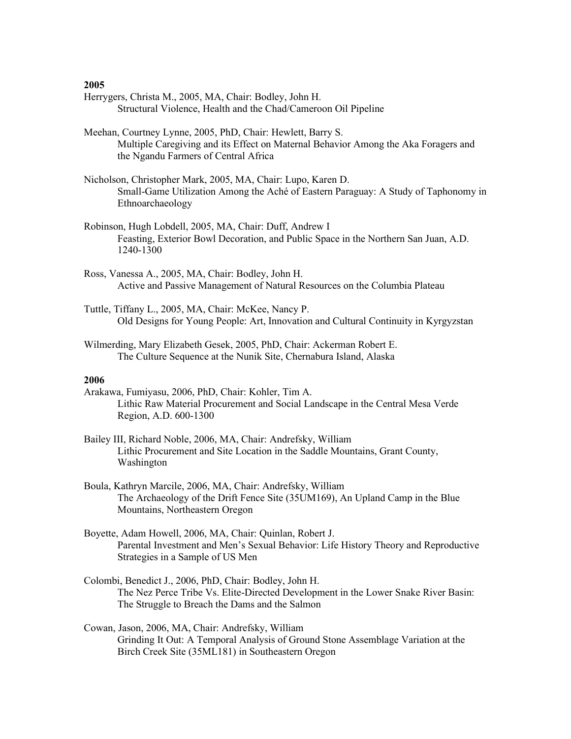**2005**

Herrygers, Christa M., 2005, MA, Chair: Bodley, John H.
Structural Violence, Health and the Chad/Cameroon Oil Pipeline

Meehan, Courtney Lynne, 2005, PhD, Chair: Hewlett, Barry S.
Multiple Caregiving and its Effect on Maternal Behavior Among the Aka Foragers and the Ngandu Farmers of Central Africa

Nicholson, Christopher Mark, 2005, MA, Chair: Lupo, Karen D.
Small-Game Utilization Among the Aché of Eastern Paraguay: A Study of Taphonomy in Ethnoarchaeology

Robinson, Hugh Lobdell, 2005, MA, Chair: Duff, Andrew I
Feasting, Exterior Bowl Decoration, and Public Space in the Northern San Juan, A.D. 1240-1300

Ross, Vanessa A., 2005, MA, Chair: Bodley, John H.
Active and Passive Management of Natural Resources on the Columbia Plateau

Tuttle, Tiffany L., 2005, MA, Chair: McKee, Nancy P.
Old Designs for Young People: Art, Innovation and Cultural Continuity in Kyrgyzstan

Wilmerding, Mary Elizabeth Gesek, 2005, PhD, Chair: Ackerman Robert E.
The Culture Sequence at the Nunik Site, Chernabura Island, Alaska

**2006**

Arakawa, Fumiyasu, 2006, PhD, Chair: Kohler, Tim A.
Lithic Raw Material Procurement and Social Landscape in the Central Mesa Verde Region, A.D. 600-1300

Bailey III, Richard Noble, 2006, MA, Chair: Andrefsky, William
Lithic Procurement and Site Location in the Saddle Mountains, Grant County, Washington

Boula, Kathryn Marcile, 2006, MA, Chair: Andrefsky, William
The Archaeology of the Drift Fence Site (35UM169), An Upland Camp in the Blue Mountains, Northeastern Oregon

Boyette, Adam Howell, 2006, MA, Chair: Quinlan, Robert J.
Parental Investment and Men's Sexual Behavior: Life History Theory and Reproductive Strategies in a Sample of US Men

Colombi, Benedict J., 2006, PhD, Chair: Bodley, John H.
The Nez Perce Tribe Vs. Elite-Directed Development in the Lower Snake River Basin: The Struggle to Breach the Dams and the Salmon

Cowan, Jason, 2006, MA, Chair: Andrefsky, William
Grinding It Out: A Temporal Analysis of Ground Stone Assemblage Variation at the Birch Creek Site (35ML181) in Southeastern Oregon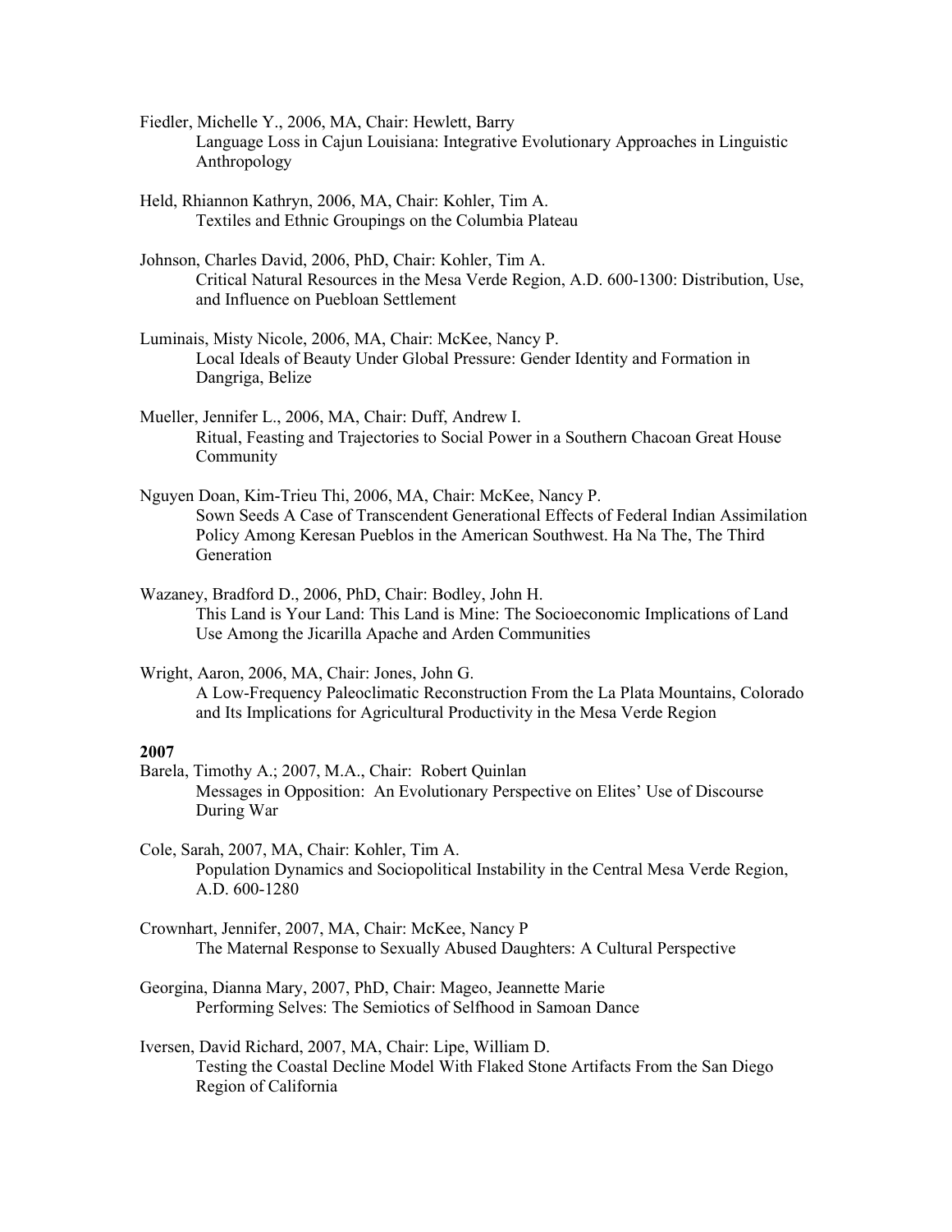Fiedler, Michelle Y., 2006, MA, Chair: Hewlett, Barry
Language Loss in Cajun Louisiana: Integrative Evolutionary Approaches in Linguistic Anthropology

Held, Rhiannon Kathryn, 2006, MA, Chair: Kohler, Tim A.
Textiles and Ethnic Groupings on the Columbia Plateau

Johnson, Charles David, 2006, PhD, Chair: Kohler, Tim A.
Critical Natural Resources in the Mesa Verde Region, A.D. 600-1300: Distribution, Use, and Influence on Puebloan Settlement

Luminais, Misty Nicole, 2006, MA, Chair: McKee, Nancy P.
Local Ideals of Beauty Under Global Pressure: Gender Identity and Formation in Dangriga, Belize

Mueller, Jennifer L., 2006, MA, Chair: Duff, Andrew I.
Ritual, Feasting and Trajectories to Social Power in a Southern Chacoan Great House Community

Nguyen Doan, Kim-Trieu Thi, 2006, MA, Chair: McKee, Nancy P.
Sown Seeds A Case of Transcendent Generational Effects of Federal Indian Assimilation Policy Among Keresan Pueblos in the American Southwest. Ha Na The, The Third Generation

Wazaney, Bradford D., 2006, PhD, Chair: Bodley, John H.
This Land is Your Land: This Land is Mine: The Socioeconomic Implications of Land Use Among the Jicarilla Apache and Arden Communities

Wright, Aaron, 2006, MA, Chair: Jones, John G.
A Low-Frequency Paleoclimatic Reconstruction From the La Plata Mountains, Colorado and Its Implications for Agricultural Productivity in the Mesa Verde Region

**2007**

Barela, Timothy A.; 2007, M.A., Chair: Robert Quinlan
Messages in Opposition: An Evolutionary Perspective on Elites' Use of Discourse During War

Cole, Sarah, 2007, MA, Chair: Kohler, Tim A.
Population Dynamics and Sociopolitical Instability in the Central Mesa Verde Region, A.D. 600-1280

Crownhart, Jennifer, 2007, MA, Chair: McKee, Nancy P
The Maternal Response to Sexually Abused Daughters: A Cultural Perspective

Georgina, Dianna Mary, 2007, PhD, Chair: Mageo, Jeannette Marie
Performing Selves: The Semiotics of Selfhood in Samoan Dance

Iversen, David Richard, 2007, MA, Chair: Lipe, William D.
Testing the Coastal Decline Model With Flaked Stone Artifacts From the San Diego Region of California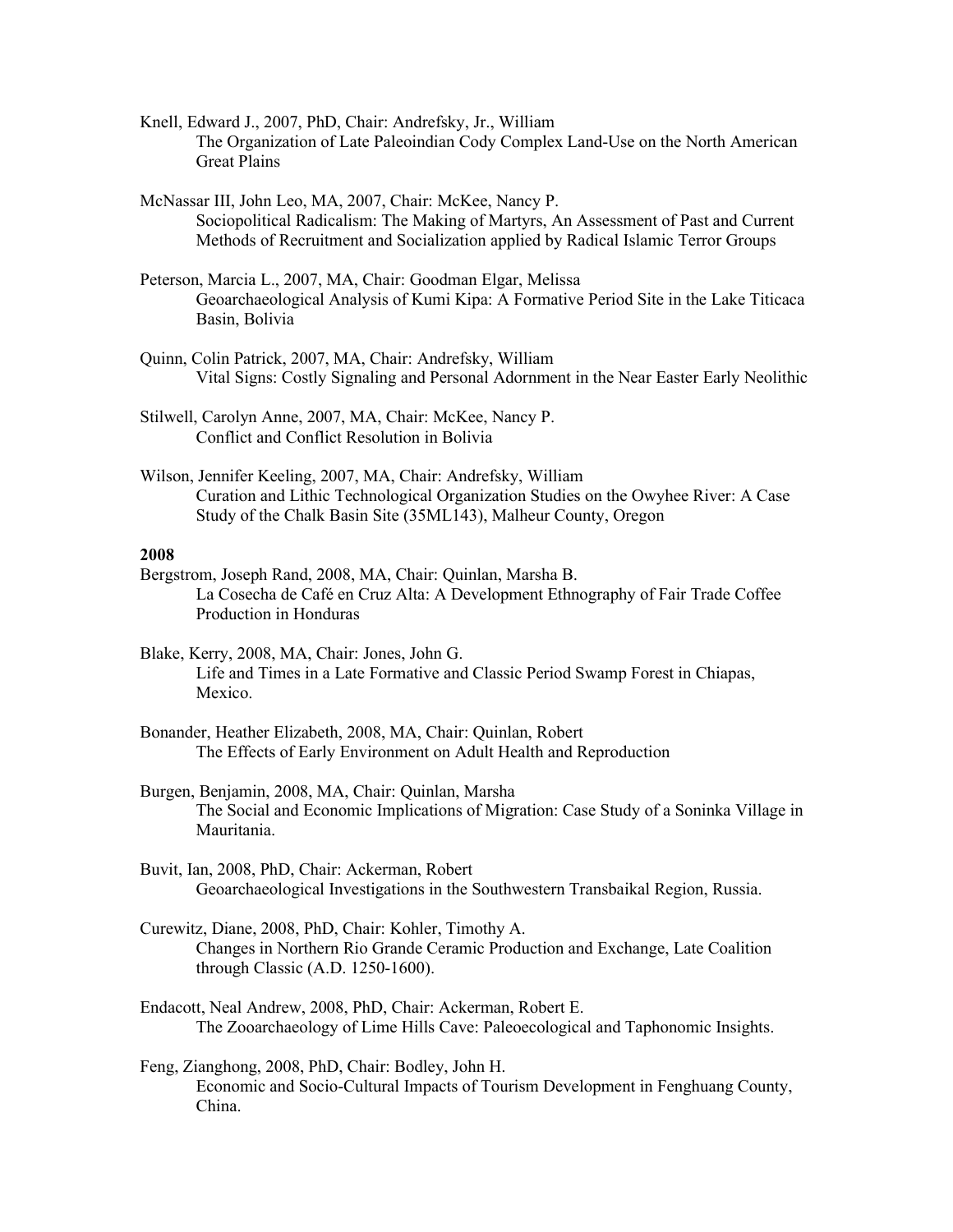Knell, Edward J., 2007, PhD, Chair: Andrefsky, Jr., William
The Organization of Late Paleoindian Cody Complex Land-Use on the North American Great Plains

McNassar III, John Leo, MA, 2007, Chair: McKee, Nancy P.
Sociopolitical Radicalism: The Making of Martyrs, An Assessment of Past and Current Methods of Recruitment and Socialization applied by Radical Islamic Terror Groups

Peterson, Marcia L., 2007, MA, Chair: Goodman Elgar, Melissa
Geoarchaeological Analysis of Kumi Kipa: A Formative Period Site in the Lake Titicaca Basin, Bolivia

Quinn, Colin Patrick, 2007, MA, Chair: Andrefsky, William
Vital Signs: Costly Signaling and Personal Adornment in the Near Easter Early Neolithic

Stilwell, Carolyn Anne, 2007, MA, Chair: McKee, Nancy P.
Conflict and Conflict Resolution in Bolivia

Wilson, Jennifer Keeling, 2007, MA, Chair: Andrefsky, William
Curation and Lithic Technological Organization Studies on the Owyhee River: A Case Study of the Chalk Basin Site (35ML143), Malheur County, Oregon

**2008**

Bergstrom, Joseph Rand, 2008, MA, Chair: Quinlan, Marsha B.
La Cosecha de Café en Cruz Alta: A Development Ethnography of Fair Trade Coffee Production in Honduras

Blake, Kerry, 2008, MA, Chair: Jones, John G.
Life and Times in a Late Formative and Classic Period Swamp Forest in Chiapas, Mexico.

Bonander, Heather Elizabeth, 2008, MA, Chair: Quinlan, Robert
The Effects of Early Environment on Adult Health and Reproduction

Burgen, Benjamin, 2008, MA, Chair: Quinlan, Marsha
The Social and Economic Implications of Migration: Case Study of a Soninka Village in Mauritania.

Buvit, Ian, 2008, PhD, Chair: Ackerman, Robert
Geoarchaeological Investigations in the Southwestern Transbaikal Region, Russia.

Curewitz, Diane, 2008, PhD, Chair: Kohler, Timothy A.
Changes in Northern Rio Grande Ceramic Production and Exchange, Late Coalition through Classic (A.D. 1250-1600).

Endacott, Neal Andrew, 2008, PhD, Chair: Ackerman, Robert E.
The Zooarchaeology of Lime Hills Cave: Paleoecological and Taphonomic Insights.

Feng, Zianghong, 2008, PhD, Chair: Bodley, John H.
Economic and Socio-Cultural Impacts of Tourism Development in Fenghuang County, China.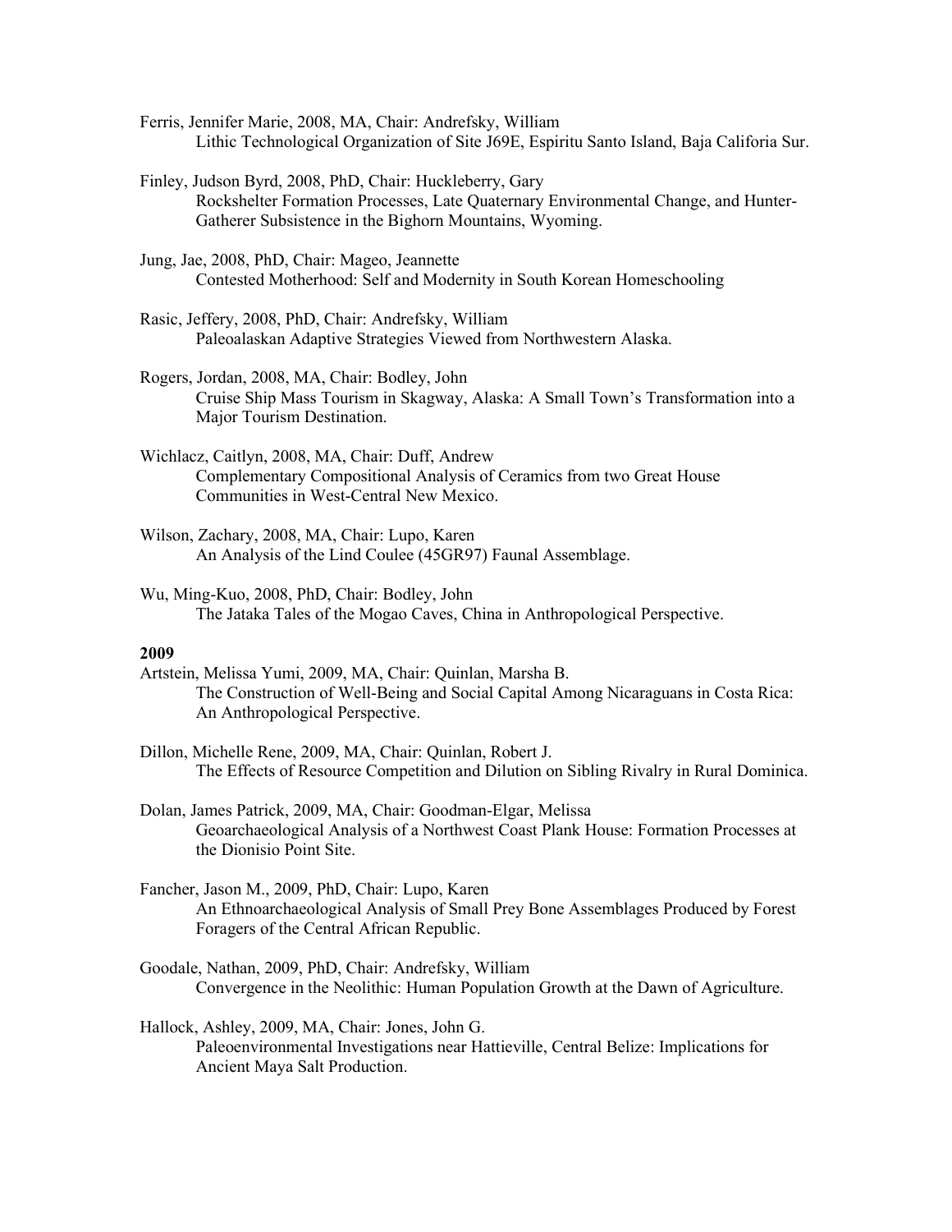Ferris, Jennifer Marie, 2008, MA, Chair: Andrefsky, William
    Lithic Technological Organization of Site J69E, Espiritu Santo Island, Baja California Sur.

Finley, Judson Byrd, 2008, PhD, Chair: Huckleberry, Gary
    Rockshelter Formation Processes, Late Quaternary Environmental Change, and Hunter-Gatherer Subsistence in the Bighorn Mountains, Wyoming.

Jung, Jae, 2008, PhD, Chair: Mageo, Jeannette
    Contested Motherhood: Self and Modernity in South Korean Homeschooling

Rasic, Jeffery, 2008, PhD, Chair: Andrefsky, William
    Paleoalaskan Adaptive Strategies Viewed from Northwestern Alaska.

Rogers, Jordan, 2008, MA, Chair: Bodley, John
    Cruise Ship Mass Tourism in Skagway, Alaska: A Small Town's Transformation into a Major Tourism Destination.

Wichlacz, Caitlyn, 2008, MA, Chair: Duff, Andrew
    Complementary Compositional Analysis of Ceramics from two Great House Communities in West-Central New Mexico.

Wilson, Zachary, 2008, MA, Chair: Lupo, Karen
    An Analysis of the Lind Coulee (45GR97) Faunal Assemblage.

Wu, Ming-Kuo, 2008, PhD, Chair: Bodley, John
    The Jataka Tales of the Mogao Caves, China in Anthropological Perspective.

**2009**

Artstein, Melissa Yumi, 2009, MA, Chair: Quinlan, Marsha B.
    The Construction of Well-Being and Social Capital Among Nicaraguans in Costa Rica: An Anthropological Perspective.

Dillon, Michelle Rene, 2009, MA, Chair: Quinlan, Robert J.
    The Effects of Resource Competition and Dilution on Sibling Rivalry in Rural Dominica.

Dolan, James Patrick, 2009, MA, Chair: Goodman-Elgar, Melissa
    Geoarchaeological Analysis of a Northwest Coast Plank House: Formation Processes at the Dionisio Point Site.

Fancher, Jason M., 2009, PhD, Chair: Lupo, Karen
    An Ethnoarchaeological Analysis of Small Prey Bone Assemblages Produced by Forest Foragers of the Central African Republic.

Goodale, Nathan, 2009, PhD, Chair: Andrefsky, William
    Convergence in the Neolithic: Human Population Growth at the Dawn of Agriculture.

Hallock, Ashley, 2009, MA, Chair: Jones, John G.
    Paleoenvironmental Investigations near Hattieville, Central Belize: Implications for Ancient Maya Salt Production.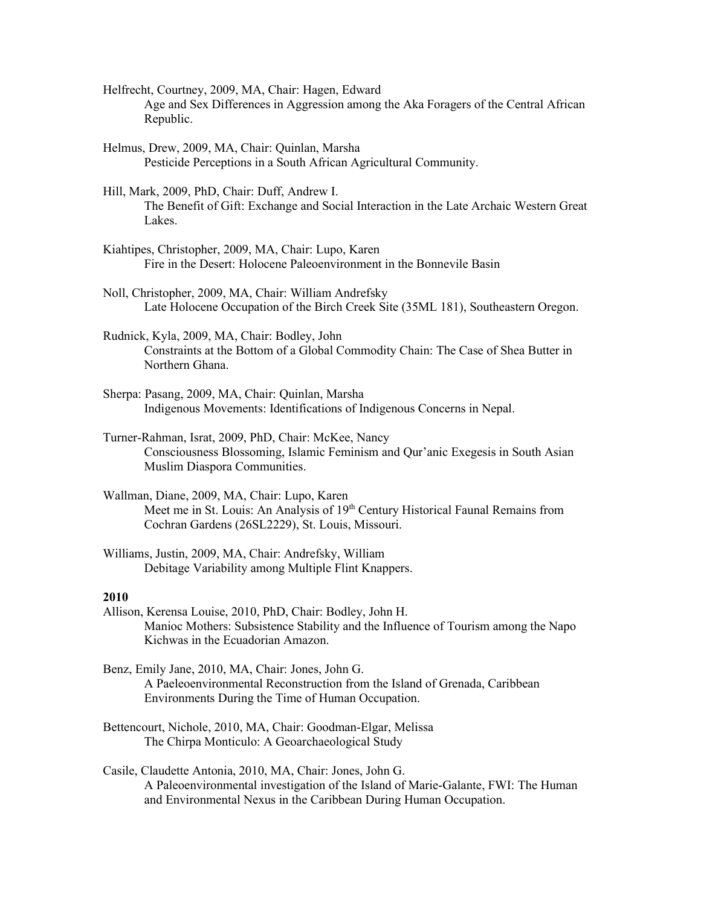Helfrecht, Courtney, 2009, MA, Chair: Hagen, Edward
  Age and Sex Differences in Aggression among the Aka Foragers of the Central African Republic.

Helmus, Drew, 2009, MA, Chair: Quinlan, Marsha
  Pesticide Perceptions in a South African Agricultural Community.

Hill, Mark, 2009, PhD, Chair: Duff, Andrew I.
  The Benefit of Gift: Exchange and Social Interaction in the Late Archaic Western Great Lakes.

Kiahtipes, Christopher, 2009, MA, Chair: Lupo, Karen
  Fire in the Desert: Holocene Paleoenvironment in the Bonnevile Basin

Noll, Christopher, 2009, MA, Chair: William Andrefsky
  Late Holocene Occupation of the Birch Creek Site (35ML 181), Southeastern Oregon.

Rudnick, Kyla, 2009, MA, Chair: Bodley, John
  Constraints at the Bottom of a Global Commodity Chain: The Case of Shea Butter in Northern Ghana.

Sherpa: Pasang, 2009, MA, Chair: Quinlan, Marsha
  Indigenous Movements: Identifications of Indigenous Concerns in Nepal.

Turner-Rahman, Israt, 2009, PhD, Chair: McKee, Nancy
  Consciousness Blossoming, Islamic Feminism and Qur'anic Exegesis in South Asian Muslim Diaspora Communities.

Wallman, Diane, 2009, MA, Chair: Lupo, Karen
  Meet me in St. Louis: An Analysis of 19th Century Historical Faunal Remains from Cochran Gardens (26SL2229), St. Louis, Missouri.

Williams, Justin, 2009, MA, Chair: Andrefsky, William
  Debitage Variability among Multiple Flint Knappers.

**2010**

Allison, Kerensa Louise, 2010, PhD, Chair: Bodley, John H.
  Manioc Mothers: Subsistence Stability and the Influence of Tourism among the Napo Kichwas in the Ecuadorian Amazon.

Benz, Emily Jane, 2010, MA, Chair: Jones, John G.
  A Paeleoenvironmental Reconstruction from the Island of Grenada, Caribbean Environments During the Time of Human Occupation.

Bettencourt, Nichole, 2010, MA, Chair: Goodman-Elgar, Melissa
  The Chirpa Monticulo: A Geoarchaeological Study

Casile, Claudette Antonia, 2010, MA, Chair: Jones, John G.
  A Paleoenvironmental investigation of the Island of Marie-Galante, FWI: The Human and Environmental Nexus in the Caribbean During Human Occupation.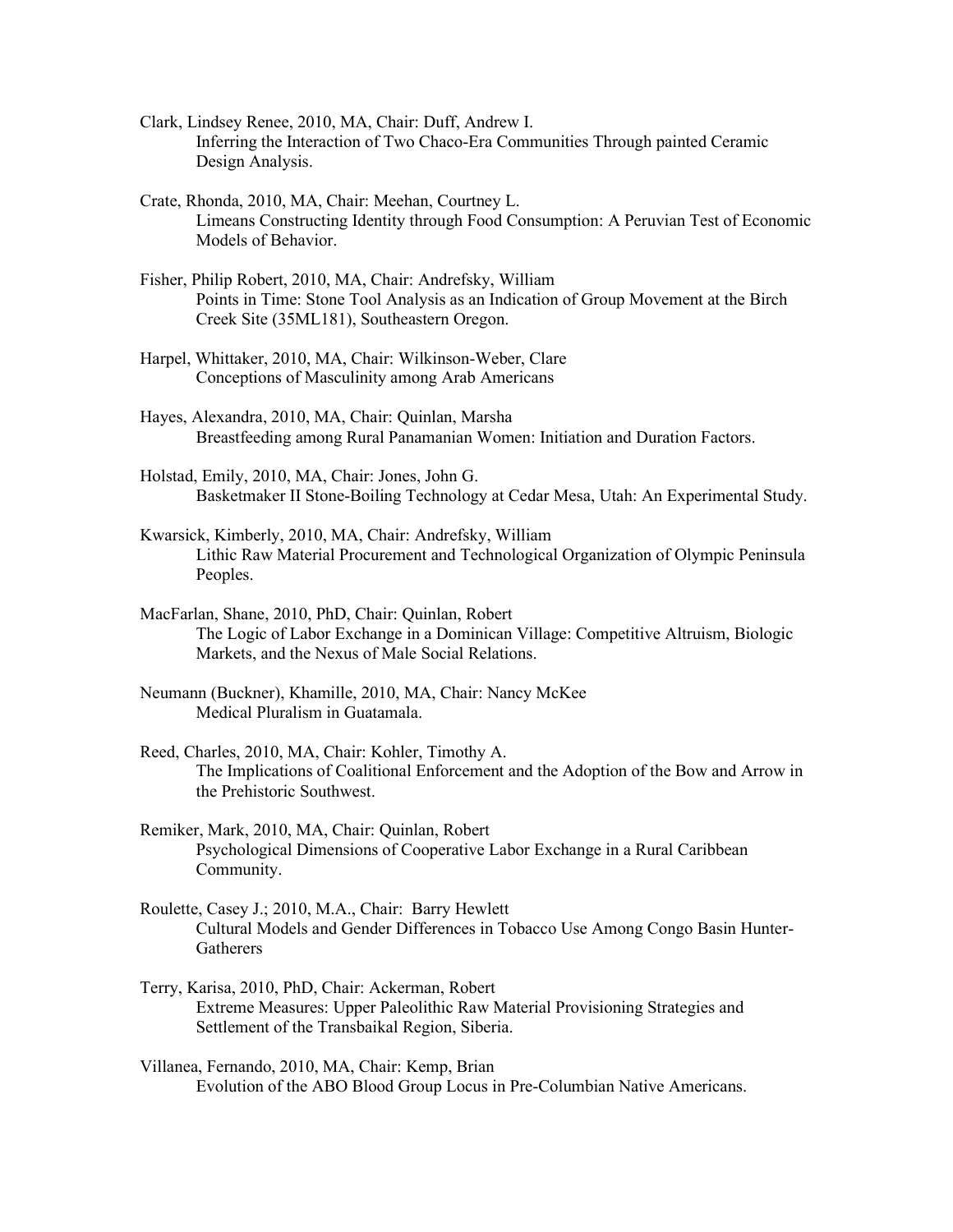Clark, Lindsey Renee, 2010, MA, Chair: Duff, Andrew I.
Inferring the Interaction of Two Chaco-Era Communities Through painted Ceramic Design Analysis.

Crate, Rhonda, 2010, MA, Chair: Meehan, Courtney L.
Limeans Constructing Identity through Food Consumption: A Peruvian Test of Economic Models of Behavior.

Fisher, Philip Robert, 2010, MA, Chair: Andrefsky, William
Points in Time: Stone Tool Analysis as an Indication of Group Movement at the Birch Creek Site (35ML181), Southeastern Oregon.

Harpel, Whittaker, 2010, MA, Chair: Wilkinson-Weber, Clare
Conceptions of Masculinity among Arab Americans

Hayes, Alexandra, 2010, MA, Chair: Quinlan, Marsha
Breastfeeding among Rural Panamanian Women: Initiation and Duration Factors.

Holstad, Emily, 2010, MA, Chair: Jones, John G.
Basketmaker II Stone-Boiling Technology at Cedar Mesa, Utah: An Experimental Study.

Kwarsick, Kimberly, 2010, MA, Chair: Andrefsky, William
Lithic Raw Material Procurement and Technological Organization of Olympic Peninsula Peoples.

MacFarlan, Shane, 2010, PhD, Chair: Quinlan, Robert
The Logic of Labor Exchange in a Dominican Village: Competitive Altruism, Biologic Markets, and the Nexus of Male Social Relations.

Neumann (Buckner), Khamille, 2010, MA, Chair: Nancy McKee
Medical Pluralism in Guatamala.

Reed, Charles, 2010, MA, Chair: Kohler, Timothy A.
The Implications of Coalitional Enforcement and the Adoption of the Bow and Arrow in the Prehistoric Southwest.

Remiker, Mark, 2010, MA, Chair: Quinlan, Robert
Psychological Dimensions of Cooperative Labor Exchange in a Rural Caribbean Community.

Roulette, Casey J.; 2010, M.A., Chair: Barry Hewlett
Cultural Models and Gender Differences in Tobacco Use Among Congo Basin Hunter-Gatherers

Terry, Karisa, 2010, PhD, Chair: Ackerman, Robert
Extreme Measures: Upper Paleolithic Raw Material Provisioning Strategies and Settlement of the Transbaikal Region, Siberia.

Villanea, Fernando, 2010, MA, Chair: Kemp, Brian
Evolution of the ABO Blood Group Locus in Pre-Columbian Native Americans.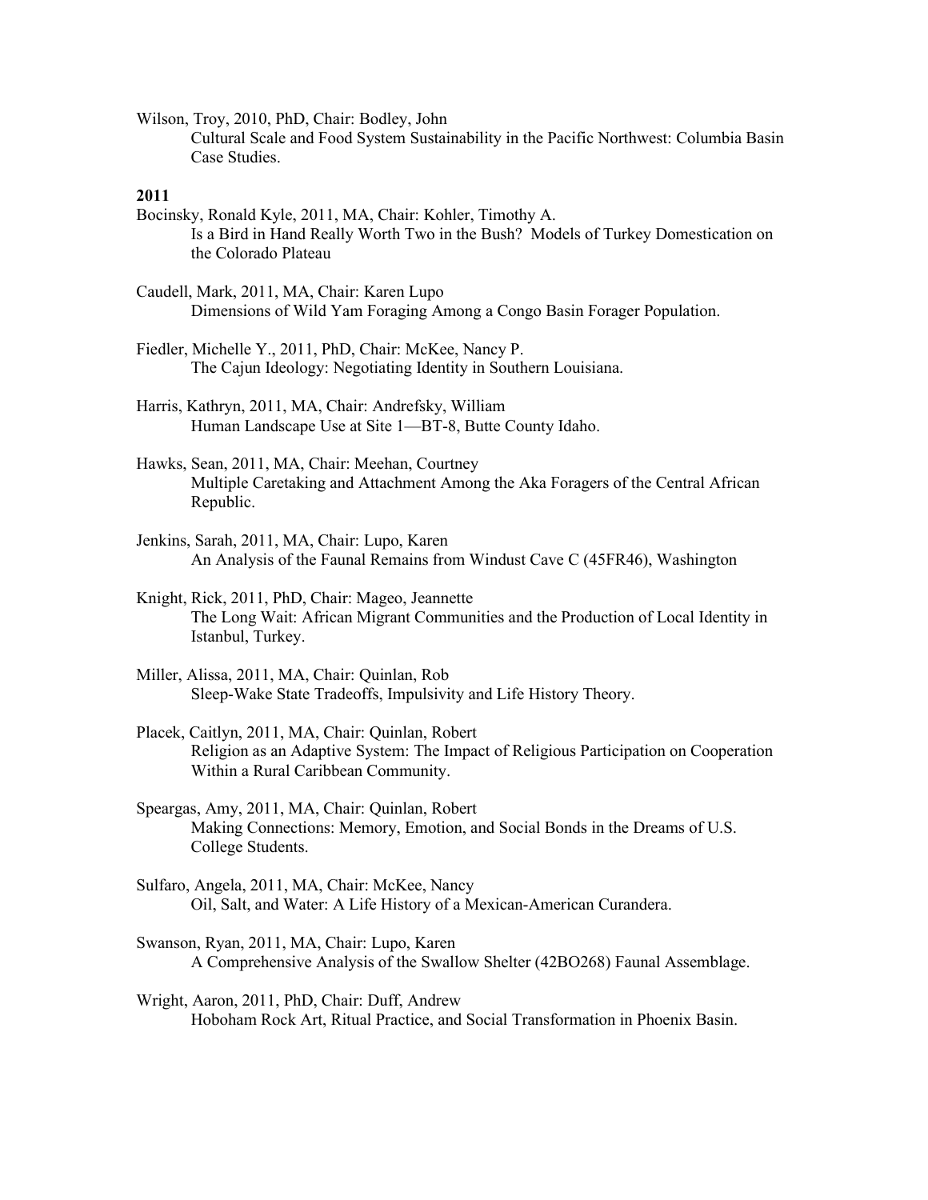Wilson, Troy, 2010, PhD, Chair: Bodley, John
    Cultural Scale and Food System Sustainability in the Pacific Northwest: Columbia Basin Case Studies.

**2011**

Bocinsky, Ronald Kyle, 2011, MA, Chair: Kohler, Timothy A.
    Is a Bird in Hand Really Worth Two in the Bush? Models of Turkey Domestication on the Colorado Plateau

Caudell, Mark, 2011, MA, Chair: Karen Lupo
    Dimensions of Wild Yam Foraging Among a Congo Basin Forager Population.

Fiedler, Michelle Y., 2011, PhD, Chair: McKee, Nancy P.
    The Cajun Ideology: Negotiating Identity in Southern Louisiana.

Harris, Kathryn, 2011, MA, Chair: Andrefsky, William
    Human Landscape Use at Site 1—BT-8, Butte County Idaho.

Hawks, Sean, 2011, MA, Chair: Meehan, Courtney
    Multiple Caretaking and Attachment Among the Aka Foragers of the Central African Republic.

Jenkins, Sarah, 2011, MA, Chair: Lupo, Karen
    An Analysis of the Faunal Remains from Windust Cave C (45FR46), Washington

Knight, Rick, 2011, PhD, Chair: Mageo, Jeannette
    The Long Wait: African Migrant Communities and the Production of Local Identity in Istanbul, Turkey.

Miller, Alissa, 2011, MA, Chair: Quinlan, Rob
    Sleep-Wake State Tradeoffs, Impulsivity and Life History Theory.

Placek, Caitlyn, 2011, MA, Chair: Quinlan, Robert
    Religion as an Adaptive System: The Impact of Religious Participation on Cooperation Within a Rural Caribbean Community.

Speargas, Amy, 2011, MA, Chair: Quinlan, Robert
    Making Connections: Memory, Emotion, and Social Bonds in the Dreams of U.S. College Students.

Sulfaro, Angela, 2011, MA, Chair: McKee, Nancy
    Oil, Salt, and Water: A Life History of a Mexican-American Curandera.

Swanson, Ryan, 2011, MA, Chair: Lupo, Karen
    A Comprehensive Analysis of the Swallow Shelter (42BO268) Faunal Assemblage.

Wright, Aaron, 2011, PhD, Chair: Duff, Andrew
    Hoboham Rock Art, Ritual Practice, and Social Transformation in Phoenix Basin.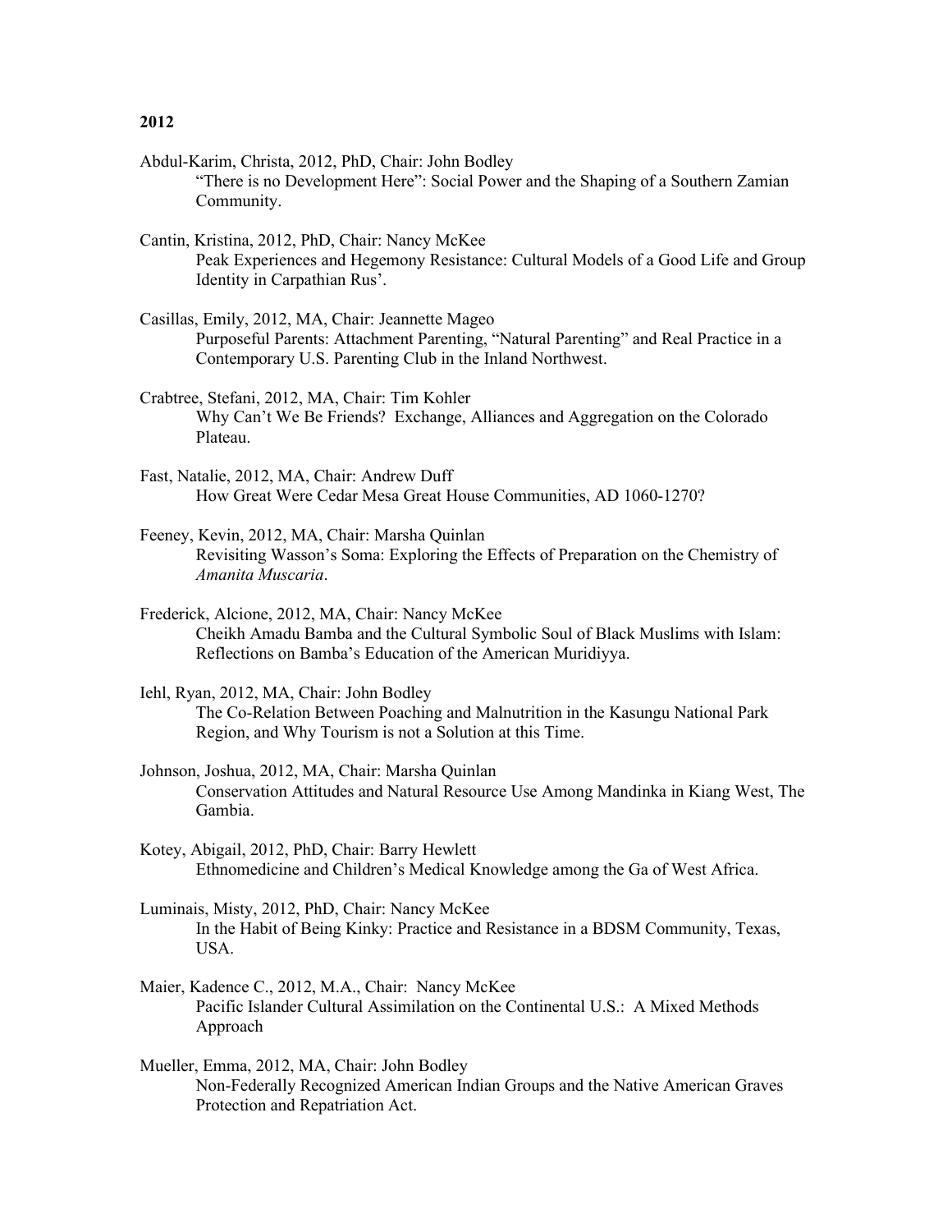**2012**

Abdul-Karim, Christa, 2012, PhD, Chair: John Bodley
"There is no Development Here": Social Power and the Shaping of a Southern Zamian Community.

Cantin, Kristina, 2012, PhD, Chair: Nancy McKee
Peak Experiences and Hegemony Resistance: Cultural Models of a Good Life and Group Identity in Carpathian Rus'.

Casillas, Emily, 2012, MA, Chair: Jeannette Mageo
Purposeful Parents: Attachment Parenting, "Natural Parenting" and Real Practice in a Contemporary U.S. Parenting Club in the Inland Northwest.

Crabtree, Stefani, 2012, MA, Chair: Tim Kohler
Why Can't We Be Friends? Exchange, Alliances and Aggregation on the Colorado Plateau.

Fast, Natalie, 2012, MA, Chair: Andrew Duff
How Great Were Cedar Mesa Great House Communities, AD 1060-1270?

Feeney, Kevin, 2012, MA, Chair: Marsha Quinlan
Revisiting Wasson's Soma: Exploring the Effects of Preparation on the Chemistry of *Amanita Muscaria*.

Frederick, Alcione, 2012, MA, Chair: Nancy McKee
Cheikh Amadu Bamba and the Cultural Symbolic Soul of Black Muslims with Islam: Reflections on Bamba's Education of the American Muridiyya.

Iehl, Ryan, 2012, MA, Chair: John Bodley
The Co-Relation Between Poaching and Malnutrition in the Kasungu National Park Region, and Why Tourism is not a Solution at this Time.

Johnson, Joshua, 2012, MA, Chair: Marsha Quinlan
Conservation Attitudes and Natural Resource Use Among Mandinka in Kiang West, The Gambia.

Kotey, Abigail, 2012, PhD, Chair: Barry Hewlett
Ethnomedicine and Children's Medical Knowledge among the Ga of West Africa.

Luminais, Misty, 2012, PhD, Chair: Nancy McKee
In the Habit of Being Kinky: Practice and Resistance in a BDSM Community, Texas, USA.

Maier, Kadence C., 2012, M.A., Chair: Nancy McKee
Pacific Islander Cultural Assimilation on the Continental U.S.: A Mixed Methods Approach

Mueller, Emma, 2012, MA, Chair: John Bodley
Non-Federally Recognized American Indian Groups and the Native American Graves Protection and Repatriation Act.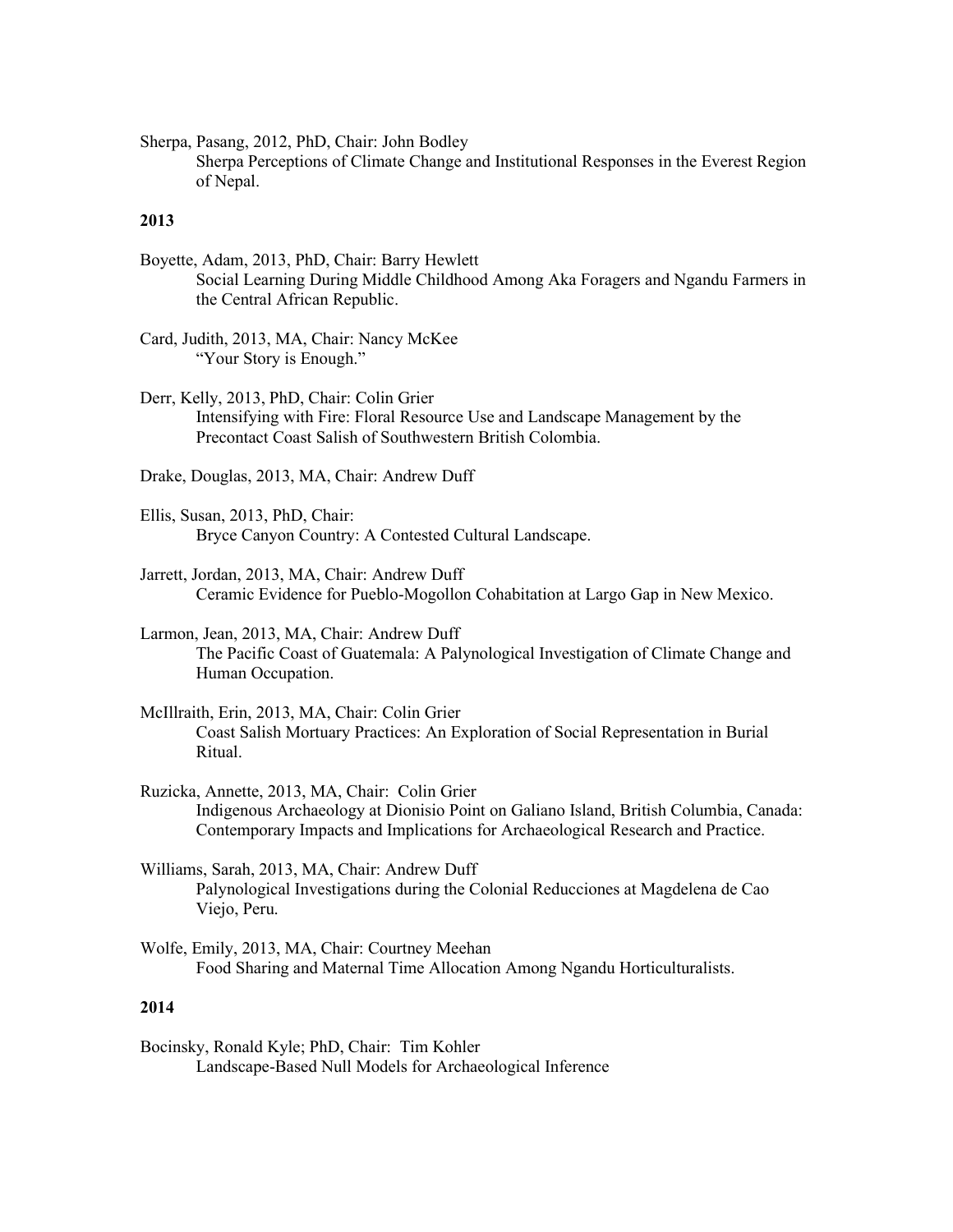Sherpa, Pasang, 2012, PhD, Chair: John Bodley
    Sherpa Perceptions of Climate Change and Institutional Responses in the Everest Region of Nepal.

**2013**

Boyette, Adam, 2013, PhD, Chair: Barry Hewlett
    Social Learning During Middle Childhood Among Aka Foragers and Ngandu Farmers in the Central African Republic.

Card, Judith, 2013, MA, Chair: Nancy McKee
    "Your Story is Enough."

Derr, Kelly, 2013, PhD, Chair: Colin Grier
    Intensifying with Fire: Floral Resource Use and Landscape Management by the Precontact Coast Salish of Southwestern British Colombia.

Drake, Douglas, 2013, MA, Chair: Andrew Duff

Ellis, Susan, 2013, PhD, Chair:
    Bryce Canyon Country: A Contested Cultural Landscape.

Jarrett, Jordan, 2013, MA, Chair: Andrew Duff
    Ceramic Evidence for Pueblo-Mogollon Cohabitation at Largo Gap in New Mexico.

Larmon, Jean, 2013, MA, Chair: Andrew Duff
    The Pacific Coast of Guatemala: A Palynological Investigation of Climate Change and Human Occupation.

McIllraith, Erin, 2013, MA, Chair: Colin Grier
    Coast Salish Mortuary Practices: An Exploration of Social Representation in Burial Ritual.

Ruzicka, Annette, 2013, MA, Chair: Colin Grier
    Indigenous Archaeology at Dionisio Point on Galiano Island, British Columbia, Canada: Contemporary Impacts and Implications for Archaeological Research and Practice.

Williams, Sarah, 2013, MA, Chair: Andrew Duff
    Palynological Investigations during the Colonial Reducciones at Magdelena de Cao Viejo, Peru.

Wolfe, Emily, 2013, MA, Chair: Courtney Meehan
    Food Sharing and Maternal Time Allocation Among Ngandu Horticulturalists.

**2014**

Bocinsky, Ronald Kyle; PhD, Chair: Tim Kohler
    Landscape-Based Null Models for Archaeological Inference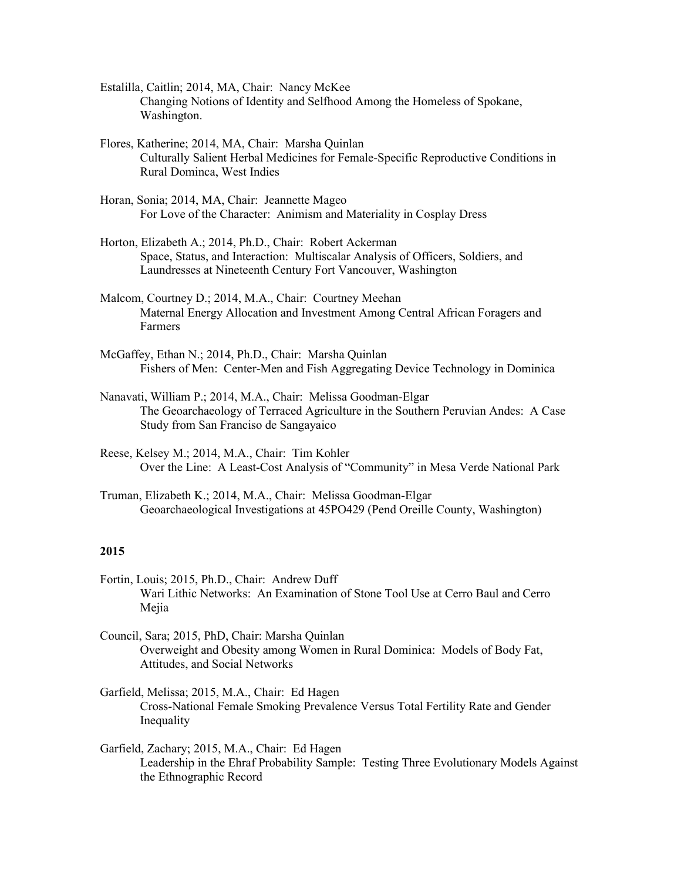Estalilla, Caitlin; 2014, MA, Chair: Nancy McKee
Changing Notions of Identity and Selfhood Among the Homeless of Spokane, Washington.

Flores, Katherine; 2014, MA, Chair: Marsha Quinlan
Culturally Salient Herbal Medicines for Female-Specific Reproductive Conditions in Rural Dominca, West Indies

Horan, Sonia; 2014, MA, Chair: Jeannette Mageo
For Love of the Character: Animism and Materiality in Cosplay Dress

Horton, Elizabeth A.; 2014, Ph.D., Chair: Robert Ackerman
Space, Status, and Interaction: Multiscalar Analysis of Officers, Soldiers, and Laundresses at Nineteenth Century Fort Vancouver, Washington

Malcom, Courtney D.; 2014, M.A., Chair: Courtney Meehan
Maternal Energy Allocation and Investment Among Central African Foragers and Farmers

McGaffey, Ethan N.; 2014, Ph.D., Chair: Marsha Quinlan
Fishers of Men: Center-Men and Fish Aggregating Device Technology in Dominica

Nanavati, William P.; 2014, M.A., Chair: Melissa Goodman-Elgar
The Geoarchaeology of Terraced Agriculture in the Southern Peruvian Andes: A Case Study from San Francisco de Sangayaico

Reese, Kelsey M.; 2014, M.A., Chair: Tim Kohler
Over the Line: A Least-Cost Analysis of "Community" in Mesa Verde National Park

Truman, Elizabeth K.; 2014, M.A., Chair: Melissa Goodman-Elgar
Geoarchaeological Investigations at 45PO429 (Pend Oreille County, Washington)

## 2015

Fortin, Louis; 2015, Ph.D., Chair: Andrew Duff
Wari Lithic Networks: An Examination of Stone Tool Use at Cerro Baul and Cerro Mejia

Council, Sara; 2015, PhD, Chair: Marsha Quinlan
Overweight and Obesity among Women in Rural Dominica: Models of Body Fat, Attitudes, and Social Networks

Garfield, Melissa; 2015, M.A., Chair: Ed Hagen
Cross-National Female Smoking Prevalence Versus Total Fertility Rate and Gender Inequality

Garfield, Zachary; 2015, M.A., Chair: Ed Hagen
Leadership in the Ehraf Probability Sample: Testing Three Evolutionary Models Against the Ethnographic Record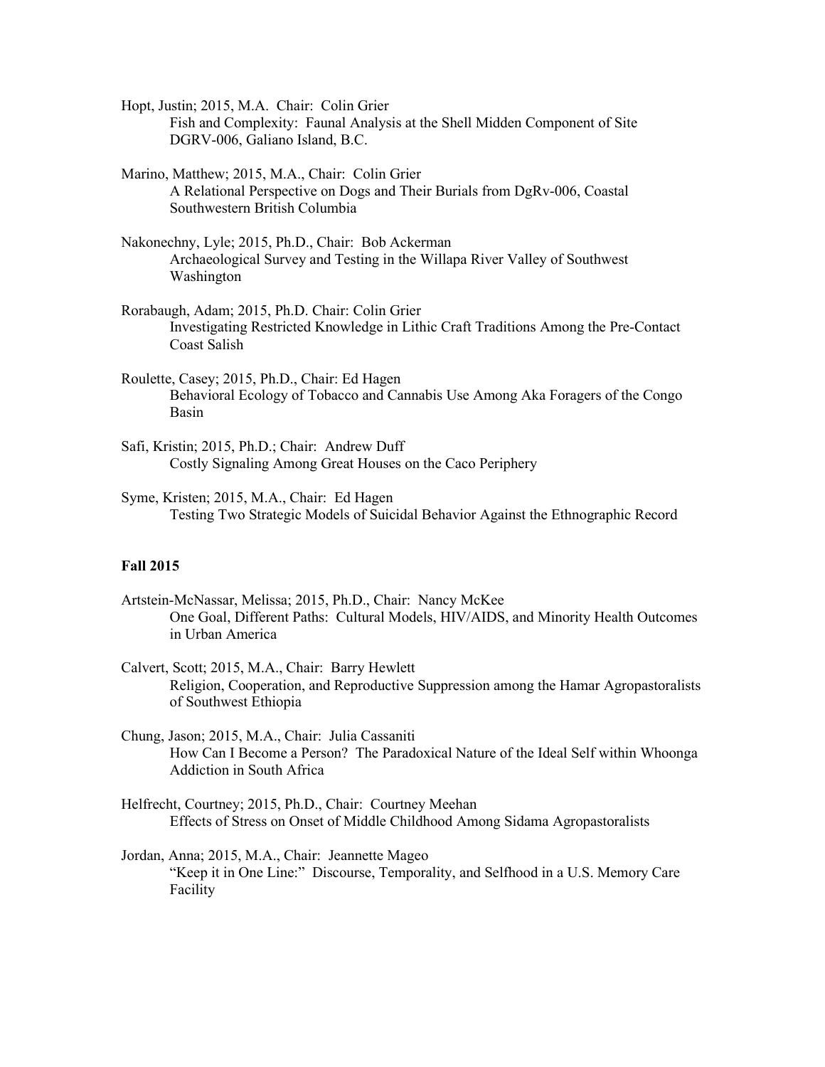Hopt, Justin; 2015, M.A. Chair: Colin Grier
Fish and Complexity: Faunal Analysis at the Shell Midden Component of Site DGRV-006, Galiano Island, B.C.

Marino, Matthew; 2015, M.A., Chair: Colin Grier
A Relational Perspective on Dogs and Their Burials from DgRv-006, Coastal Southwestern British Columbia

Nakonechny, Lyle; 2015, Ph.D., Chair: Bob Ackerman
Archaeological Survey and Testing in the Willapa River Valley of Southwest Washington

Rorabaugh, Adam; 2015, Ph.D. Chair: Colin Grier
Investigating Restricted Knowledge in Lithic Craft Traditions Among the Pre-Contact Coast Salish

Roulette, Casey; 2015, Ph.D., Chair: Ed Hagen
Behavioral Ecology of Tobacco and Cannabis Use Among Aka Foragers of the Congo Basin

Safi, Kristin; 2015, Ph.D.; Chair: Andrew Duff
Costly Signaling Among Great Houses on the Caco Periphery

Syme, Kristen; 2015, M.A., Chair: Ed Hagen
Testing Two Strategic Models of Suicidal Behavior Against the Ethnographic Record

**Fall 2015**

Artstein-McNassar, Melissa; 2015, Ph.D., Chair: Nancy McKee
One Goal, Different Paths: Cultural Models, HIV/AIDS, and Minority Health Outcomes in Urban America

Calvert, Scott; 2015, M.A., Chair: Barry Hewlett
Religion, Cooperation, and Reproductive Suppression among the Hamar Agropastoralists of Southwest Ethiopia

Chung, Jason; 2015, M.A., Chair: Julia Cassaniti
How Can I Become a Person? The Paradoxical Nature of the Ideal Self within Whoonga Addiction in South Africa

Helfrecht, Courtney; 2015, Ph.D., Chair: Courtney Meehan
Effects of Stress on Onset of Middle Childhood Among Sidama Agropastoralists

Jordan, Anna; 2015, M.A., Chair: Jeannette Mageo
"Keep it in One Line:" Discourse, Temporality, and Selfhood in a U.S. Memory Care Facility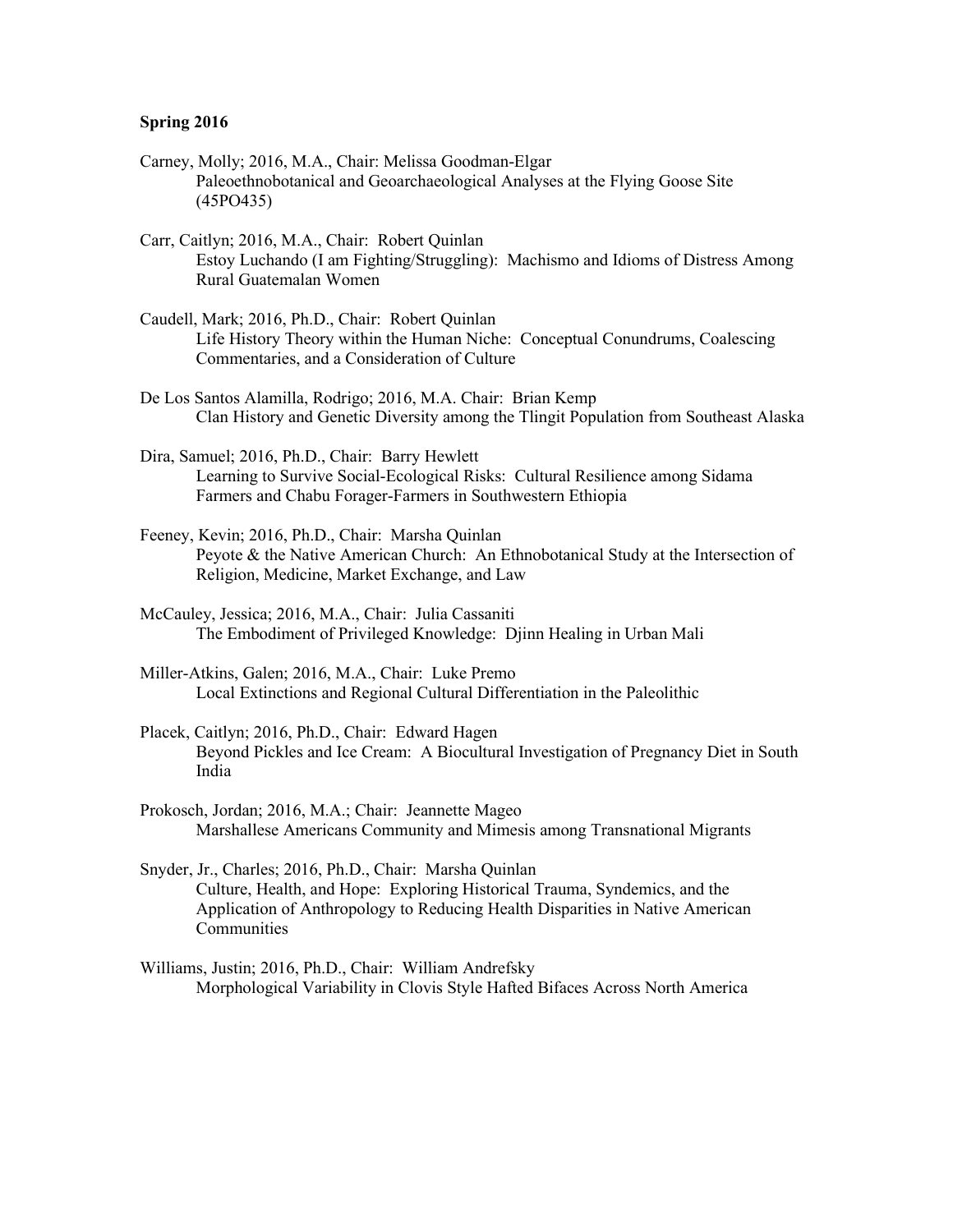**Spring 2016**

Carney, Molly; 2016, M.A., Chair: Melissa Goodman-Elgar
Paleoethnobotanical and Geoarchaeological Analyses at the Flying Goose Site (45PO435)

Carr, Caitlyn; 2016, M.A., Chair: Robert Quinlan
Estoy Luchando (I am Fighting/Struggling): Machismo and Idioms of Distress Among Rural Guatemalan Women

Caudell, Mark; 2016, Ph.D., Chair: Robert Quinlan
Life History Theory within the Human Niche: Conceptual Conundrums, Coalescing Commentaries, and a Consideration of Culture

De Los Santos Alamilla, Rodrigo; 2016, M.A. Chair: Brian Kemp
Clan History and Genetic Diversity among the Tlingit Population from Southeast Alaska

Dira, Samuel; 2016, Ph.D., Chair: Barry Hewlett
Learning to Survive Social-Ecological Risks: Cultural Resilience among Sidama Farmers and Chabu Forager-Farmers in Southwestern Ethiopia

Feeney, Kevin; 2016, Ph.D., Chair: Marsha Quinlan
Peyote & the Native American Church: An Ethnobotanical Study at the Intersection of Religion, Medicine, Market Exchange, and Law

McCauley, Jessica; 2016, M.A., Chair: Julia Cassaniti
The Embodiment of Privileged Knowledge: Djinn Healing in Urban Mali

Miller-Atkins, Galen; 2016, M.A., Chair: Luke Premo
Local Extinctions and Regional Cultural Differentiation in the Paleolithic

Placek, Caitlyn; 2016, Ph.D., Chair: Edward Hagen
Beyond Pickles and Ice Cream: A Biocultural Investigation of Pregnancy Diet in South India

Prokosch, Jordan; 2016, M.A.; Chair: Jeannette Mageo
Marshallese Americans Community and Mimesis among Transnational Migrants

Snyder, Jr., Charles; 2016, Ph.D., Chair: Marsha Quinlan
Culture, Health, and Hope: Exploring Historical Trauma, Syndemics, and the Application of Anthropology to Reducing Health Disparities in Native American Communities

Williams, Justin; 2016, Ph.D., Chair: William Andrefsky
Morphological Variability in Clovis Style Hafted Bifaces Across North America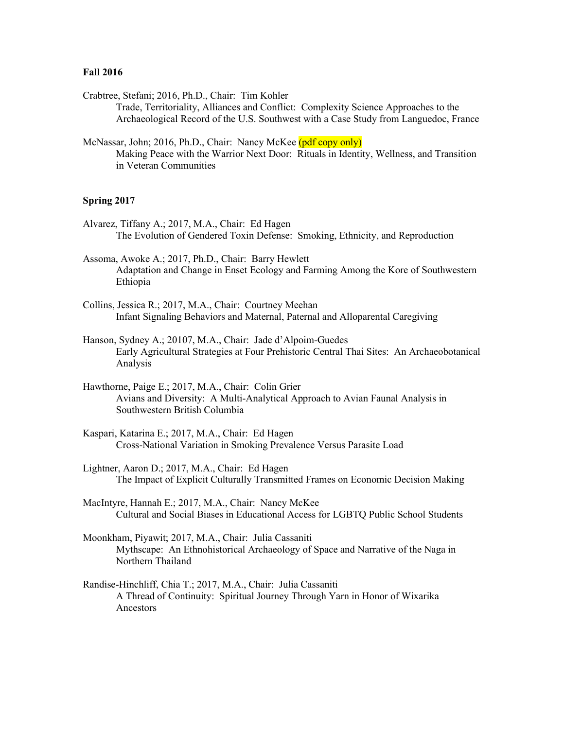**Fall 2016**

Crabtree, Stefani; 2016, Ph.D., Chair: Tim Kohler
Trade, Territoriality, Alliances and Conflict: Complexity Science Approaches to the Archaeological Record of the U.S. Southwest with a Case Study from Languedoc, France

McNassar, John; 2016, Ph.D., Chair: Nancy McKee (pdf copy only)
Making Peace with the Warrior Next Door: Rituals in Identity, Wellness, and Transition in Veteran Communities

**Spring 2017**

Alvarez, Tiffany A.; 2017, M.A., Chair: Ed Hagen
The Evolution of Gendered Toxin Defense: Smoking, Ethnicity, and Reproduction

Assoma, Awoke A.; 2017, Ph.D., Chair: Barry Hewlett
Adaptation and Change in Enset Ecology and Farming Among the Kore of Southwestern Ethiopia

Collins, Jessica R.; 2017, M.A., Chair: Courtney Meehan
Infant Signaling Behaviors and Maternal, Paternal and Alloparental Caregiving

Hanson, Sydney A.; 20107, M.A., Chair: Jade d'Alpoim-Guedes
Early Agricultural Strategies at Four Prehistoric Central Thai Sites: An Archaeobotanical Analysis

Hawthorne, Paige E.; 2017, M.A., Chair: Colin Grier
Avians and Diversity: A Multi-Analytical Approach to Avian Faunal Analysis in Southwestern British Columbia

Kaspari, Katarina E.; 2017, M.A., Chair: Ed Hagen
Cross-National Variation in Smoking Prevalence Versus Parasite Load

Lightner, Aaron D.; 2017, M.A., Chair: Ed Hagen
The Impact of Explicit Culturally Transmitted Frames on Economic Decision Making

MacIntyre, Hannah E.; 2017, M.A., Chair: Nancy McKee
Cultural and Social Biases in Educational Access for LGBTQ Public School Students

Moonkham, Piyawit; 2017, M.A., Chair: Julia Cassaniti
Mythscape: An Ethnohistorical Archaeology of Space and Narrative of the Naga in Northern Thailand

Randise-Hinchliff, Chia T.; 2017, M.A., Chair: Julia Cassaniti
A Thread of Continuity: Spiritual Journey Through Yarn in Honor of Wixarika Ancestors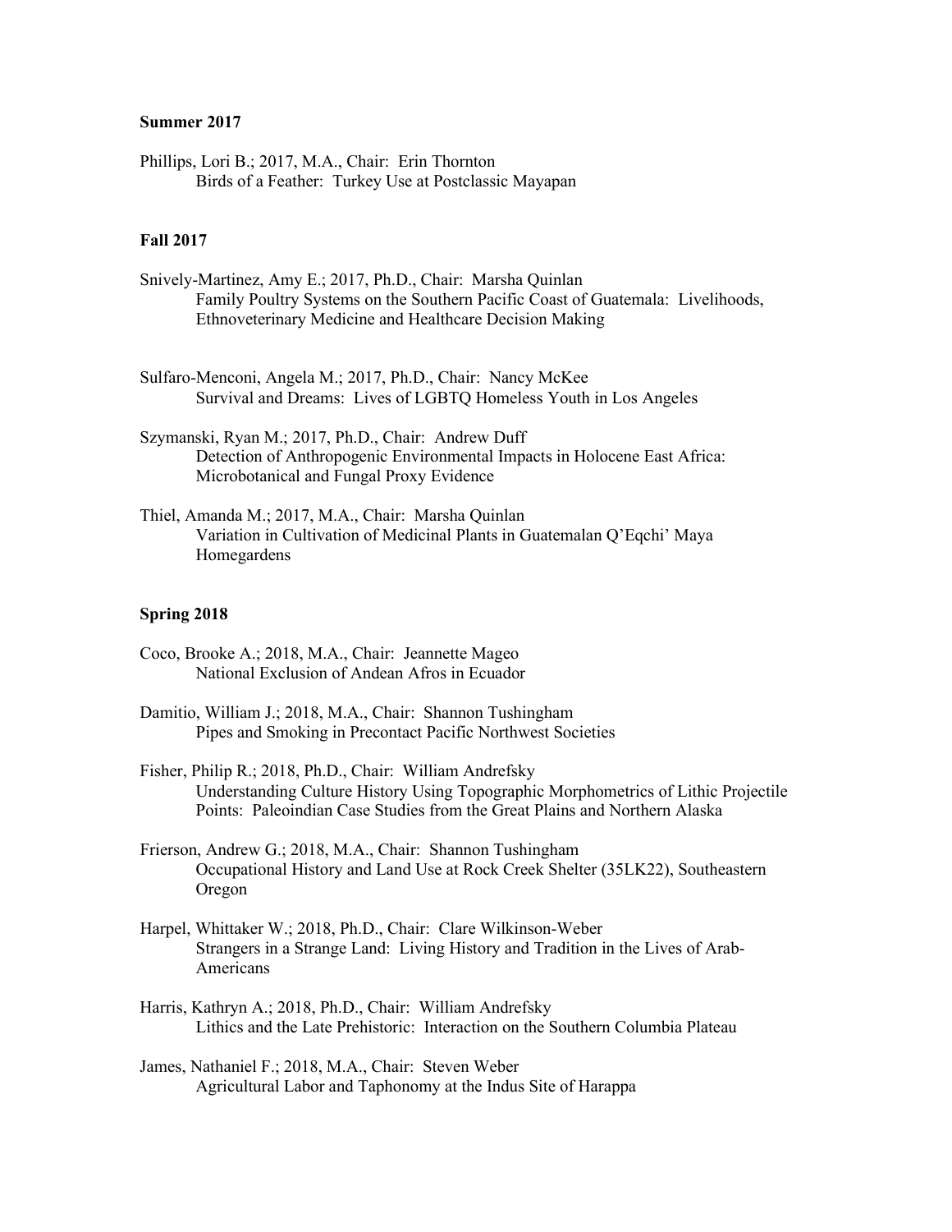**Summer 2017**

Phillips, Lori B.; 2017, M.A., Chair: Erin Thornton
Birds of a Feather: Turkey Use at Postclassic Mayapan

**Fall 2017**

Snively-Martinez, Amy E.; 2017, Ph.D., Chair: Marsha Quinlan
Family Poultry Systems on the Southern Pacific Coast of Guatemala: Livelihoods, Ethnoveterinary Medicine and Healthcare Decision Making

Sulfaro-Menconi, Angela M.; 2017, Ph.D., Chair: Nancy McKee
Survival and Dreams: Lives of LGBTQ Homeless Youth in Los Angeles

Szymanski, Ryan M.; 2017, Ph.D., Chair: Andrew Duff
Detection of Anthropogenic Environmental Impacts in Holocene East Africa: Microbotanical and Fungal Proxy Evidence

Thiel, Amanda M.; 2017, M.A., Chair: Marsha Quinlan
Variation in Cultivation of Medicinal Plants in Guatemalan Q'Eqchi' Maya Homegardens

**Spring 2018**

Coco, Brooke A.; 2018, M.A., Chair: Jeannette Mageo
National Exclusion of Andean Afros in Ecuador

Damitio, William J.; 2018, M.A., Chair: Shannon Tushingham
Pipes and Smoking in Precontact Pacific Northwest Societies

Fisher, Philip R.; 2018, Ph.D., Chair: William Andrefsky
Understanding Culture History Using Topographic Morphometrics of Lithic Projectile Points: Paleoindian Case Studies from the Great Plains and Northern Alaska

Frierson, Andrew G.; 2018, M.A., Chair: Shannon Tushingham
Occupational History and Land Use at Rock Creek Shelter (35LK22), Southeastern Oregon

Harpel, Whittaker W.; 2018, Ph.D., Chair: Clare Wilkinson-Weber
Strangers in a Strange Land: Living History and Tradition in the Lives of Arab-Americans

Harris, Kathryn A.; 2018, Ph.D., Chair: William Andrefsky
Lithics and the Late Prehistoric: Interaction on the Southern Columbia Plateau

James, Nathaniel F.; 2018, M.A., Chair: Steven Weber
Agricultural Labor and Taphonomy at the Indus Site of Harappa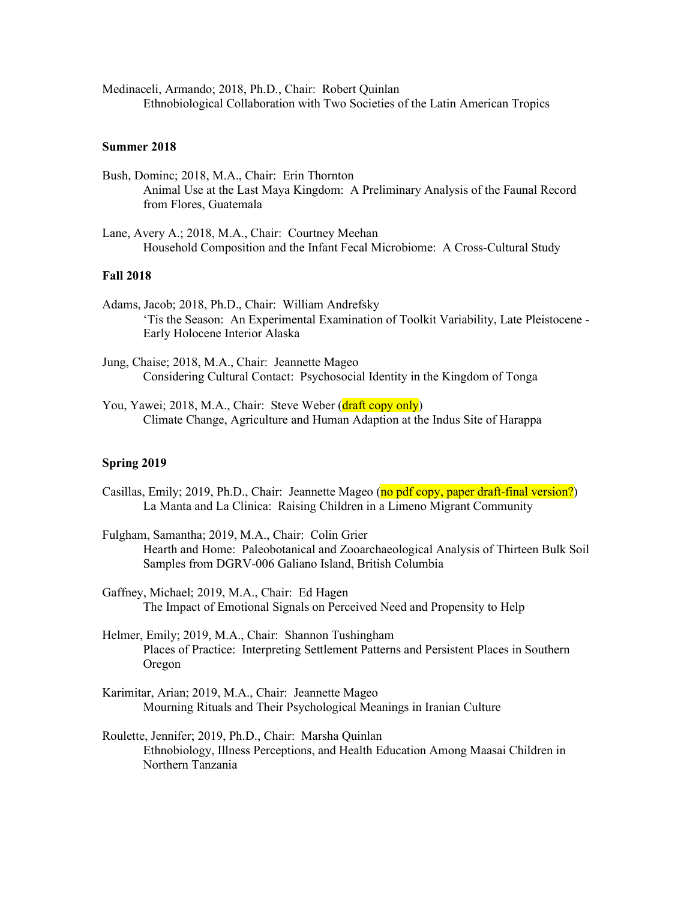Medinaceli, Armando; 2018, Ph.D., Chair: Robert Quinlan
Ethnobiological Collaboration with Two Societies of the Latin American Tropics

**Summer 2018**

Bush, Dominc; 2018, M.A., Chair: Erin Thornton
Animal Use at the Last Maya Kingdom: A Preliminary Analysis of the Faunal Record from Flores, Guatemala

Lane, Avery A.; 2018, M.A., Chair: Courtney Meehan
Household Composition and the Infant Fecal Microbiome: A Cross-Cultural Study

**Fall 2018**

Adams, Jacob; 2018, Ph.D., Chair: William Andrefsky
'Tis the Season: An Experimental Examination of Toolkit Variability, Late Pleistocene - Early Holocene Interior Alaska

Jung, Chaise; 2018, M.A., Chair: Jeannette Mageo
Considering Cultural Contact: Psychosocial Identity in the Kingdom of Tonga

You, Yawei; 2018, M.A., Chair: Steve Weber (draft copy only)
Climate Change, Agriculture and Human Adaption at the Indus Site of Harappa

**Spring 2019**

Casillas, Emily; 2019, Ph.D., Chair: Jeannette Mageo (no pdf copy, paper draft-final version?)
La Manta and La Clinica: Raising Children in a Limeno Migrant Community

Fulgham, Samantha; 2019, M.A., Chair: Colin Grier
Hearth and Home: Paleobotanical and Zooarchaeological Analysis of Thirteen Bulk Soil Samples from DGRV-006 Galiano Island, British Columbia

Gaffney, Michael; 2019, M.A., Chair: Ed Hagen
The Impact of Emotional Signals on Perceived Need and Propensity to Help

Helmer, Emily; 2019, M.A., Chair: Shannon Tushingham
Places of Practice: Interpreting Settlement Patterns and Persistent Places in Southern Oregon

Karimitar, Arian; 2019, M.A., Chair: Jeannette Mageo
Mourning Rituals and Their Psychological Meanings in Iranian Culture

Roulette, Jennifer; 2019, Ph.D., Chair: Marsha Quinlan
Ethnobiology, Illness Perceptions, and Health Education Among Maasai Children in Northern Tanzania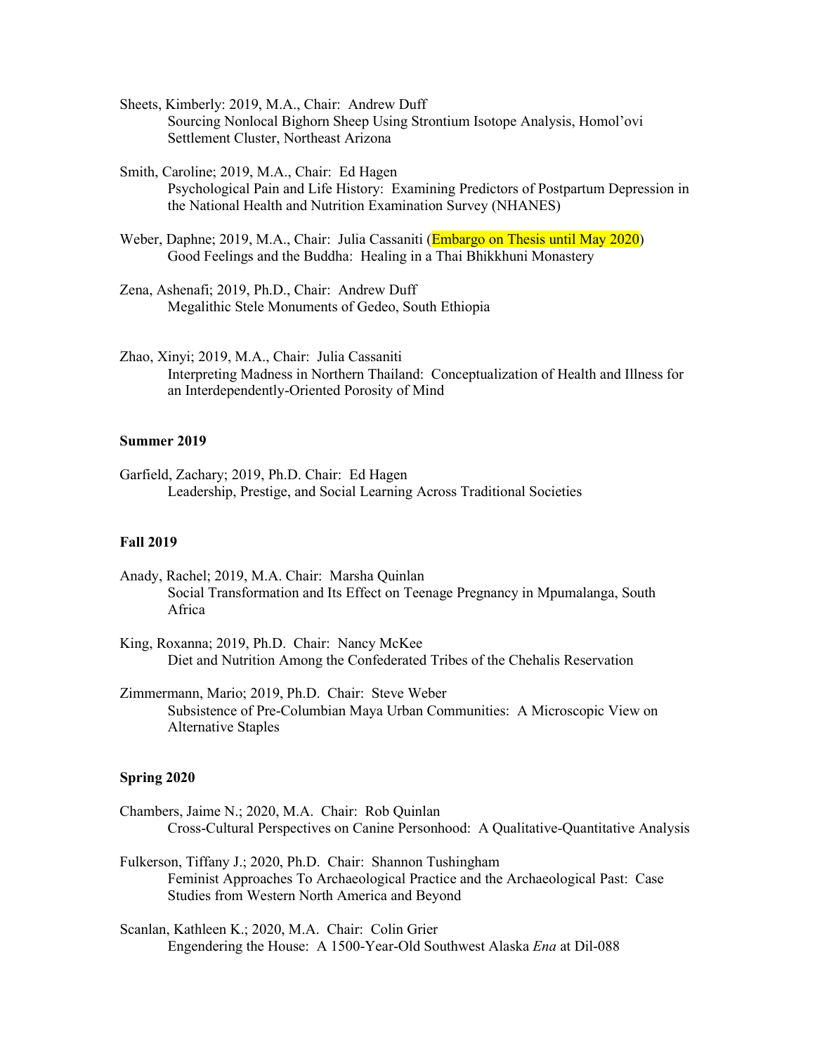Sheets, Kimberly: 2019, M.A., Chair: Andrew Duff
Sourcing Nonlocal Bighorn Sheep Using Strontium Isotope Analysis, Homol'ovi Settlement Cluster, Northeast Arizona

Smith, Caroline; 2019, M.A., Chair: Ed Hagen
Psychological Pain and Life History: Examining Predictors of Postpartum Depression in the National Health and Nutrition Examination Survey (NHANES)

Weber, Daphne; 2019, M.A., Chair: Julia Cassaniti (Embargo on Thesis until May 2020)
Good Feelings and the Buddha: Healing in a Thai Bhikkhuni Monastery

Zena, Ashenafi; 2019, Ph.D., Chair: Andrew Duff
Megalithic Stele Monuments of Gedeo, South Ethiopia

Zhao, Xinyi; 2019, M.A., Chair: Julia Cassaniti
Interpreting Madness in Northern Thailand: Conceptualization of Health and Illness for an Interdependently-Oriented Porosity of Mind

**Summer 2019**

Garfield, Zachary; 2019, Ph.D. Chair: Ed Hagen
Leadership, Prestige, and Social Learning Across Traditional Societies

**Fall 2019**

Anady, Rachel; 2019, M.A. Chair: Marsha Quinlan
Social Transformation and Its Effect on Teenage Pregnancy in Mpumalanga, South Africa

King, Roxanna; 2019, Ph.D. Chair: Nancy McKee
Diet and Nutrition Among the Confederated Tribes of the Chehalis Reservation

Zimmermann, Mario; 2019, Ph.D. Chair: Steve Weber
Subsistence of Pre-Columbian Maya Urban Communities: A Microscopic View on Alternative Staples

**Spring 2020**

Chambers, Jaime N.; 2020, M.A. Chair: Rob Quinlan
Cross-Cultural Perspectives on Canine Personhood: A Qualitative-Quantitative Analysis

Fulkerson, Tiffany J.; 2020, Ph.D. Chair: Shannon Tushingham
Feminist Approaches To Archaeological Practice and the Archaeological Past: Case Studies from Western North America and Beyond

Scanlan, Kathleen K.; 2020, M.A. Chair: Colin Grier
Engendering the House: A 1500-Year-Old Southwest Alaska *Ena* at Dil-088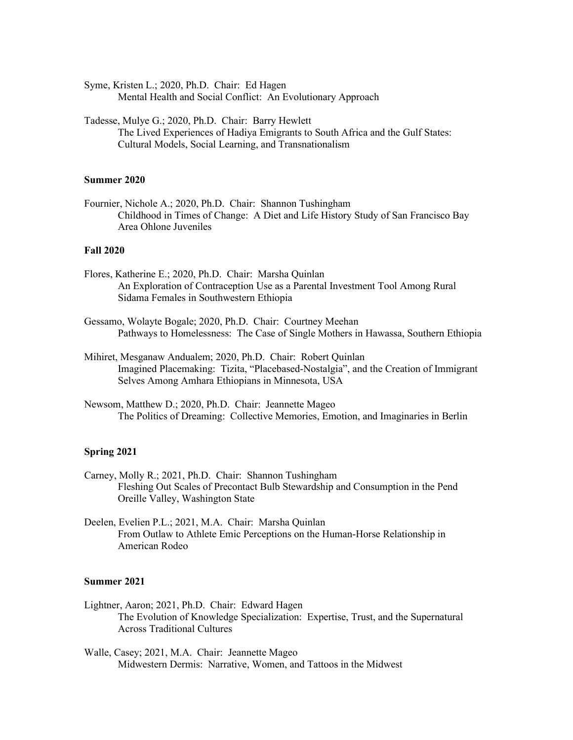Syme, Kristen L.; 2020, Ph.D. Chair: Ed Hagen
Mental Health and Social Conflict: An Evolutionary Approach

Tadesse, Mulye G.; 2020, Ph.D. Chair: Barry Hewlett
The Lived Experiences of Hadiya Emigrants to South Africa and the Gulf States: Cultural Models, Social Learning, and Transnationalism

**Summer 2020**

Fournier, Nichole A.; 2020, Ph.D. Chair: Shannon Tushingham
Childhood in Times of Change: A Diet and Life History Study of San Francisco Bay Area Ohlone Juveniles

**Fall 2020**

Flores, Katherine E.; 2020, Ph.D. Chair: Marsha Quinlan
An Exploration of Contraception Use as a Parental Investment Tool Among Rural Sidama Females in Southwestern Ethiopia

Gessamo, Wolayte Bogale; 2020, Ph.D. Chair: Courtney Meehan
Pathways to Homelessness: The Case of Single Mothers in Hawassa, Southern Ethiopia

Mihiret, Mesganaw Andualem; 2020, Ph.D. Chair: Robert Quinlan
Imagined Placemaking: Tizita, "Placebased-Nostalgia", and the Creation of Immigrant Selves Among Amhara Ethiopians in Minnesota, USA

Newsom, Matthew D.; 2020, Ph.D. Chair: Jeannette Mageo
The Politics of Dreaming: Collective Memories, Emotion, and Imaginaries in Berlin

**Spring 2021**

Carney, Molly R.; 2021, Ph.D. Chair: Shannon Tushingham
Fleshing Out Scales of Precontact Bulb Stewardship and Consumption in the Pend Oreille Valley, Washington State

Deelen, Evelien P.L.; 2021, M.A. Chair: Marsha Quinlan
From Outlaw to Athlete Emic Perceptions on the Human-Horse Relationship in American Rodeo

**Summer 2021**

Lightner, Aaron; 2021, Ph.D. Chair: Edward Hagen
The Evolution of Knowledge Specialization: Expertise, Trust, and the Supernatural Across Traditional Cultures

Walle, Casey; 2021, M.A. Chair: Jeannette Mageo
Midwestern Dermis: Narrative, Women, and Tattoos in the Midwest